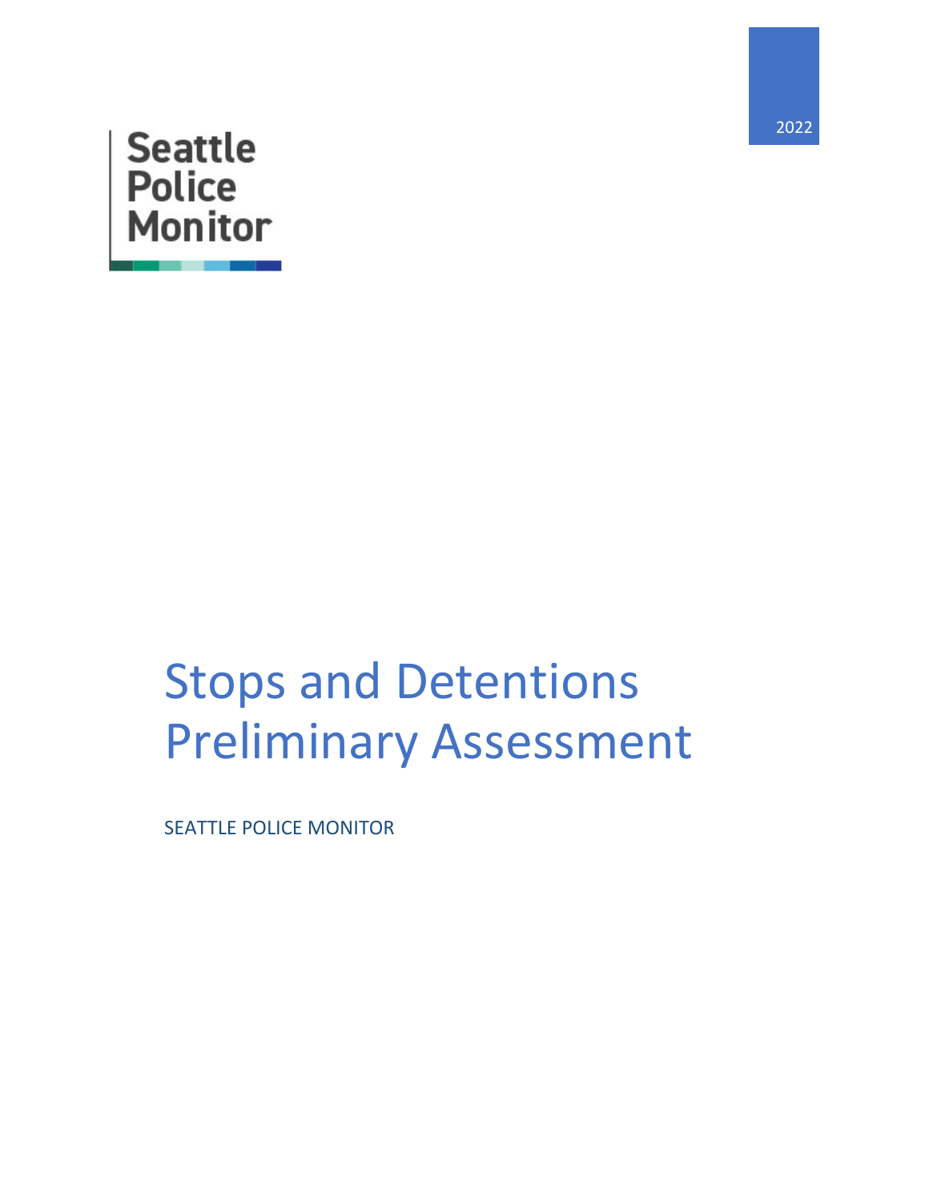2022

Seattle Police Monitor

# Stops and Detentions Preliminary Assessment

SEATTLE POLICE MONITOR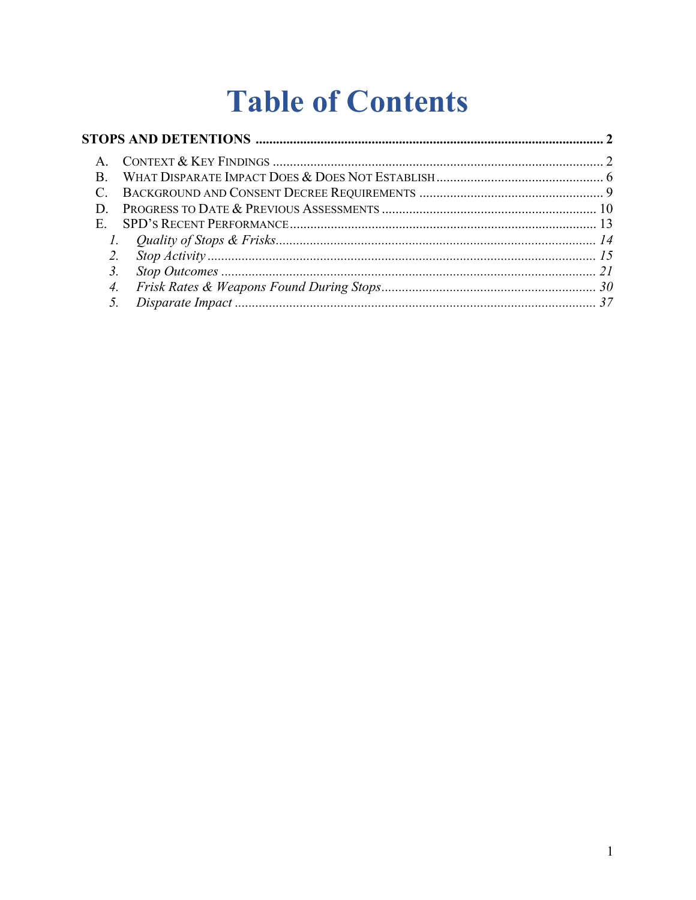# Table of Contents

**STOPS AND DETENTIONS** ..... **2**

- A. CONTEXT & KEY FINDINGS ..... 2
- B. WHAT DISPARATE IMPACT DOES & DOES NOT ESTABLISH ..... 6
- C. BACKGROUND AND CONSENT DECREE REQUIREMENTS ..... 9
- D. PROGRESS TO DATE & PREVIOUS ASSESSMENTS ..... 10
- E. SPD'S RECENT PERFORMANCE ..... 13
  - *1. Quality of Stops & Frisks* ..... *14*
  - *2. Stop Activity* ..... *15*
  - *3. Stop Outcomes* ..... *21*
  - *4. Frisk Rates & Weapons Found During Stops* ..... *30*
  - *5. Disparate Impact* ..... *37*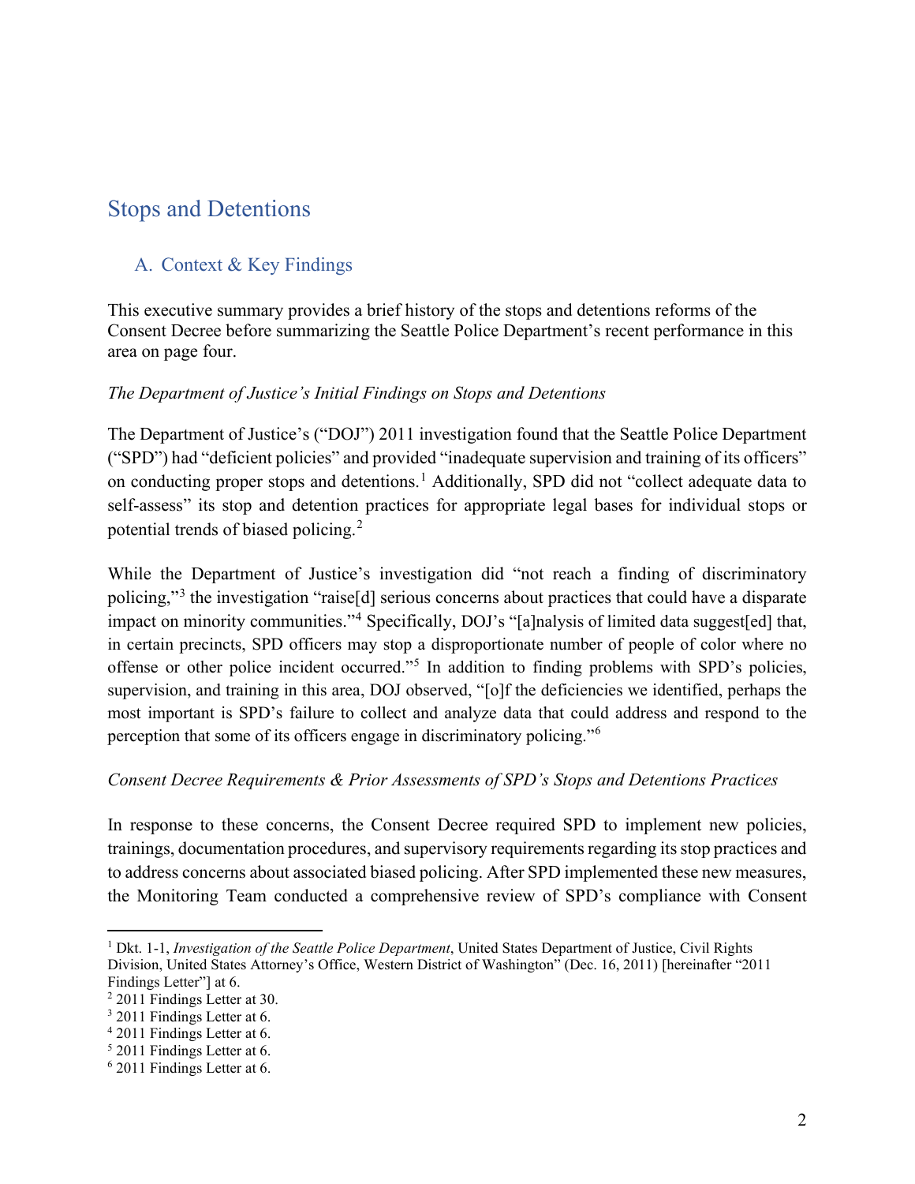## Stops and Detentions

### A. Context & Key Findings

This executive summary provides a brief history of the stops and detentions reforms of the Consent Decree before summarizing the Seattle Police Department's recent performance in this area on page four.

*The Department of Justice's Initial Findings on Stops and Detentions*

The Department of Justice's ("DOJ") 2011 investigation found that the Seattle Police Department ("SPD") had "deficient policies" and provided "inadequate supervision and training of its officers" on conducting proper stops and detentions.[1] Additionally, SPD did not "collect adequate data to self-assess" its stop and detention practices for appropriate legal bases for individual stops or potential trends of biased policing.[2]

While the Department of Justice's investigation did "not reach a finding of discriminatory policing,"[3] the investigation "raise[d] serious concerns about practices that could have a disparate impact on minority communities."[4] Specifically, DOJ's "[a]nalysis of limited data suggest[ed] that, in certain precincts, SPD officers may stop a disproportionate number of people of color where no offense or other police incident occurred."[5] In addition to finding problems with SPD's policies, supervision, and training in this area, DOJ observed, "[o]f the deficiencies we identified, perhaps the most important is SPD's failure to collect and analyze data that could address and respond to the perception that some of its officers engage in discriminatory policing."[6]

*Consent Decree Requirements & Prior Assessments of SPD's Stops and Detentions Practices*

In response to these concerns, the Consent Decree required SPD to implement new policies, trainings, documentation procedures, and supervisory requirements regarding its stop practices and to address concerns about associated biased policing. After SPD implemented these new measures, the Monitoring Team conducted a comprehensive review of SPD's compliance with Consent

---

[1] Dkt. 1-1, *Investigation of the Seattle Police Department*, United States Department of Justice, Civil Rights Division, United States Attorney's Office, Western District of Washington" (Dec. 16, 2011) [hereinafter "2011 Findings Letter"] at 6.

[2] 2011 Findings Letter at 30.

[3] 2011 Findings Letter at 6.

[4] 2011 Findings Letter at 6.

[5] 2011 Findings Letter at 6.

[6] 2011 Findings Letter at 6.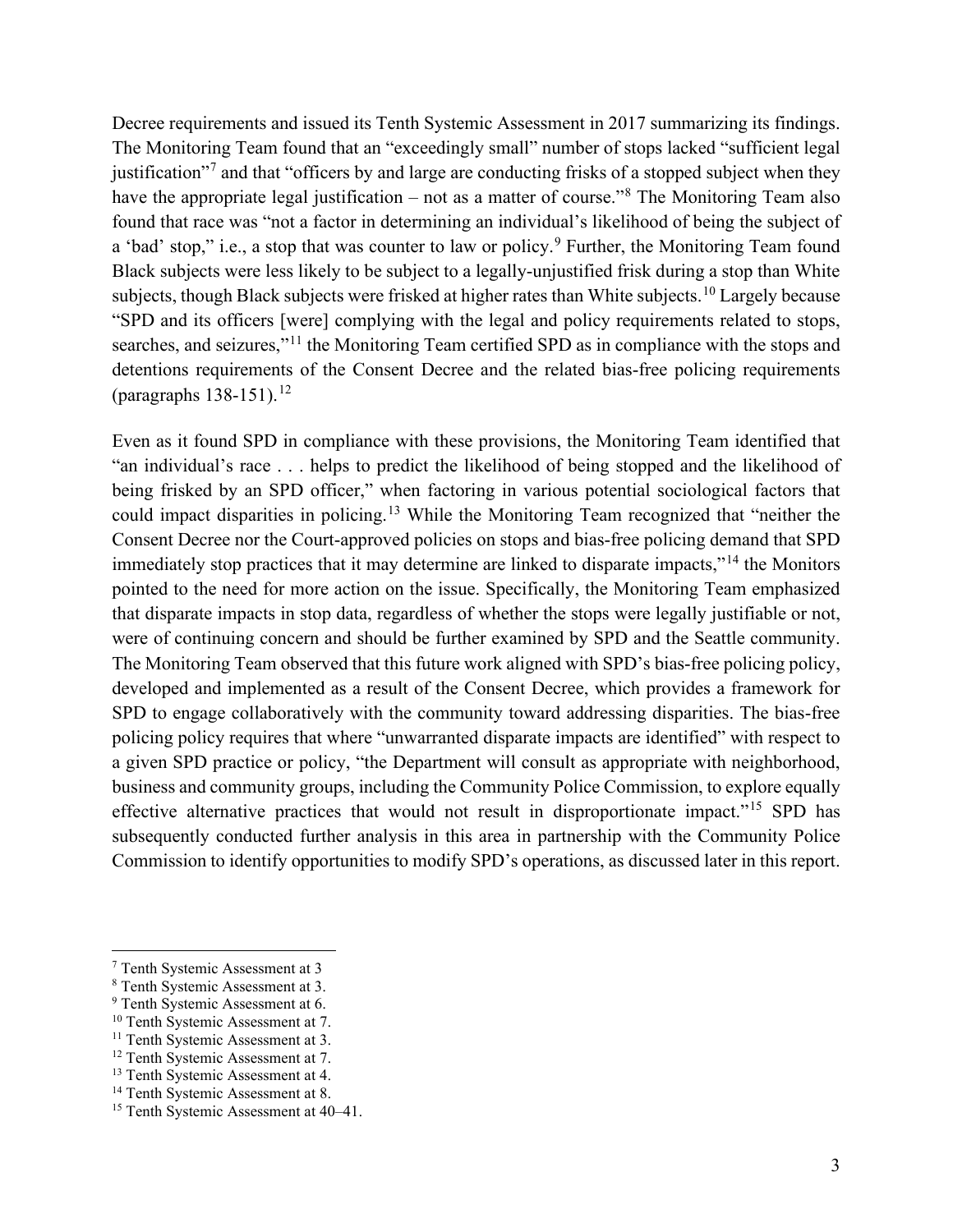Decree requirements and issued its Tenth Systemic Assessment in 2017 summarizing its findings. The Monitoring Team found that an "exceedingly small" number of stops lacked "sufficient legal justification"[7] and that "officers by and large are conducting frisks of a stopped subject when they have the appropriate legal justification – not as a matter of course."[8] The Monitoring Team also found that race was "not a factor in determining an individual's likelihood of being the subject of a 'bad' stop," i.e., a stop that was counter to law or policy.[9] Further, the Monitoring Team found Black subjects were less likely to be subject to a legally-unjustified frisk during a stop than White subjects, though Black subjects were frisked at higher rates than White subjects.[10] Largely because "SPD and its officers [were] complying with the legal and policy requirements related to stops, searches, and seizures,"[11] the Monitoring Team certified SPD as in compliance with the stops and detentions requirements of the Consent Decree and the related bias-free policing requirements (paragraphs 138-151).[12]

Even as it found SPD in compliance with these provisions, the Monitoring Team identified that "an individual's race . . . helps to predict the likelihood of being stopped and the likelihood of being frisked by an SPD officer," when factoring in various potential sociological factors that could impact disparities in policing.[13] While the Monitoring Team recognized that "neither the Consent Decree nor the Court-approved policies on stops and bias-free policing demand that SPD immediately stop practices that it may determine are linked to disparate impacts,"[14] the Monitors pointed to the need for more action on the issue. Specifically, the Monitoring Team emphasized that disparate impacts in stop data, regardless of whether the stops were legally justifiable or not, were of continuing concern and should be further examined by SPD and the Seattle community. The Monitoring Team observed that this future work aligned with SPD's bias-free policing policy, developed and implemented as a result of the Consent Decree, which provides a framework for SPD to engage collaboratively with the community toward addressing disparities. The bias-free policing policy requires that where "unwarranted disparate impacts are identified" with respect to a given SPD practice or policy, "the Department will consult as appropriate with neighborhood, business and community groups, including the Community Police Commission, to explore equally effective alternative practices that would not result in disproportionate impact."[15] SPD has subsequently conducted further analysis in this area in partnership with the Community Police Commission to identify opportunities to modify SPD's operations, as discussed later in this report.

---

[7] Tenth Systemic Assessment at 3

[8] Tenth Systemic Assessment at 3.

[9] Tenth Systemic Assessment at 6.

[10] Tenth Systemic Assessment at 7.

[11] Tenth Systemic Assessment at 3.

[12] Tenth Systemic Assessment at 7.

[13] Tenth Systemic Assessment at 4.

[14] Tenth Systemic Assessment at 8.

[15] Tenth Systemic Assessment at 40–41.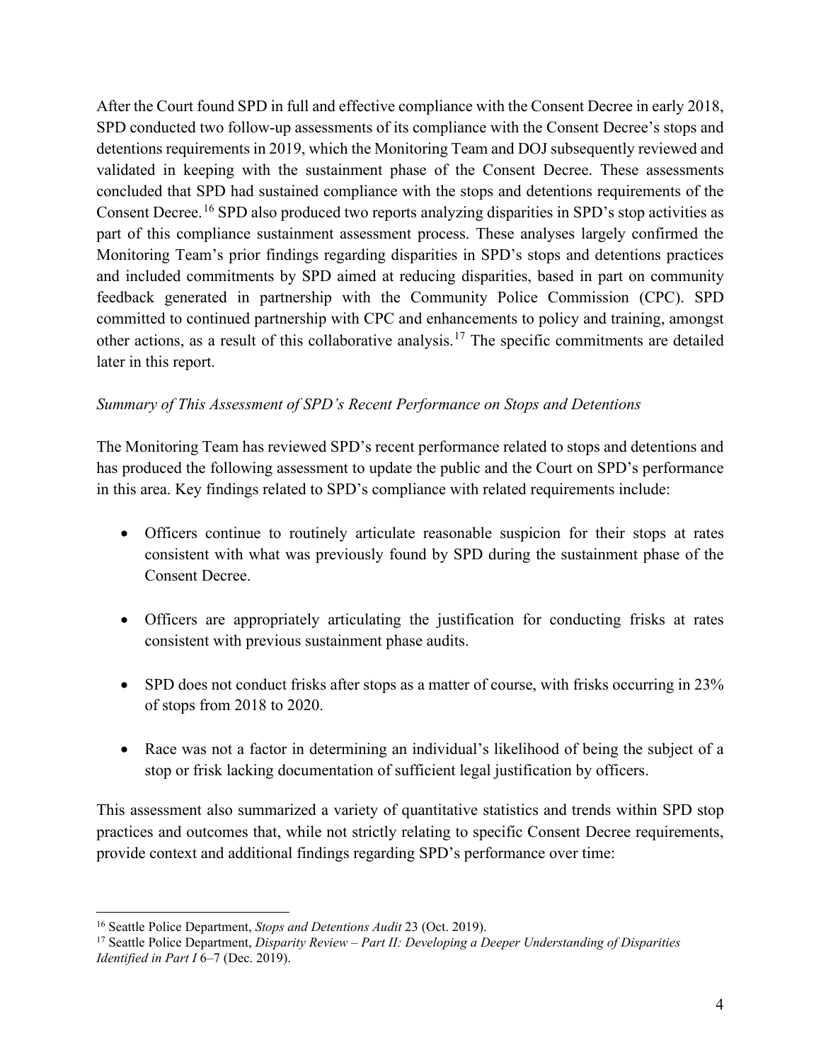After the Court found SPD in full and effective compliance with the Consent Decree in early 2018, SPD conducted two follow-up assessments of its compliance with the Consent Decree's stops and detentions requirements in 2019, which the Monitoring Team and DOJ subsequently reviewed and validated in keeping with the sustainment phase of the Consent Decree. These assessments concluded that SPD had sustained compliance with the stops and detentions requirements of the Consent Decree.[16] SPD also produced two reports analyzing disparities in SPD's stop activities as part of this compliance sustainment assessment process. These analyses largely confirmed the Monitoring Team's prior findings regarding disparities in SPD's stops and detentions practices and included commitments by SPD aimed at reducing disparities, based in part on community feedback generated in partnership with the Community Police Commission (CPC). SPD committed to continued partnership with CPC and enhancements to policy and training, amongst other actions, as a result of this collaborative analysis.[17] The specific commitments are detailed later in this report.

*Summary of This Assessment of SPD's Recent Performance on Stops and Detentions*

The Monitoring Team has reviewed SPD's recent performance related to stops and detentions and has produced the following assessment to update the public and the Court on SPD's performance in this area. Key findings related to SPD's compliance with related requirements include:

- Officers continue to routinely articulate reasonable suspicion for their stops at rates consistent with what was previously found by SPD during the sustainment phase of the Consent Decree.
- Officers are appropriately articulating the justification for conducting frisks at rates consistent with previous sustainment phase audits.
- SPD does not conduct frisks after stops as a matter of course, with frisks occurring in 23% of stops from 2018 to 2020.
- Race was not a factor in determining an individual's likelihood of being the subject of a stop or frisk lacking documentation of sufficient legal justification by officers.

This assessment also summarized a variety of quantitative statistics and trends within SPD stop practices and outcomes that, while not strictly relating to specific Consent Decree requirements, provide context and additional findings regarding SPD's performance over time:

---

[16] Seattle Police Department, *Stops and Detentions Audit* 23 (Oct. 2019).

[17] Seattle Police Department, *Disparity Review – Part II: Developing a Deeper Understanding of Disparities Identified in Part I* 6–7 (Dec. 2019).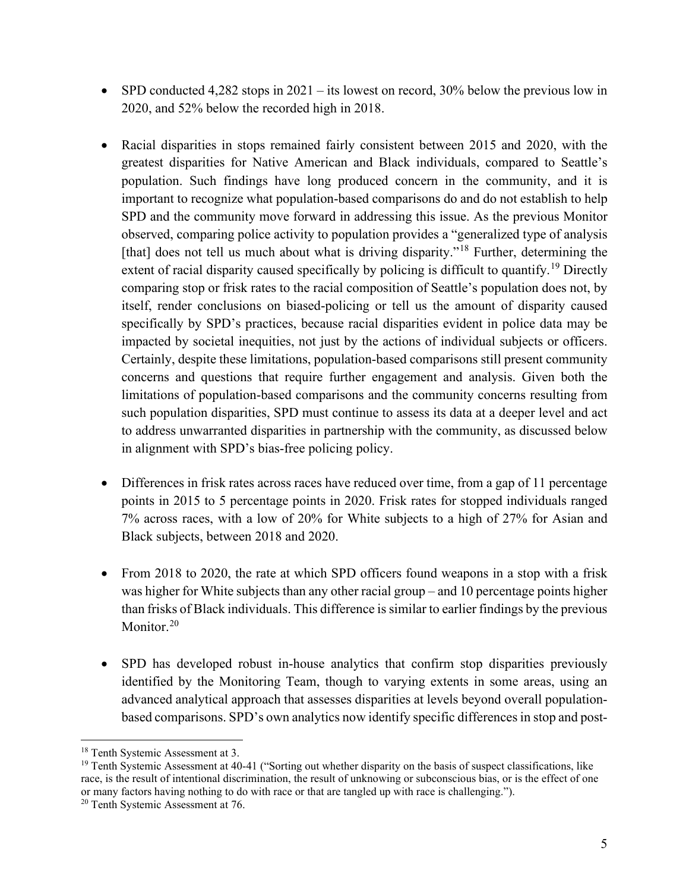- SPD conducted 4,282 stops in 2021 – its lowest on record, 30% below the previous low in 2020, and 52% below the recorded high in 2018.

- Racial disparities in stops remained fairly consistent between 2015 and 2020, with the greatest disparities for Native American and Black individuals, compared to Seattle's population. Such findings have long produced concern in the community, and it is important to recognize what population-based comparisons do and do not establish to help SPD and the community move forward in addressing this issue. As the previous Monitor observed, comparing police activity to population provides a "generalized type of analysis [that] does not tell us much about what is driving disparity."[18] Further, determining the extent of racial disparity caused specifically by policing is difficult to quantify.[19] Directly comparing stop or frisk rates to the racial composition of Seattle's population does not, by itself, render conclusions on biased-policing or tell us the amount of disparity caused specifically by SPD's practices, because racial disparities evident in police data may be impacted by societal inequities, not just by the actions of individual subjects or officers. Certainly, despite these limitations, population-based comparisons still present community concerns and questions that require further engagement and analysis. Given both the limitations of population-based comparisons and the community concerns resulting from such population disparities, SPD must continue to assess its data at a deeper level and act to address unwarranted disparities in partnership with the community, as discussed below in alignment with SPD's bias-free policing policy.

- Differences in frisk rates across races have reduced over time, from a gap of 11 percentage points in 2015 to 5 percentage points in 2020. Frisk rates for stopped individuals ranged 7% across races, with a low of 20% for White subjects to a high of 27% for Asian and Black subjects, between 2018 and 2020.

- From 2018 to 2020, the rate at which SPD officers found weapons in a stop with a frisk was higher for White subjects than any other racial group – and 10 percentage points higher than frisks of Black individuals. This difference is similar to earlier findings by the previous Monitor.[20]

- SPD has developed robust in-house analytics that confirm stop disparities previously identified by the Monitoring Team, though to varying extents in some areas, using an advanced analytical approach that assesses disparities at levels beyond overall population-based comparisons. SPD's own analytics now identify specific differences in stop and post-

[18] Tenth Systemic Assessment at 3.

[19] Tenth Systemic Assessment at 40-41 ("Sorting out whether disparity on the basis of suspect classifications, like race, is the result of intentional discrimination, the result of unknowing or subconscious bias, or is the effect of one or many factors having nothing to do with race or that are tangled up with race is challenging.").

[20] Tenth Systemic Assessment at 76.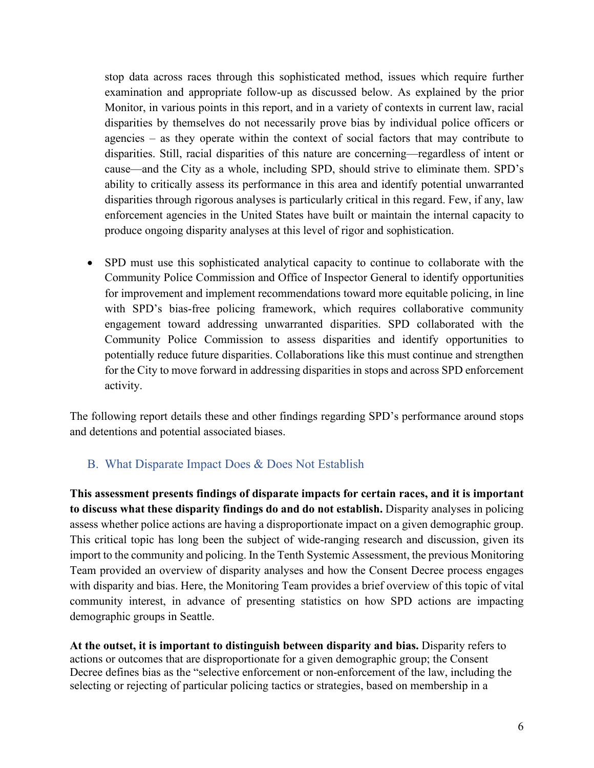stop data across races through this sophisticated method, issues which require further examination and appropriate follow-up as discussed below. As explained by the prior Monitor, in various points in this report, and in a variety of contexts in current law, racial disparities by themselves do not necessarily prove bias by individual police officers or agencies – as they operate within the context of social factors that may contribute to disparities. Still, racial disparities of this nature are concerning—regardless of intent or cause—and the City as a whole, including SPD, should strive to eliminate them. SPD's ability to critically assess its performance in this area and identify potential unwarranted disparities through rigorous analyses is particularly critical in this regard. Few, if any, law enforcement agencies in the United States have built or maintain the internal capacity to produce ongoing disparity analyses at this level of rigor and sophistication.

- SPD must use this sophisticated analytical capacity to continue to collaborate with the Community Police Commission and Office of Inspector General to identify opportunities for improvement and implement recommendations toward more equitable policing, in line with SPD's bias-free policing framework, which requires collaborative community engagement toward addressing unwarranted disparities. SPD collaborated with the Community Police Commission to assess disparities and identify opportunities to potentially reduce future disparities. Collaborations like this must continue and strengthen for the City to move forward in addressing disparities in stops and across SPD enforcement activity.

The following report details these and other findings regarding SPD's performance around stops and detentions and potential associated biases.

## B. What Disparate Impact Does & Does Not Establish

**This assessment presents findings of disparate impacts for certain races, and it is important to discuss what these disparity findings do and do not establish.** Disparity analyses in policing assess whether police actions are having a disproportionate impact on a given demographic group. This critical topic has long been the subject of wide-ranging research and discussion, given its import to the community and policing. In the Tenth Systemic Assessment, the previous Monitoring Team provided an overview of disparity analyses and how the Consent Decree process engages with disparity and bias. Here, the Monitoring Team provides a brief overview of this topic of vital community interest, in advance of presenting statistics on how SPD actions are impacting demographic groups in Seattle.

**At the outset, it is important to distinguish between disparity and bias.** Disparity refers to actions or outcomes that are disproportionate for a given demographic group; the Consent Decree defines bias as the "selective enforcement or non-enforcement of the law, including the selecting or rejecting of particular policing tactics or strategies, based on membership in a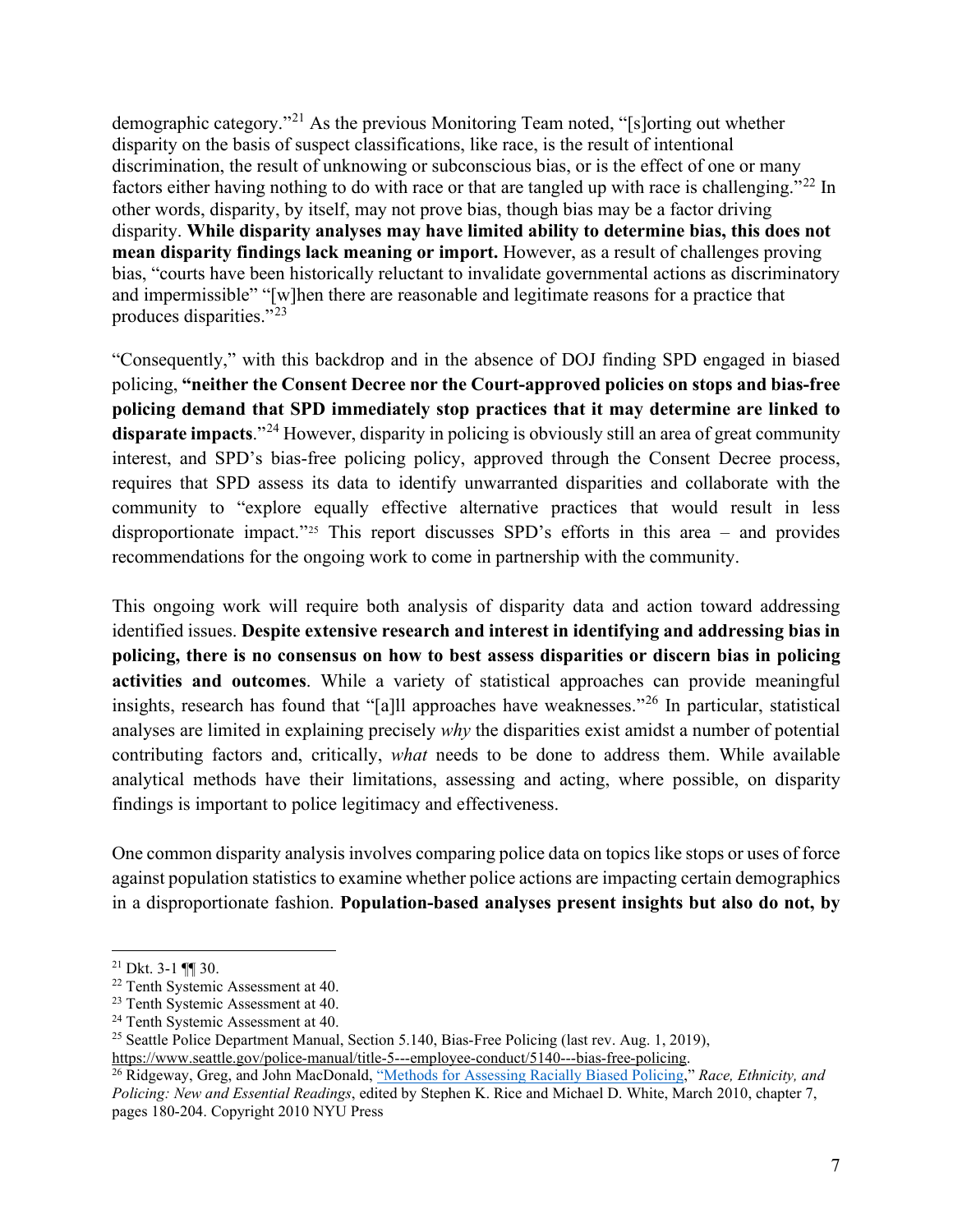demographic category."[21] As the previous Monitoring Team noted, "[s]orting out whether disparity on the basis of suspect classifications, like race, is the result of intentional discrimination, the result of unknowing or subconscious bias, or is the effect of one or many factors either having nothing to do with race or that are tangled up with race is challenging."[22] In other words, disparity, by itself, may not prove bias, though bias may be a factor driving disparity. **While disparity analyses may have limited ability to determine bias, this does not mean disparity findings lack meaning or import.** However, as a result of challenges proving bias, "courts have been historically reluctant to invalidate governmental actions as discriminatory and impermissible" "[w]hen there are reasonable and legitimate reasons for a practice that produces disparities."[23]

"Consequently," with this backdrop and in the absence of DOJ finding SPD engaged in biased policing, **"neither the Consent Decree nor the Court-approved policies on stops and bias-free policing demand that SPD immediately stop practices that it may determine are linked to disparate impacts**."[24] However, disparity in policing is obviously still an area of great community interest, and SPD's bias-free policing policy, approved through the Consent Decree process, requires that SPD assess its data to identify unwarranted disparities and collaborate with the community to "explore equally effective alternative practices that would result in less disproportionate impact."[25] This report discusses SPD's efforts in this area – and provides recommendations for the ongoing work to come in partnership with the community.

This ongoing work will require both analysis of disparity data and action toward addressing identified issues. **Despite extensive research and interest in identifying and addressing bias in policing, there is no consensus on how to best assess disparities or discern bias in policing activities and outcomes**. While a variety of statistical approaches can provide meaningful insights, research has found that "[a]ll approaches have weaknesses."[26] In particular, statistical analyses are limited in explaining precisely *why* the disparities exist amidst a number of potential contributing factors and, critically, *what* needs to be done to address them. While available analytical methods have their limitations, assessing and acting, where possible, on disparity findings is important to police legitimacy and effectiveness.

One common disparity analysis involves comparing police data on topics like stops or uses of force against population statistics to examine whether police actions are impacting certain demographics in a disproportionate fashion. **Population-based analyses present insights but also do not, by**

---

[21] Dkt. 3-1 ¶¶ 30.

[22] Tenth Systemic Assessment at 40.

[23] Tenth Systemic Assessment at 40.

[24] Tenth Systemic Assessment at 40.

[25] Seattle Police Department Manual, Section 5.140, Bias-Free Policing (last rev. Aug. 1, 2019), https://www.seattle.gov/police-manual/title-5---employee-conduct/5140---bias-free-policing.

[26] Ridgeway, Greg, and John MacDonald, "Methods for Assessing Racially Biased Policing," *Race, Ethnicity, and Policing: New and Essential Readings*, edited by Stephen K. Rice and Michael D. White, March 2010, chapter 7, pages 180-204. Copyright 2010 NYU Press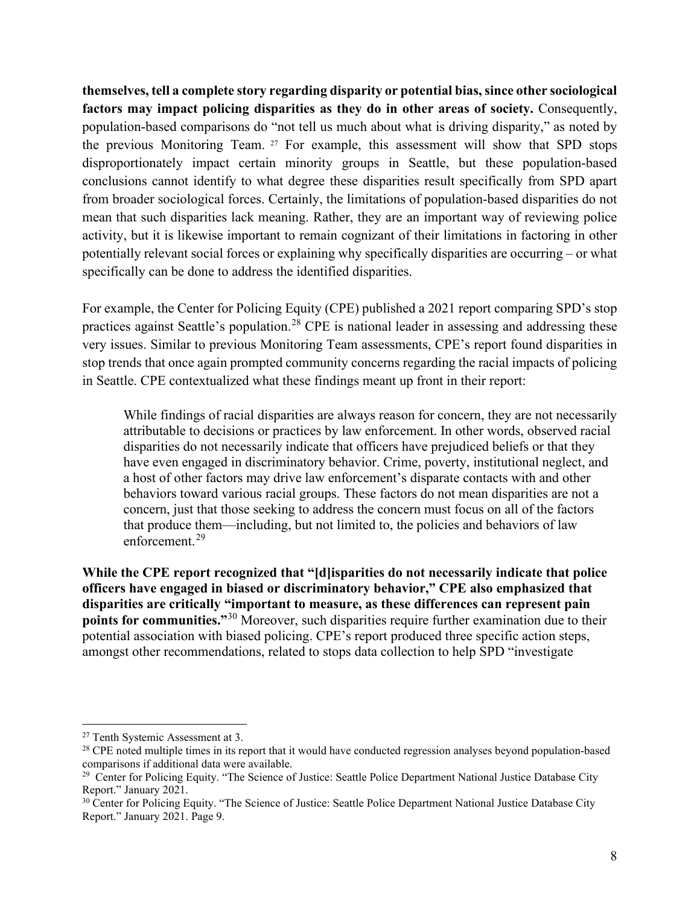**themselves, tell a complete story regarding disparity or potential bias, since other sociological factors may impact policing disparities as they do in other areas of society.** Consequently, population-based comparisons do "not tell us much about what is driving disparity," as noted by the previous Monitoring Team.[27] For example, this assessment will show that SPD stops disproportionately impact certain minority groups in Seattle, but these population-based conclusions cannot identify to what degree these disparities result specifically from SPD apart from broader sociological forces. Certainly, the limitations of population-based disparities do not mean that such disparities lack meaning. Rather, they are an important way of reviewing police activity, but it is likewise important to remain cognizant of their limitations in factoring in other potentially relevant social forces or explaining why specifically disparities are occurring – or what specifically can be done to address the identified disparities.

For example, the Center for Policing Equity (CPE) published a 2021 report comparing SPD's stop practices against Seattle's population.[28] CPE is national leader in assessing and addressing these very issues. Similar to previous Monitoring Team assessments, CPE's report found disparities in stop trends that once again prompted community concerns regarding the racial impacts of policing in Seattle. CPE contextualized what these findings meant up front in their report:

> While findings of racial disparities are always reason for concern, they are not necessarily attributable to decisions or practices by law enforcement. In other words, observed racial disparities do not necessarily indicate that officers have prejudiced beliefs or that they have even engaged in discriminatory behavior. Crime, poverty, institutional neglect, and a host of other factors may drive law enforcement's disparate contacts with and other behaviors toward various racial groups. These factors do not mean disparities are not a concern, just that those seeking to address the concern must focus on all of the factors that produce them—including, but not limited to, the policies and behaviors of law enforcement.[29]

**While the CPE report recognized that "[d]isparities do not necessarily indicate that police officers have engaged in biased or discriminatory behavior," CPE also emphasized that disparities are critically "important to measure, as these differences can represent pain points for communities."**[30] Moreover, such disparities require further examination due to their potential association with biased policing. CPE's report produced three specific action steps, amongst other recommendations, related to stops data collection to help SPD "investigate

---

[27] Tenth Systemic Assessment at 3.

[28] CPE noted multiple times in its report that it would have conducted regression analyses beyond population-based comparisons if additional data were available.

[29] Center for Policing Equity. "The Science of Justice: Seattle Police Department National Justice Database City Report." January 2021.

[30] Center for Policing Equity. "The Science of Justice: Seattle Police Department National Justice Database City Report." January 2021. Page 9.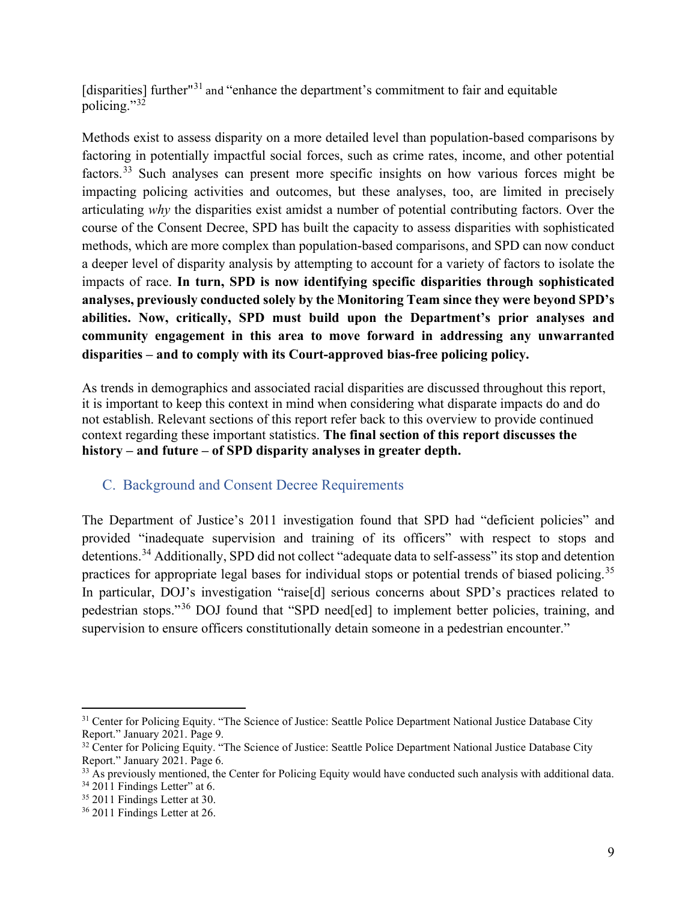[disparities] further"[31] and "enhance the department's commitment to fair and equitable policing."[32]

Methods exist to assess disparity on a more detailed level than population-based comparisons by factoring in potentially impactful social forces, such as crime rates, income, and other potential factors.[33] Such analyses can present more specific insights on how various forces might be impacting policing activities and outcomes, but these analyses, too, are limited in precisely articulating *why* the disparities exist amidst a number of potential contributing factors. Over the course of the Consent Decree, SPD has built the capacity to assess disparities with sophisticated methods, which are more complex than population-based comparisons, and SPD can now conduct a deeper level of disparity analysis by attempting to account for a variety of factors to isolate the impacts of race. **In turn, SPD is now identifying specific disparities through sophisticated analyses, previously conducted solely by the Monitoring Team since they were beyond SPD's abilities. Now, critically, SPD must build upon the Department's prior analyses and community engagement in this area to move forward in addressing any unwarranted disparities – and to comply with its Court-approved bias-free policing policy.**

As trends in demographics and associated racial disparities are discussed throughout this report, it is important to keep this context in mind when considering what disparate impacts do and do not establish. Relevant sections of this report refer back to this overview to provide continued context regarding these important statistics. **The final section of this report discusses the history – and future – of SPD disparity analyses in greater depth.**

## C. Background and Consent Decree Requirements

The Department of Justice's 2011 investigation found that SPD had "deficient policies" and provided "inadequate supervision and training of its officers" with respect to stops and detentions.[34] Additionally, SPD did not collect "adequate data to self-assess" its stop and detention practices for appropriate legal bases for individual stops or potential trends of biased policing.[35] In particular, DOJ's investigation "raise[d] serious concerns about SPD's practices related to pedestrian stops."[36] DOJ found that "SPD need[ed] to implement better policies, training, and supervision to ensure officers constitutionally detain someone in a pedestrian encounter."

---

[31] Center for Policing Equity. "The Science of Justice: Seattle Police Department National Justice Database City Report." January 2021. Page 9.

[32] Center for Policing Equity. "The Science of Justice: Seattle Police Department National Justice Database City Report." January 2021. Page 6.

[33] As previously mentioned, the Center for Policing Equity would have conducted such analysis with additional data.

[34] 2011 Findings Letter" at 6.

[35] 2011 Findings Letter at 30.

[36] 2011 Findings Letter at 26.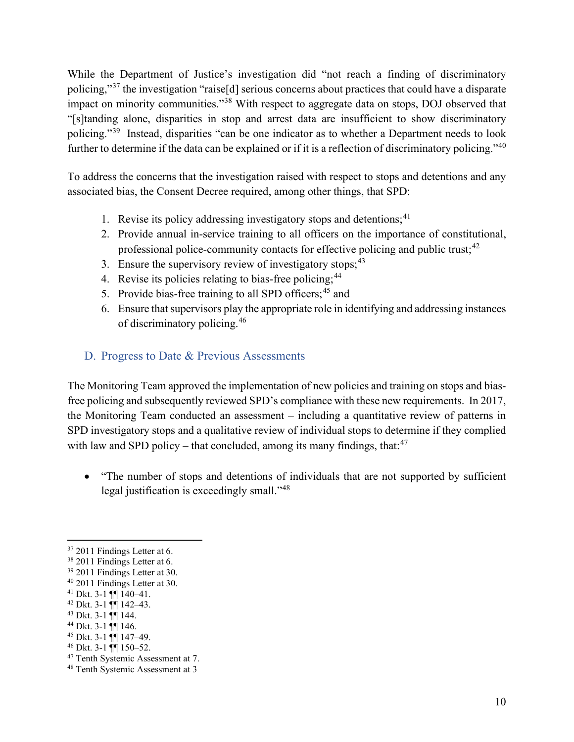While the Department of Justice's investigation did "not reach a finding of discriminatory policing,"[37] the investigation "raise[d] serious concerns about practices that could have a disparate impact on minority communities."[38] With respect to aggregate data on stops, DOJ observed that "[s]tanding alone, disparities in stop and arrest data are insufficient to show discriminatory policing."[39] Instead, disparities "can be one indicator as to whether a Department needs to look further to determine if the data can be explained or if it is a reflection of discriminatory policing."[40]

To address the concerns that the investigation raised with respect to stops and detentions and any associated bias, the Consent Decree required, among other things, that SPD:

1. Revise its policy addressing investigatory stops and detentions;[41]
2. Provide annual in-service training to all officers on the importance of constitutional, professional police-community contacts for effective policing and public trust;[42]
3. Ensure the supervisory review of investigatory stops;[43]
4. Revise its policies relating to bias-free policing;[44]
5. Provide bias-free training to all SPD officers;[45] and
6. Ensure that supervisors play the appropriate role in identifying and addressing instances of discriminatory policing.[46]

## D. Progress to Date & Previous Assessments

The Monitoring Team approved the implementation of new policies and training on stops and bias-free policing and subsequently reviewed SPD's compliance with these new requirements. In 2017, the Monitoring Team conducted an assessment – including a quantitative review of patterns in SPD investigatory stops and a qualitative review of individual stops to determine if they complied with law and SPD policy – that concluded, among its many findings, that:[47]

- "The number of stops and detentions of individuals that are not supported by sufficient legal justification is exceedingly small."[48]

---

[37] 2011 Findings Letter at 6.
[38] 2011 Findings Letter at 6.
[39] 2011 Findings Letter at 30.
[40] 2011 Findings Letter at 30.
[41] Dkt. 3-1 ¶¶ 140–41.
[42] Dkt. 3-1 ¶¶ 142–43.
[43] Dkt. 3-1 ¶¶ 144.
[44] Dkt. 3-1 ¶¶ 146.
[45] Dkt. 3-1 ¶¶ 147–49.
[46] Dkt. 3-1 ¶¶ 150–52.
[47] Tenth Systemic Assessment at 7.
[48] Tenth Systemic Assessment at 3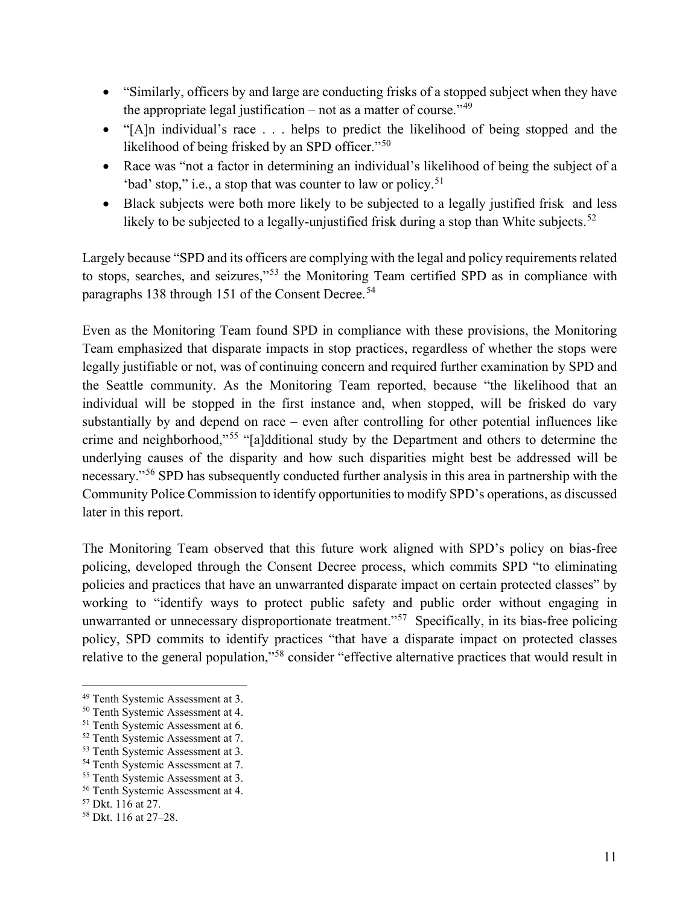- "Similarly, officers by and large are conducting frisks of a stopped subject when they have the appropriate legal justification – not as a matter of course."[49]
- "[A]n individual's race . . . helps to predict the likelihood of being stopped and the likelihood of being frisked by an SPD officer."[50]
- Race was "not a factor in determining an individual's likelihood of being the subject of a 'bad' stop," i.e., a stop that was counter to law or policy.[51]
- Black subjects were both more likely to be subjected to a legally justified frisk and less likely to be subjected to a legally-unjustified frisk during a stop than White subjects.[52]

Largely because "SPD and its officers are complying with the legal and policy requirements related to stops, searches, and seizures,"[53] the Monitoring Team certified SPD as in compliance with paragraphs 138 through 151 of the Consent Decree.[54]

Even as the Monitoring Team found SPD in compliance with these provisions, the Monitoring Team emphasized that disparate impacts in stop practices, regardless of whether the stops were legally justifiable or not, was of continuing concern and required further examination by SPD and the Seattle community. As the Monitoring Team reported, because "the likelihood that an individual will be stopped in the first instance and, when stopped, will be frisked do vary substantially by and depend on race – even after controlling for other potential influences like crime and neighborhood,"[55] "[a]dditional study by the Department and others to determine the underlying causes of the disparity and how such disparities might best be addressed will be necessary."[56] SPD has subsequently conducted further analysis in this area in partnership with the Community Police Commission to identify opportunities to modify SPD's operations, as discussed later in this report.

The Monitoring Team observed that this future work aligned with SPD's policy on bias-free policing, developed through the Consent Decree process, which commits SPD "to eliminating policies and practices that have an unwarranted disparate impact on certain protected classes" by working to "identify ways to protect public safety and public order without engaging in unwarranted or unnecessary disproportionate treatment."[57] Specifically, in its bias-free policing policy, SPD commits to identify practices "that have a disparate impact on protected classes relative to the general population,"[58] consider "effective alternative practices that would result in

[49] Tenth Systemic Assessment at 3.
[50] Tenth Systemic Assessment at 4.
[51] Tenth Systemic Assessment at 6.
[52] Tenth Systemic Assessment at 7.
[53] Tenth Systemic Assessment at 3.
[54] Tenth Systemic Assessment at 7.
[55] Tenth Systemic Assessment at 3.
[56] Tenth Systemic Assessment at 4.
[57] Dkt. 116 at 27.
[58] Dkt. 116 at 27–28.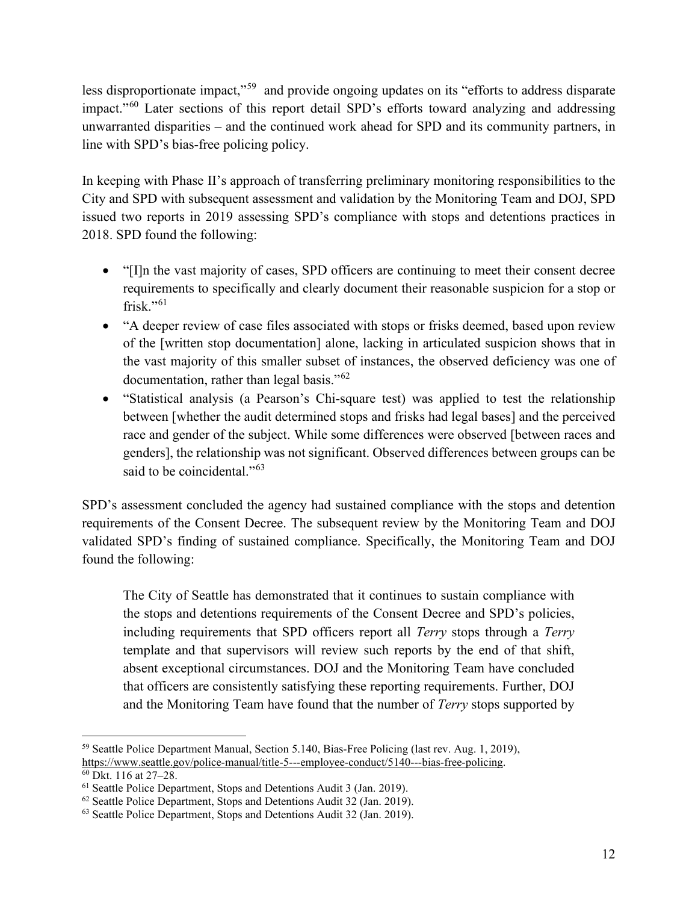less disproportionate impact,"[59] and provide ongoing updates on its "efforts to address disparate impact."[60] Later sections of this report detail SPD's efforts toward analyzing and addressing unwarranted disparities – and the continued work ahead for SPD and its community partners, in line with SPD's bias-free policing policy.

In keeping with Phase II's approach of transferring preliminary monitoring responsibilities to the City and SPD with subsequent assessment and validation by the Monitoring Team and DOJ, SPD issued two reports in 2019 assessing SPD's compliance with stops and detentions practices in 2018. SPD found the following:

- "[I]n the vast majority of cases, SPD officers are continuing to meet their consent decree requirements to specifically and clearly document their reasonable suspicion for a stop or frisk."[61]
- "A deeper review of case files associated with stops or frisks deemed, based upon review of the [written stop documentation] alone, lacking in articulated suspicion shows that in the vast majority of this smaller subset of instances, the observed deficiency was one of documentation, rather than legal basis."[62]
- "Statistical analysis (a Pearson's Chi-square test) was applied to test the relationship between [whether the audit determined stops and frisks had legal bases] and the perceived race and gender of the subject. While some differences were observed [between races and genders], the relationship was not significant. Observed differences between groups can be said to be coincidental."[63]

SPD's assessment concluded the agency had sustained compliance with the stops and detention requirements of the Consent Decree. The subsequent review by the Monitoring Team and DOJ validated SPD's finding of sustained compliance. Specifically, the Monitoring Team and DOJ found the following:

> The City of Seattle has demonstrated that it continues to sustain compliance with the stops and detentions requirements of the Consent Decree and SPD's policies, including requirements that SPD officers report all *Terry* stops through a *Terry* template and that supervisors will review such reports by the end of that shift, absent exceptional circumstances. DOJ and the Monitoring Team have concluded that officers are consistently satisfying these reporting requirements. Further, DOJ and the Monitoring Team have found that the number of *Terry* stops supported by

---

[59] Seattle Police Department Manual, Section 5.140, Bias-Free Policing (last rev. Aug. 1, 2019), https://www.seattle.gov/police-manual/title-5---employee-conduct/5140---bias-free-policing.

[60] Dkt. 116 at 27–28.

[61] Seattle Police Department, Stops and Detentions Audit 3 (Jan. 2019).

[62] Seattle Police Department, Stops and Detentions Audit 32 (Jan. 2019).

[63] Seattle Police Department, Stops and Detentions Audit 32 (Jan. 2019).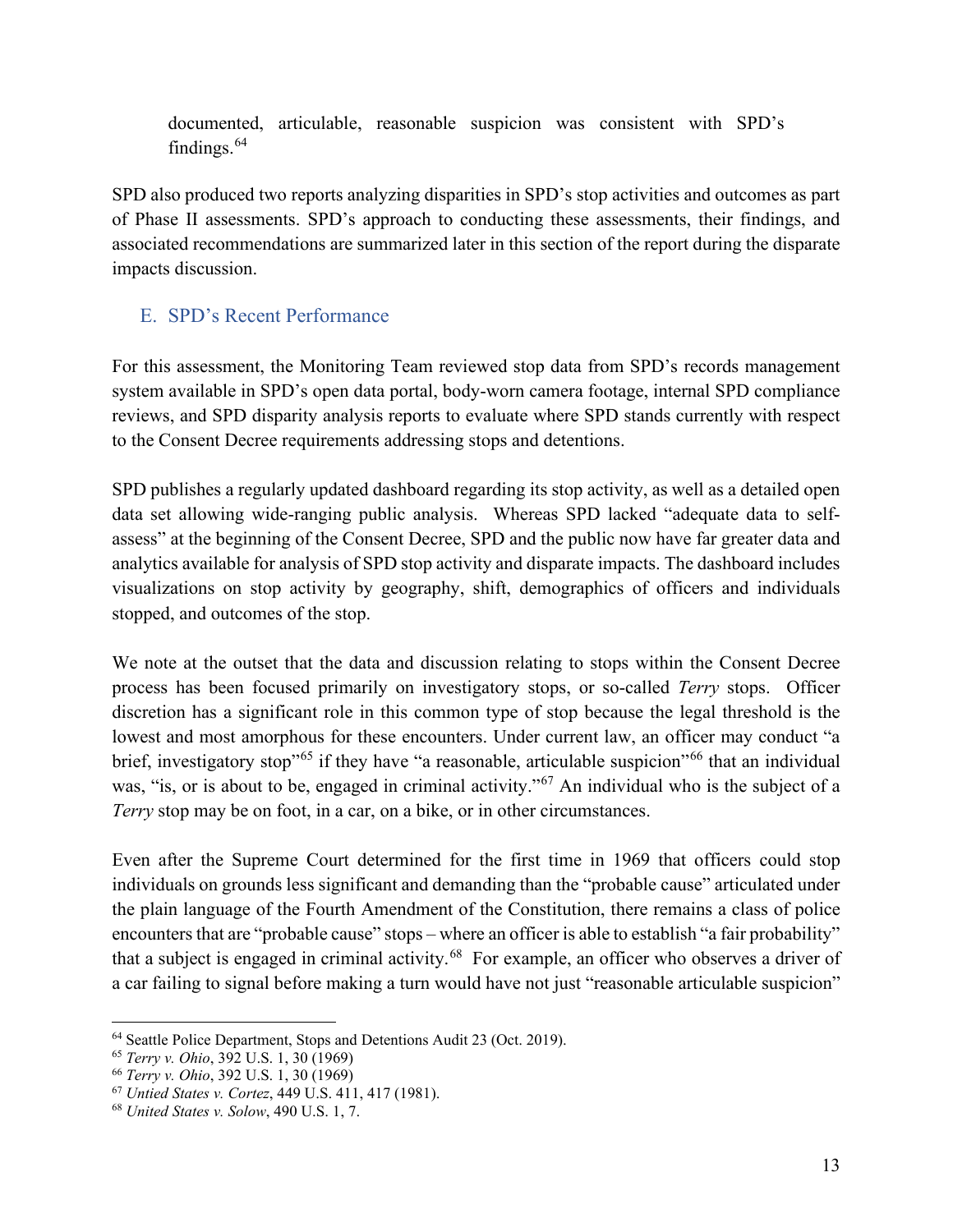documented, articulable, reasonable suspicion was consistent with SPD's findings.[64]

SPD also produced two reports analyzing disparities in SPD's stop activities and outcomes as part of Phase II assessments. SPD's approach to conducting these assessments, their findings, and associated recommendations are summarized later in this section of the report during the disparate impacts discussion.

## E. SPD's Recent Performance

For this assessment, the Monitoring Team reviewed stop data from SPD's records management system available in SPD's open data portal, body-worn camera footage, internal SPD compliance reviews, and SPD disparity analysis reports to evaluate where SPD stands currently with respect to the Consent Decree requirements addressing stops and detentions.

SPD publishes a regularly updated dashboard regarding its stop activity, as well as a detailed open data set allowing wide-ranging public analysis. Whereas SPD lacked "adequate data to self-assess" at the beginning of the Consent Decree, SPD and the public now have far greater data and analytics available for analysis of SPD stop activity and disparate impacts. The dashboard includes visualizations on stop activity by geography, shift, demographics of officers and individuals stopped, and outcomes of the stop.

We note at the outset that the data and discussion relating to stops within the Consent Decree process has been focused primarily on investigatory stops, or so-called *Terry* stops. Officer discretion has a significant role in this common type of stop because the legal threshold is the lowest and most amorphous for these encounters. Under current law, an officer may conduct "a brief, investigatory stop"[65] if they have "a reasonable, articulable suspicion"[66] that an individual was, "is, or is about to be, engaged in criminal activity."[67] An individual who is the subject of a *Terry* stop may be on foot, in a car, on a bike, or in other circumstances.

Even after the Supreme Court determined for the first time in 1969 that officers could stop individuals on grounds less significant and demanding than the "probable cause" articulated under the plain language of the Fourth Amendment of the Constitution, there remains a class of police encounters that are "probable cause" stops – where an officer is able to establish "a fair probability" that a subject is engaged in criminal activity.[68] For example, an officer who observes a driver of a car failing to signal before making a turn would have not just "reasonable articulable suspicion"

---

[64] Seattle Police Department, Stops and Detentions Audit 23 (Oct. 2019).

[65] *Terry v. Ohio*, 392 U.S. 1, 30 (1969)

[66] *Terry v. Ohio*, 392 U.S. 1, 30 (1969)

[67] *Untied States v. Cortez*, 449 U.S. 411, 417 (1981).

[68] *United States v. Solow*, 490 U.S. 1, 7.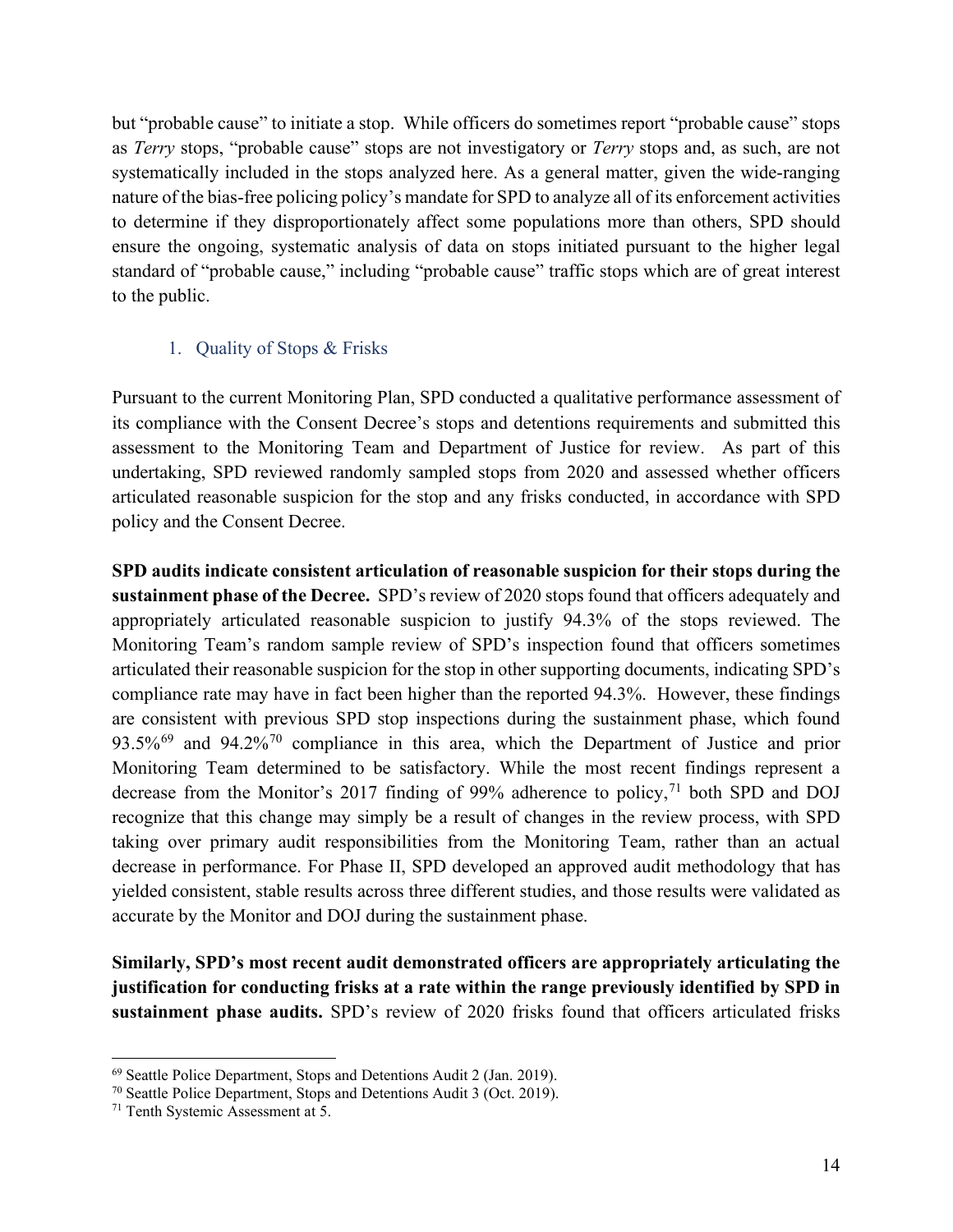but "probable cause" to initiate a stop. While officers do sometimes report "probable cause" stops as *Terry* stops, "probable cause" stops are not investigatory or *Terry* stops and, as such, are not systematically included in the stops analyzed here. As a general matter, given the wide-ranging nature of the bias-free policing policy's mandate for SPD to analyze all of its enforcement activities to determine if they disproportionately affect some populations more than others, SPD should ensure the ongoing, systematic analysis of data on stops initiated pursuant to the higher legal standard of "probable cause," including "probable cause" traffic stops which are of great interest to the public.

### 1. Quality of Stops & Frisks

Pursuant to the current Monitoring Plan, SPD conducted a qualitative performance assessment of its compliance with the Consent Decree's stops and detentions requirements and submitted this assessment to the Monitoring Team and Department of Justice for review. As part of this undertaking, SPD reviewed randomly sampled stops from 2020 and assessed whether officers articulated reasonable suspicion for the stop and any frisks conducted, in accordance with SPD policy and the Consent Decree.

**SPD audits indicate consistent articulation of reasonable suspicion for their stops during the sustainment phase of the Decree.** SPD's review of 2020 stops found that officers adequately and appropriately articulated reasonable suspicion to justify 94.3% of the stops reviewed. The Monitoring Team's random sample review of SPD's inspection found that officers sometimes articulated their reasonable suspicion for the stop in other supporting documents, indicating SPD's compliance rate may have in fact been higher than the reported 94.3%. However, these findings are consistent with previous SPD stop inspections during the sustainment phase, which found 93.5%[69] and 94.2%[70] compliance in this area, which the Department of Justice and prior Monitoring Team determined to be satisfactory. While the most recent findings represent a decrease from the Monitor's 2017 finding of 99% adherence to policy,[71] both SPD and DOJ recognize that this change may simply be a result of changes in the review process, with SPD taking over primary audit responsibilities from the Monitoring Team, rather than an actual decrease in performance. For Phase II, SPD developed an approved audit methodology that has yielded consistent, stable results across three different studies, and those results were validated as accurate by the Monitor and DOJ during the sustainment phase.

**Similarly, SPD's most recent audit demonstrated officers are appropriately articulating the justification for conducting frisks at a rate within the range previously identified by SPD in sustainment phase audits.** SPD's review of 2020 frisks found that officers articulated frisks

---

[69] Seattle Police Department, Stops and Detentions Audit 2 (Jan. 2019).

[70] Seattle Police Department, Stops and Detentions Audit 3 (Oct. 2019).

[71] Tenth Systemic Assessment at 5.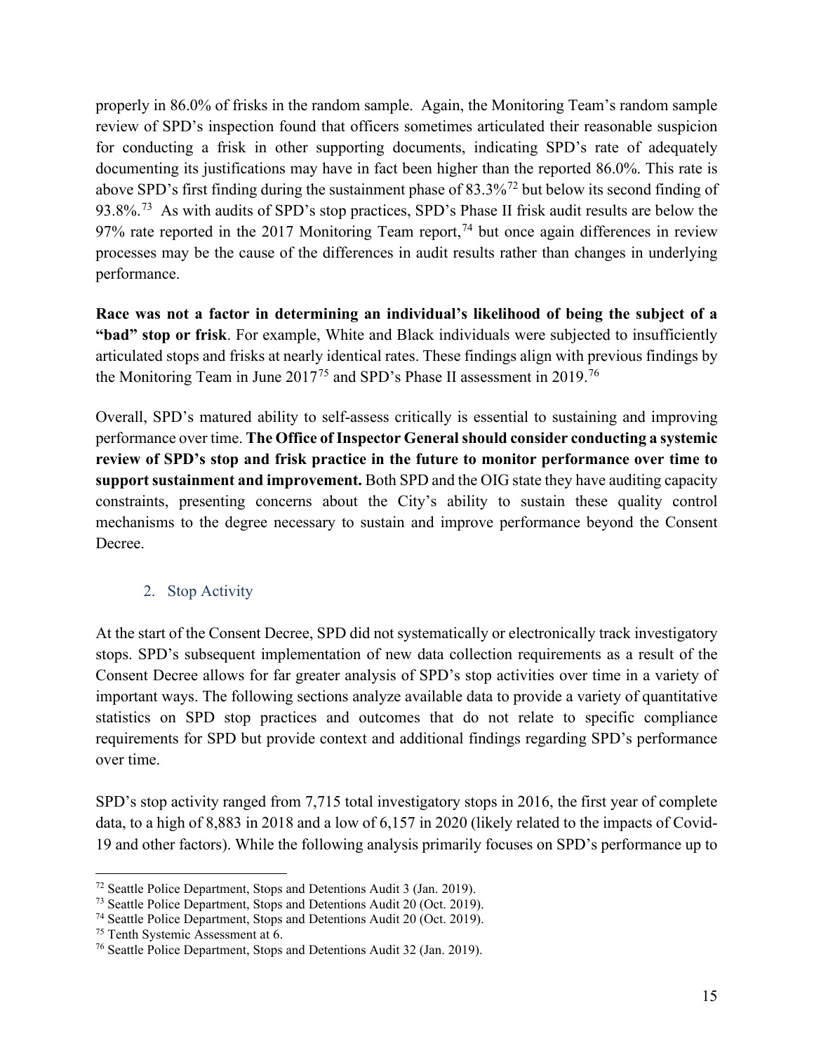properly in 86.0% of frisks in the random sample. Again, the Monitoring Team's random sample review of SPD's inspection found that officers sometimes articulated their reasonable suspicion for conducting a frisk in other supporting documents, indicating SPD's rate of adequately documenting its justifications may have in fact been higher than the reported 86.0%. This rate is above SPD's first finding during the sustainment phase of 83.3%[72] but below its second finding of 93.8%.[73] As with audits of SPD's stop practices, SPD's Phase II frisk audit results are below the 97% rate reported in the 2017 Monitoring Team report,[74] but once again differences in review processes may be the cause of the differences in audit results rather than changes in underlying performance.

**Race was not a factor in determining an individual's likelihood of being the subject of a "bad" stop or frisk**. For example, White and Black individuals were subjected to insufficiently articulated stops and frisks at nearly identical rates. These findings align with previous findings by the Monitoring Team in June 2017[75] and SPD's Phase II assessment in 2019.[76]

Overall, SPD's matured ability to self-assess critically is essential to sustaining and improving performance over time. **The Office of Inspector General should consider conducting a systemic review of SPD's stop and frisk practice in the future to monitor performance over time to support sustainment and improvement.** Both SPD and the OIG state they have auditing capacity constraints, presenting concerns about the City's ability to sustain these quality control mechanisms to the degree necessary to sustain and improve performance beyond the Consent Decree.

### 2. Stop Activity

At the start of the Consent Decree, SPD did not systematically or electronically track investigatory stops. SPD's subsequent implementation of new data collection requirements as a result of the Consent Decree allows for far greater analysis of SPD's stop activities over time in a variety of important ways. The following sections analyze available data to provide a variety of quantitative statistics on SPD stop practices and outcomes that do not relate to specific compliance requirements for SPD but provide context and additional findings regarding SPD's performance over time.

SPD's stop activity ranged from 7,715 total investigatory stops in 2016, the first year of complete data, to a high of 8,883 in 2018 and a low of 6,157 in 2020 (likely related to the impacts of Covid-19 and other factors). While the following analysis primarily focuses on SPD's performance up to

---

[72] Seattle Police Department, Stops and Detentions Audit 3 (Jan. 2019).

[73] Seattle Police Department, Stops and Detentions Audit 20 (Oct. 2019).

[74] Seattle Police Department, Stops and Detentions Audit 20 (Oct. 2019).

[75] Tenth Systemic Assessment at 6.

[76] Seattle Police Department, Stops and Detentions Audit 32 (Jan. 2019).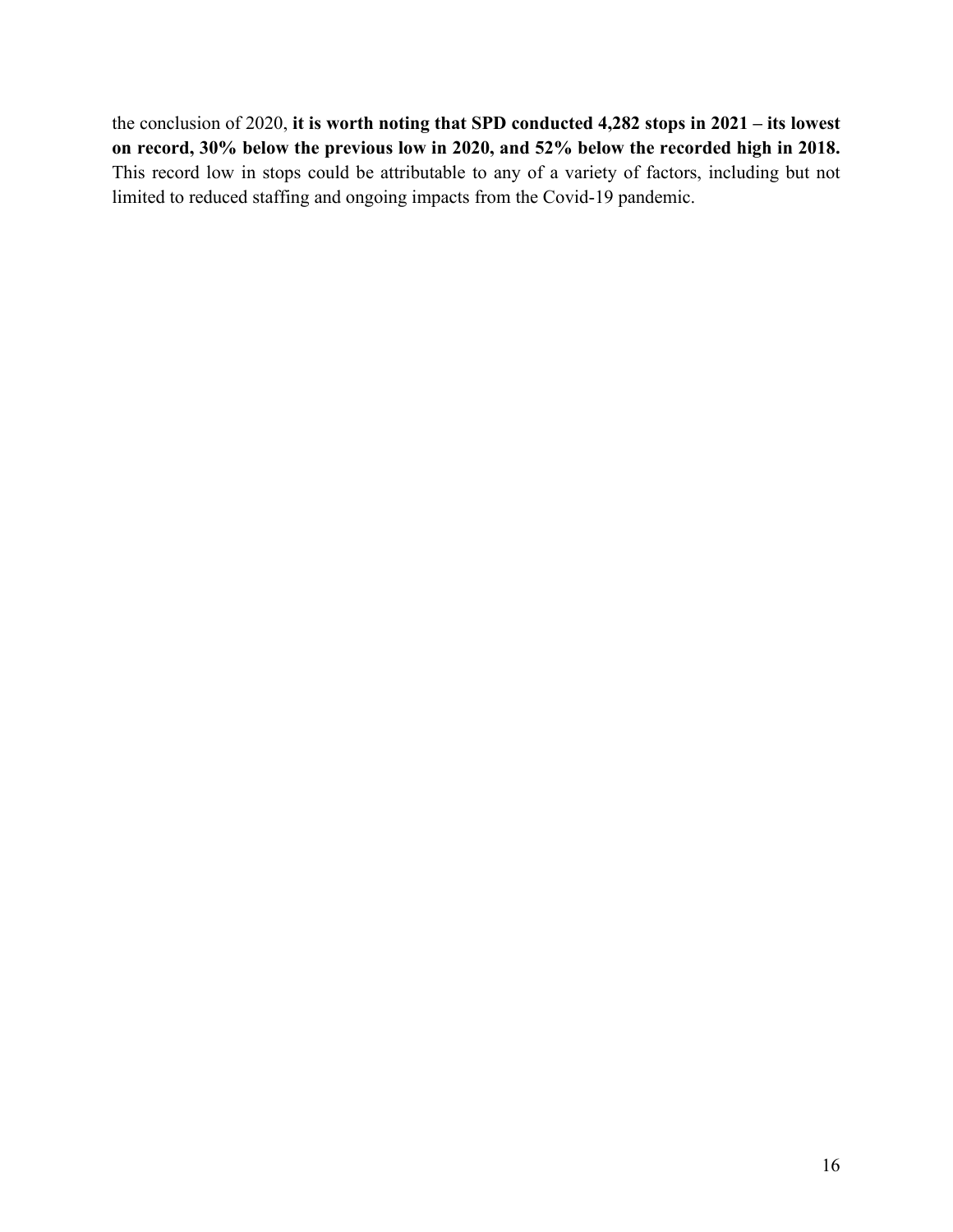the conclusion of 2020, **it is worth noting that SPD conducted 4,282 stops in 2021 – its lowest on record, 30% below the previous low in 2020, and 52% below the recorded high in 2018.** This record low in stops could be attributable to any of a variety of factors, including but not limited to reduced staffing and ongoing impacts from the Covid-19 pandemic.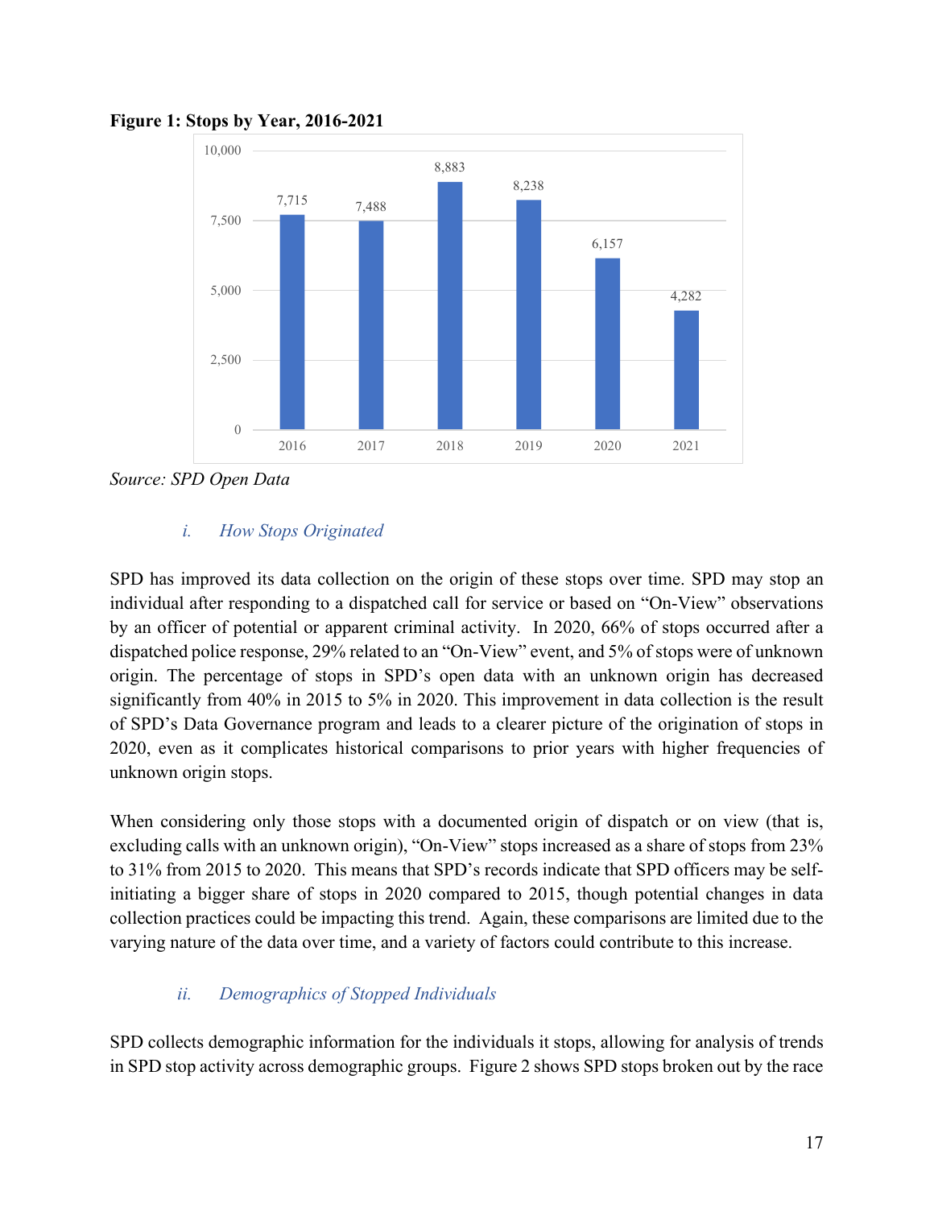**Figure 1: Stops by Year, 2016-2021**

| Year | Stops |
|---|---|
| 2016 | 7,715 |
| 2017 | 7,488 |
| 2018 | 8,883 |
| 2019 | 8,238 |
| 2020 | 6,157 |
| 2021 | 4,282 |

*Source: SPD Open Data*

### i. *How Stops Originated*

SPD has improved its data collection on the origin of these stops over time. SPD may stop an individual after responding to a dispatched call for service or based on "On-View" observations by an officer of potential or apparent criminal activity. In 2020, 66% of stops occurred after a dispatched police response, 29% related to an "On-View" event, and 5% of stops were of unknown origin. The percentage of stops in SPD's open data with an unknown origin has decreased significantly from 40% in 2015 to 5% in 2020. This improvement in data collection is the result of SPD's Data Governance program and leads to a clearer picture of the origination of stops in 2020, even as it complicates historical comparisons to prior years with higher frequencies of unknown origin stops.

When considering only those stops with a documented origin of dispatch or on view (that is, excluding calls with an unknown origin), "On-View" stops increased as a share of stops from 23% to 31% from 2015 to 2020. This means that SPD's records indicate that SPD officers may be self-initiating a bigger share of stops in 2020 compared to 2015, though potential changes in data collection practices could be impacting this trend. Again, these comparisons are limited due to the varying nature of the data over time, and a variety of factors could contribute to this increase.

### ii. *Demographics of Stopped Individuals*

SPD collects demographic information for the individuals it stops, allowing for analysis of trends in SPD stop activity across demographic groups. Figure 2 shows SPD stops broken out by the race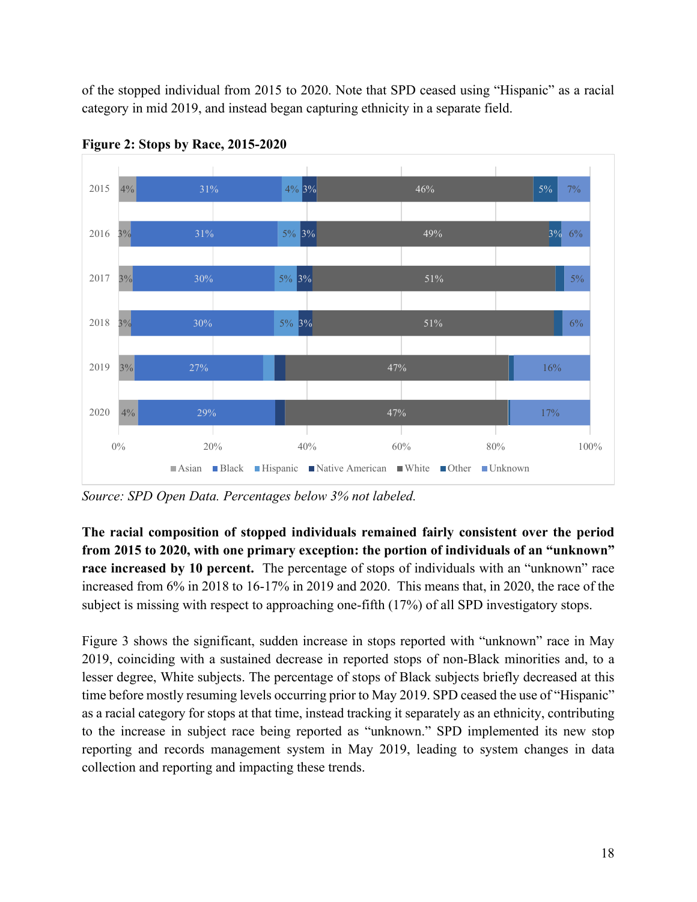of the stopped individual from 2015 to 2020. Note that SPD ceased using "Hispanic" as a racial category in mid 2019, and instead began capturing ethnicity in a separate field.

**Figure 2: Stops by Race, 2015-2020**

| Year | Asian | Black | Hispanic | Native American | White | Other | Unknown |
|---|---|---|---|---|---|---|---|
| 2015 | 4% | 31% | 4% | 3% | 46% | 5% | 7% |
| 2016 | 3% | 31% | 5% | 3% | 49% | 3% | 6% |
| 2017 | 3% | 30% | 5% | 3% | 51% | | 5% |
| 2018 | 3% | 30% | 5% | 3% | 51% | | 6% |
| 2019 | 3% | 27% | | | 47% | | 16% |
| 2020 | 4% | 29% | | | 47% | | 17% |

*Source: SPD Open Data. Percentages below 3% not labeled.*

**The racial composition of stopped individuals remained fairly consistent over the period from 2015 to 2020, with one primary exception: the portion of individuals of an "unknown" race increased by 10 percent.** The percentage of stops of individuals with an "unknown" race increased from 6% in 2018 to 16-17% in 2019 and 2020. This means that, in 2020, the race of the subject is missing with respect to approaching one-fifth (17%) of all SPD investigatory stops.

Figure 3 shows the significant, sudden increase in stops reported with "unknown" race in May 2019, coinciding with a sustained decrease in reported stops of non-Black minorities and, to a lesser degree, White subjects. The percentage of stops of Black subjects briefly decreased at this time before mostly resuming levels occurring prior to May 2019. SPD ceased the use of "Hispanic" as a racial category for stops at that time, instead tracking it separately as an ethnicity, contributing to the increase in subject race being reported as "unknown." SPD implemented its new stop reporting and records management system in May 2019, leading to system changes in data collection and reporting and impacting these trends.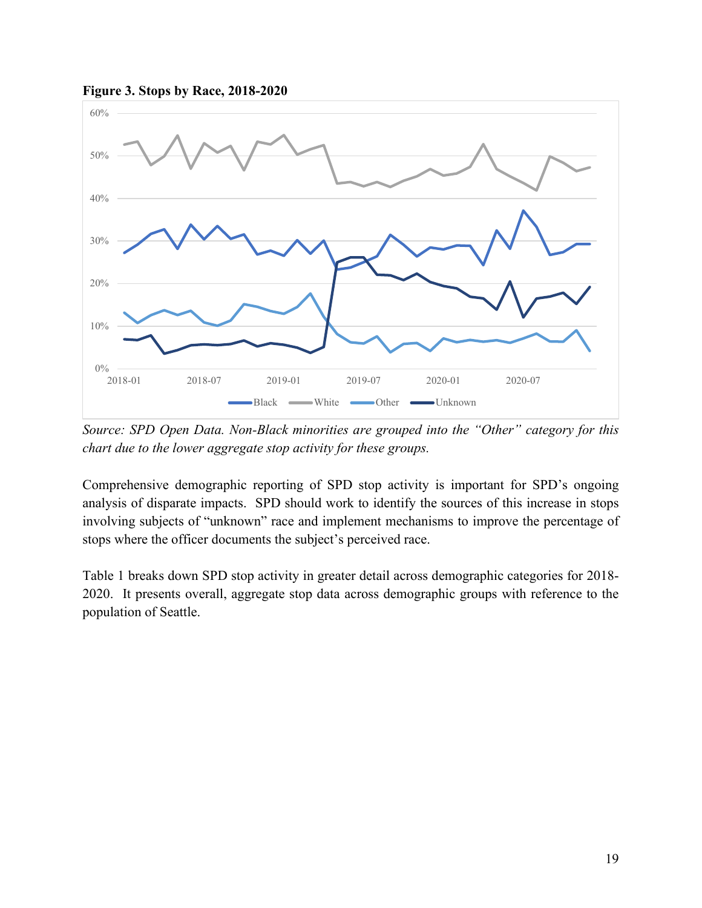**Figure 3. Stops by Race, 2018-2020**

*Source: SPD Open Data. Non-Black minorities are grouped into the "Other" category for this chart due to the lower aggregate stop activity for these groups.*

Comprehensive demographic reporting of SPD stop activity is important for SPD's ongoing analysis of disparate impacts. SPD should work to identify the sources of this increase in stops involving subjects of "unknown" race and implement mechanisms to improve the percentage of stops where the officer documents the subject's perceived race.

Table 1 breaks down SPD stop activity in greater detail across demographic categories for 2018-2020. It presents overall, aggregate stop data across demographic groups with reference to the population of Seattle.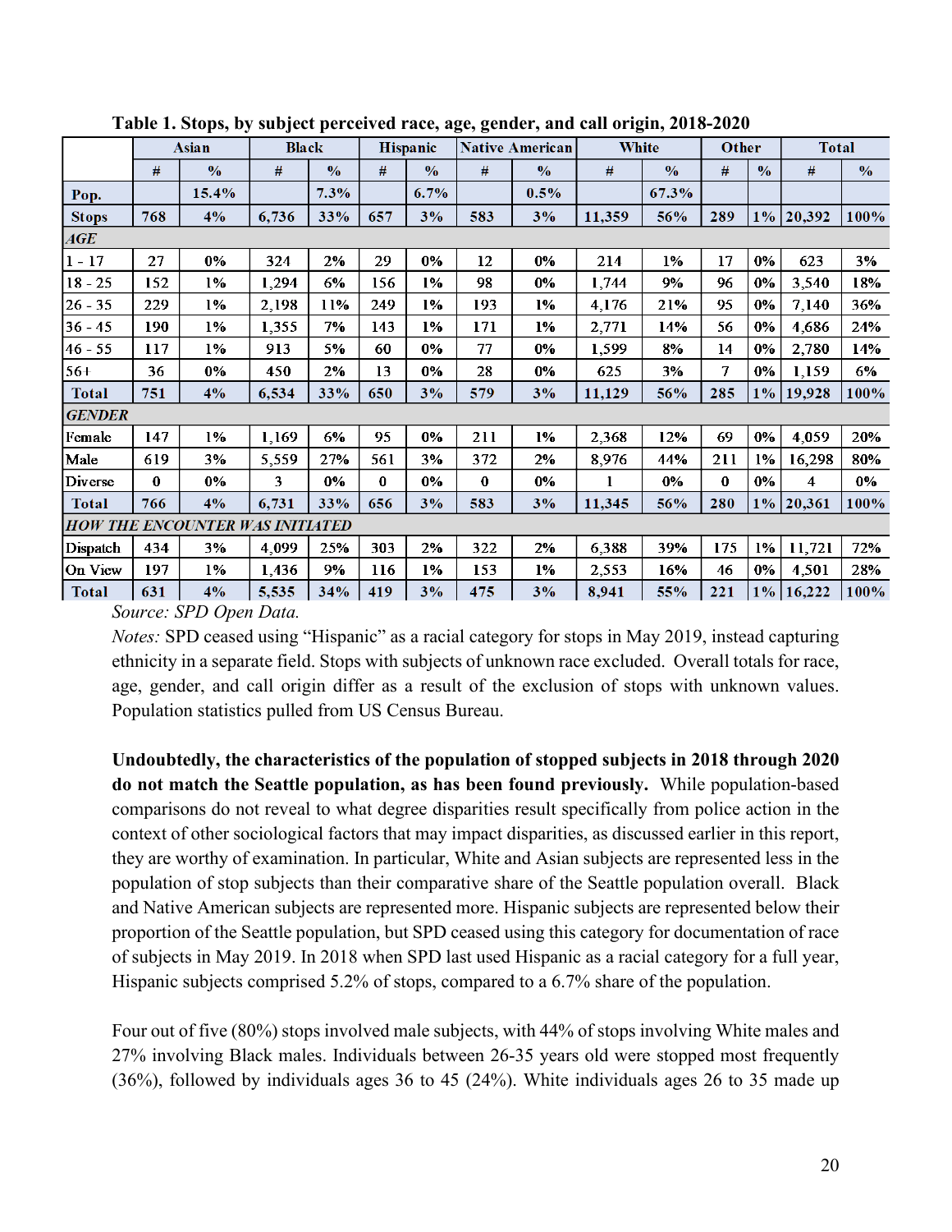**Table 1. Stops, by subject perceived race, age, gender, and call origin, 2018-2020**

| | Asian | | Black | | Hispanic | | Native American | | White | | Other | | Total | |
|---|---|---|---|---|---|---|---|---|---|---|---|---|---|---|
| | # | % | # | % | # | % | # | % | # | % | # | % | # | % |
| **Pop.** | | 15.4% | | 7.3% | | 6.7% | | 0.5% | | 67.3% | | | | |
| **Stops** | 768 | 4% | 6,736 | 33% | 657 | 3% | 583 | 3% | 11,359 | 56% | 289 | 1% | 20,392 | 100% |
| ***AGE*** | | | | | | | | | | | | | | |
| 1 - 17 | 27 | 0% | 324 | 2% | 29 | 0% | 12 | 0% | 214 | 1% | 17 | 0% | 623 | 3% |
| 18 - 25 | 152 | 1% | 1,294 | 6% | 156 | 1% | 98 | 0% | 1,744 | 9% | 96 | 0% | 3,540 | 18% |
| 26 - 35 | 229 | 1% | 2,198 | 11% | 249 | 1% | 193 | 1% | 4,176 | 21% | 95 | 0% | 7,140 | 36% |
| 36 - 45 | 190 | 1% | 1,355 | 7% | 143 | 1% | 171 | 1% | 2,771 | 14% | 56 | 0% | 4,686 | 24% |
| 46 - 55 | 117 | 1% | 913 | 5% | 60 | 0% | 77 | 0% | 1,599 | 8% | 14 | 0% | 2,780 | 14% |
| 56+ | 36 | 0% | 450 | 2% | 13 | 0% | 28 | 0% | 625 | 3% | 7 | 0% | 1,159 | 6% |
| **Total** | 751 | 4% | 6,534 | 33% | 650 | 3% | 579 | 3% | 11,129 | 56% | 285 | 1% | 19,928 | 100% |
| ***GENDER*** | | | | | | | | | | | | | | |
| Female | 147 | 1% | 1,169 | 6% | 95 | 0% | 211 | 1% | 2,368 | 12% | 69 | 0% | 4,059 | 20% |
| Male | 619 | 3% | 5,559 | 27% | 561 | 3% | 372 | 2% | 8,976 | 44% | 211 | 1% | 16,298 | 80% |
| Diverse | 0 | 0% | 3 | 0% | 0 | 0% | 0 | 0% | 1 | 0% | 0 | 0% | 4 | 0% |
| **Total** | 766 | 4% | 6,731 | 33% | 656 | 3% | 583 | 3% | 11,345 | 56% | 280 | 1% | 20,361 | 100% |
| ***HOW THE ENCOUNTER WAS INITIATED*** | | | | | | | | | | | | | | |
| Dispatch | 434 | 3% | 4,099 | 25% | 303 | 2% | 322 | 2% | 6,388 | 39% | 175 | 1% | 11,721 | 72% |
| On View | 197 | 1% | 1,436 | 9% | 116 | 1% | 153 | 1% | 2,553 | 16% | 46 | 0% | 4,501 | 28% |
| **Total** | 631 | 4% | 5,535 | 34% | 419 | 3% | 475 | 3% | 8,941 | 55% | 221 | 1% | 16,222 | 100% |

*Source: SPD Open Data.*

*Notes:* SPD ceased using "Hispanic" as a racial category for stops in May 2019, instead capturing ethnicity in a separate field. Stops with subjects of unknown race excluded. Overall totals for race, age, gender, and call origin differ as a result of the exclusion of stops with unknown values. Population statistics pulled from US Census Bureau.

**Undoubtedly, the characteristics of the population of stopped subjects in 2018 through 2020 do not match the Seattle population, as has been found previously.** While population-based comparisons do not reveal to what degree disparities result specifically from police action in the context of other sociological factors that may impact disparities, as discussed earlier in this report, they are worthy of examination. In particular, White and Asian subjects are represented less in the population of stop subjects than their comparative share of the Seattle population overall. Black and Native American subjects are represented more. Hispanic subjects are represented below their proportion of the Seattle population, but SPD ceased using this category for documentation of race of subjects in May 2019. In 2018 when SPD last used Hispanic as a racial category for a full year, Hispanic subjects comprised 5.2% of stops, compared to a 6.7% share of the population.

Four out of five (80%) stops involved male subjects, with 44% of stops involving White males and 27% involving Black males. Individuals between 26-35 years old were stopped most frequently (36%), followed by individuals ages 36 to 45 (24%). White individuals ages 26 to 35 made up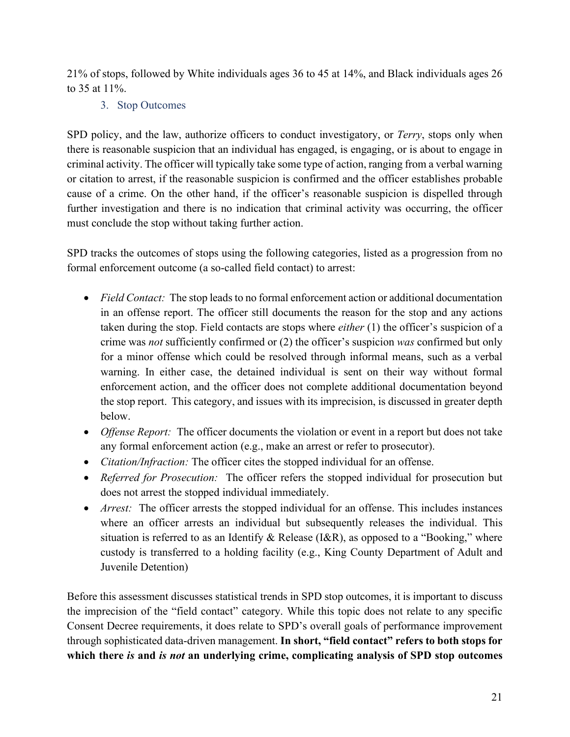21% of stops, followed by White individuals ages 36 to 45 at 14%, and Black individuals ages 26 to 35 at 11%.

### 3. Stop Outcomes

SPD policy, and the law, authorize officers to conduct investigatory, or *Terry*, stops only when there is reasonable suspicion that an individual has engaged, is engaging, or is about to engage in criminal activity. The officer will typically take some type of action, ranging from a verbal warning or citation to arrest, if the reasonable suspicion is confirmed and the officer establishes probable cause of a crime. On the other hand, if the officer's reasonable suspicion is dispelled through further investigation and there is no indication that criminal activity was occurring, the officer must conclude the stop without taking further action.

SPD tracks the outcomes of stops using the following categories, listed as a progression from no formal enforcement outcome (a so-called field contact) to arrest:

- *Field Contact:* The stop leads to no formal enforcement action or additional documentation in an offense report. The officer still documents the reason for the stop and any actions taken during the stop. Field contacts are stops where *either* (1) the officer's suspicion of a crime was *not* sufficiently confirmed or (2) the officer's suspicion *was* confirmed but only for a minor offense which could be resolved through informal means, such as a verbal warning. In either case, the detained individual is sent on their way without formal enforcement action, and the officer does not complete additional documentation beyond the stop report. This category, and issues with its imprecision, is discussed in greater depth below.
- *Offense Report:* The officer documents the violation or event in a report but does not take any formal enforcement action (e.g., make an arrest or refer to prosecutor).
- *Citation/Infraction:* The officer cites the stopped individual for an offense.
- *Referred for Prosecution:* The officer refers the stopped individual for prosecution but does not arrest the stopped individual immediately.
- *Arrest:* The officer arrests the stopped individual for an offense. This includes instances where an officer arrests an individual but subsequently releases the individual. This situation is referred to as an Identify & Release (I&R), as opposed to a "Booking," where custody is transferred to a holding facility (e.g., King County Department of Adult and Juvenile Detention)

Before this assessment discusses statistical trends in SPD stop outcomes, it is important to discuss the imprecision of the "field contact" category. While this topic does not relate to any specific Consent Decree requirements, it does relate to SPD's overall goals of performance improvement through sophisticated data-driven management. **In short, "field contact" refers to both stops for which there *is* and *is not* an underlying crime, complicating analysis of SPD stop outcomes**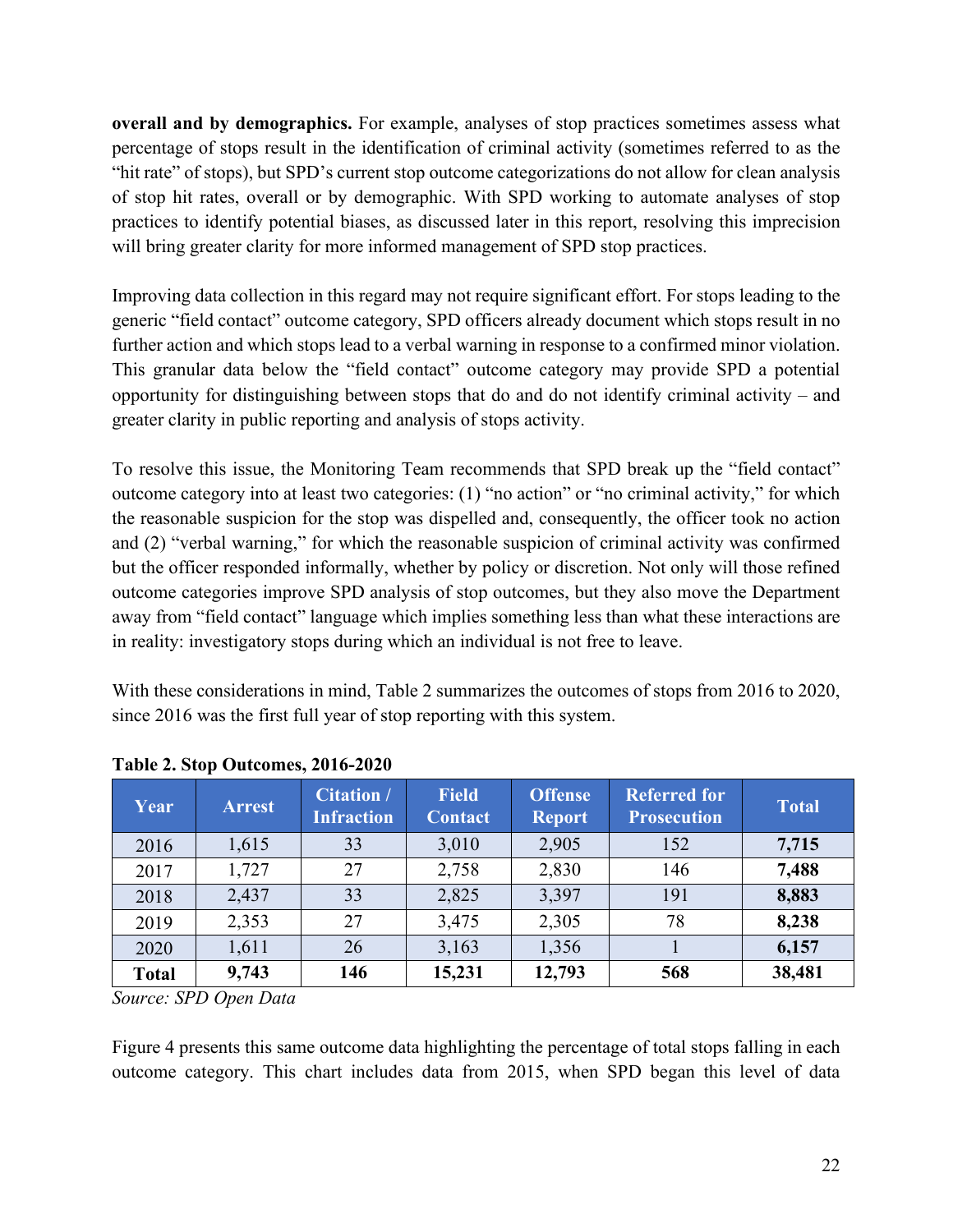**overall and by demographics.** For example, analyses of stop practices sometimes assess what percentage of stops result in the identification of criminal activity (sometimes referred to as the "hit rate" of stops), but SPD's current stop outcome categorizations do not allow for clean analysis of stop hit rates, overall or by demographic. With SPD working to automate analyses of stop practices to identify potential biases, as discussed later in this report, resolving this imprecision will bring greater clarity for more informed management of SPD stop practices.

Improving data collection in this regard may not require significant effort. For stops leading to the generic "field contact" outcome category, SPD officers already document which stops result in no further action and which stops lead to a verbal warning in response to a confirmed minor violation. This granular data below the "field contact" outcome category may provide SPD a potential opportunity for distinguishing between stops that do and do not identify criminal activity – and greater clarity in public reporting and analysis of stops activity.

To resolve this issue, the Monitoring Team recommends that SPD break up the "field contact" outcome category into at least two categories: (1) "no action" or "no criminal activity," for which the reasonable suspicion for the stop was dispelled and, consequently, the officer took no action and (2) "verbal warning," for which the reasonable suspicion of criminal activity was confirmed but the officer responded informally, whether by policy or discretion. Not only will those refined outcome categories improve SPD analysis of stop outcomes, but they also move the Department away from "field contact" language which implies something less than what these interactions are in reality: investigatory stops during which an individual is not free to leave.

With these considerations in mind, Table 2 summarizes the outcomes of stops from 2016 to 2020, since 2016 was the first full year of stop reporting with this system.

**Table 2. Stop Outcomes, 2016-2020**

| Year | Arrest | Citation / Infraction | Field Contact | Offense Report | Referred for Prosecution | Total |
|---|---|---|---|---|---|---|
| 2016 | 1,615 | 33 | 3,010 | 2,905 | 152 | **7,715** |
| 2017 | 1,727 | 27 | 2,758 | 2,830 | 146 | **7,488** |
| 2018 | 2,437 | 33 | 2,825 | 3,397 | 191 | **8,883** |
| 2019 | 2,353 | 27 | 3,475 | 2,305 | 78 | **8,238** |
| 2020 | 1,611 | 26 | 3,163 | 1,356 | 1 | **6,157** |
| **Total** | **9,743** | **146** | **15,231** | **12,793** | **568** | **38,481** |

*Source: SPD Open Data*

Figure 4 presents this same outcome data highlighting the percentage of total stops falling in each outcome category. This chart includes data from 2015, when SPD began this level of data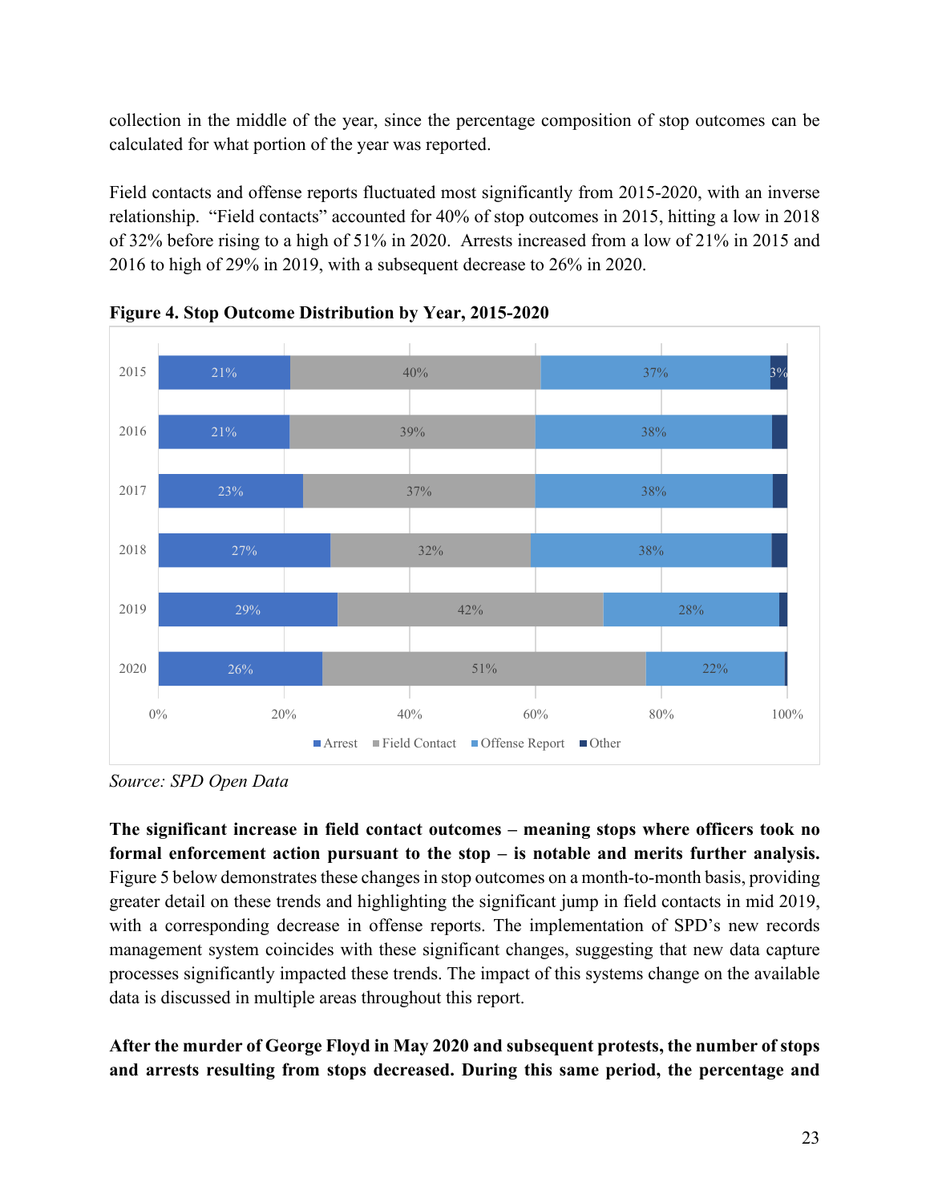collection in the middle of the year, since the percentage composition of stop outcomes can be calculated for what portion of the year was reported.

Field contacts and offense reports fluctuated most significantly from 2015-2020, with an inverse relationship. "Field contacts" accounted for 40% of stop outcomes in 2015, hitting a low in 2018 of 32% before rising to a high of 51% in 2020. Arrests increased from a low of 21% in 2015 and 2016 to high of 29% in 2019, with a subsequent decrease to 26% in 2020.

**Figure 4. Stop Outcome Distribution by Year, 2015-2020**

| Year | Arrest | Field Contact | Offense Report | Other |
|---|---|---|---|---|
| 2015 | 21% | 40% | 37% | 3% |
| 2016 | 21% | 39% | 38% | |
| 2017 | 23% | 37% | 38% | |
| 2018 | 27% | 32% | 38% | |
| 2019 | 29% | 42% | 28% | |
| 2020 | 26% | 51% | 22% | |

*Source: SPD Open Data*

**The significant increase in field contact outcomes – meaning stops where officers took no formal enforcement action pursuant to the stop – is notable and merits further analysis.** Figure 5 below demonstrates these changes in stop outcomes on a month-to-month basis, providing greater detail on these trends and highlighting the significant jump in field contacts in mid 2019, with a corresponding decrease in offense reports. The implementation of SPD's new records management system coincides with these significant changes, suggesting that new data capture processes significantly impacted these trends. The impact of this systems change on the available data is discussed in multiple areas throughout this report.

**After the murder of George Floyd in May 2020 and subsequent protests, the number of stops and arrests resulting from stops decreased. During this same period, the percentage and**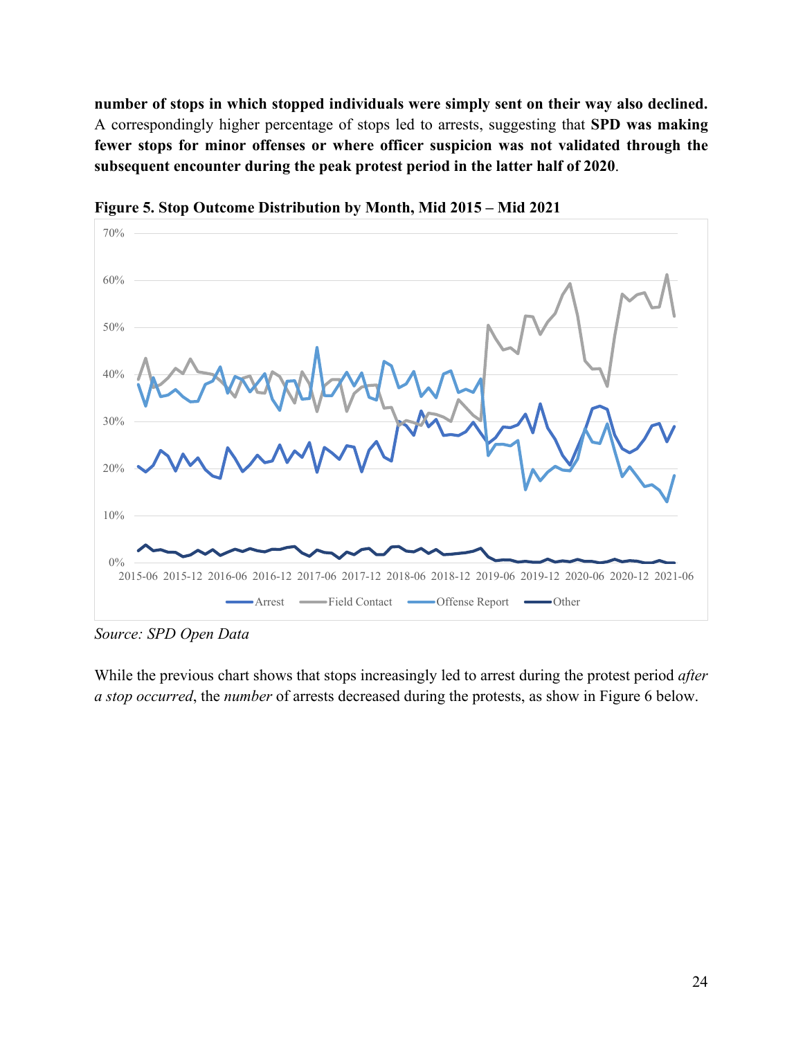**number of stops in which stopped individuals were simply sent on their way also declined.** A correspondingly higher percentage of stops led to arrests, suggesting that **SPD was making fewer stops for minor offenses or where officer suspicion was not validated through the subsequent encounter during the peak protest period in the latter half of 2020**.

**Figure 5. Stop Outcome Distribution by Month, Mid 2015 – Mid 2021**

*Source: SPD Open Data*

While the previous chart shows that stops increasingly led to arrest during the protest period *after a stop occurred*, the *number* of arrests decreased during the protests, as show in Figure 6 below.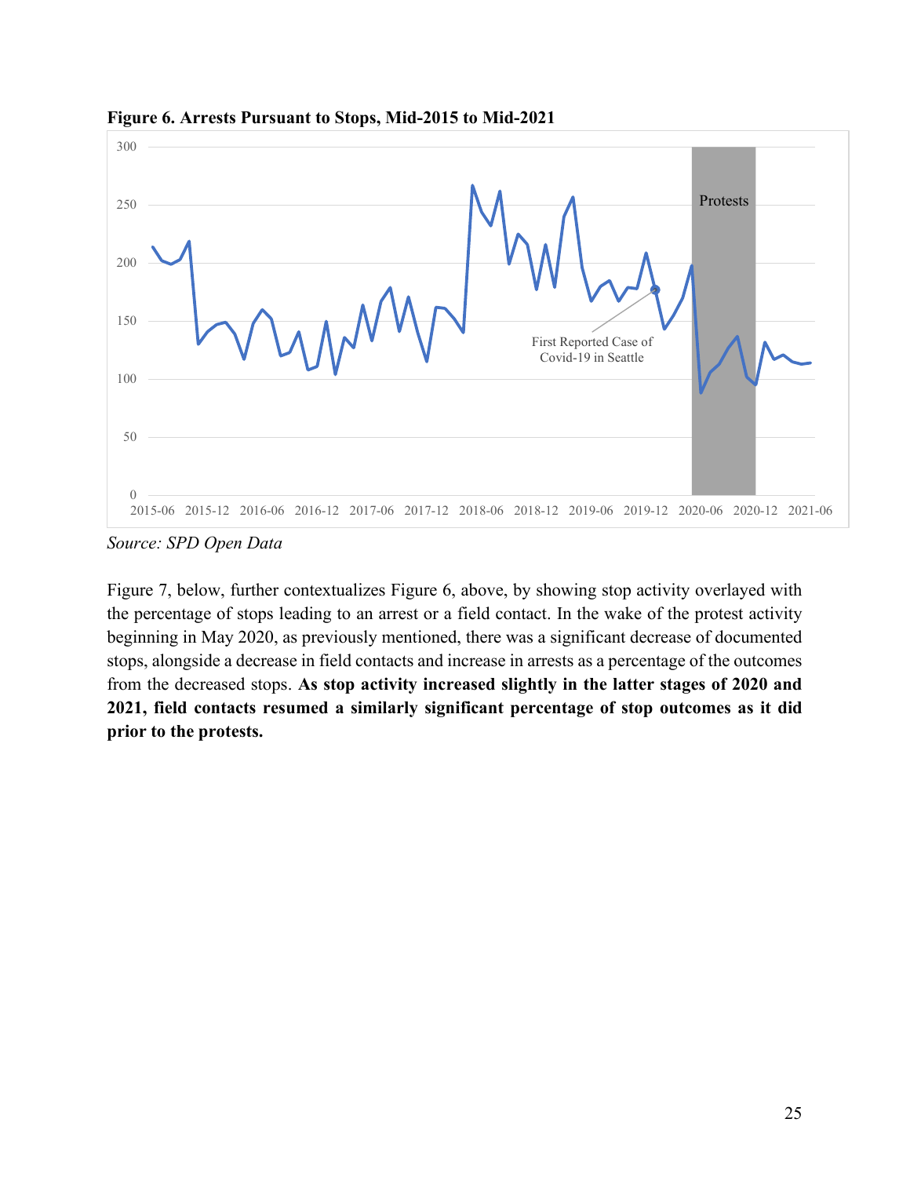**Figure 6. Arrests Pursuant to Stops, Mid-2015 to Mid-2021**

*Source: SPD Open Data*

Figure 7, below, further contextualizes Figure 6, above, by showing stop activity overlayed with the percentage of stops leading to an arrest or a field contact. In the wake of the protest activity beginning in May 2020, as previously mentioned, there was a significant decrease of documented stops, alongside a decrease in field contacts and increase in arrests as a percentage of the outcomes from the decreased stops. **As stop activity increased slightly in the latter stages of 2020 and 2021, field contacts resumed a similarly significant percentage of stop outcomes as it did prior to the protests.**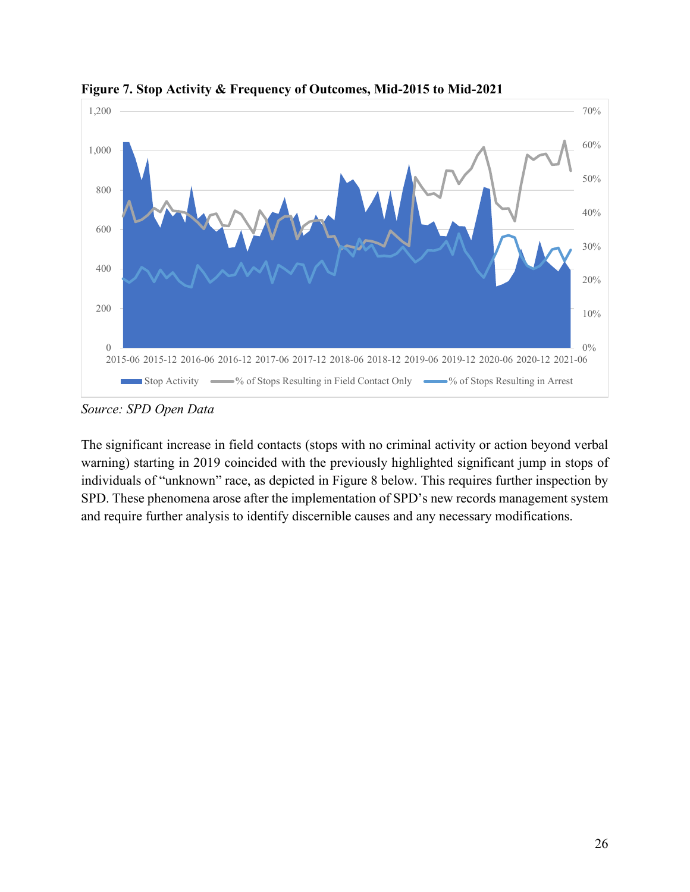**Figure 7. Stop Activity & Frequency of Outcomes, Mid-2015 to Mid-2021**

*Source: SPD Open Data*

The significant increase in field contacts (stops with no criminal activity or action beyond verbal warning) starting in 2019 coincided with the previously highlighted significant jump in stops of individuals of "unknown" race, as depicted in Figure 8 below. This requires further inspection by SPD. These phenomena arose after the implementation of SPD's new records management system and require further analysis to identify discernible causes and any necessary modifications.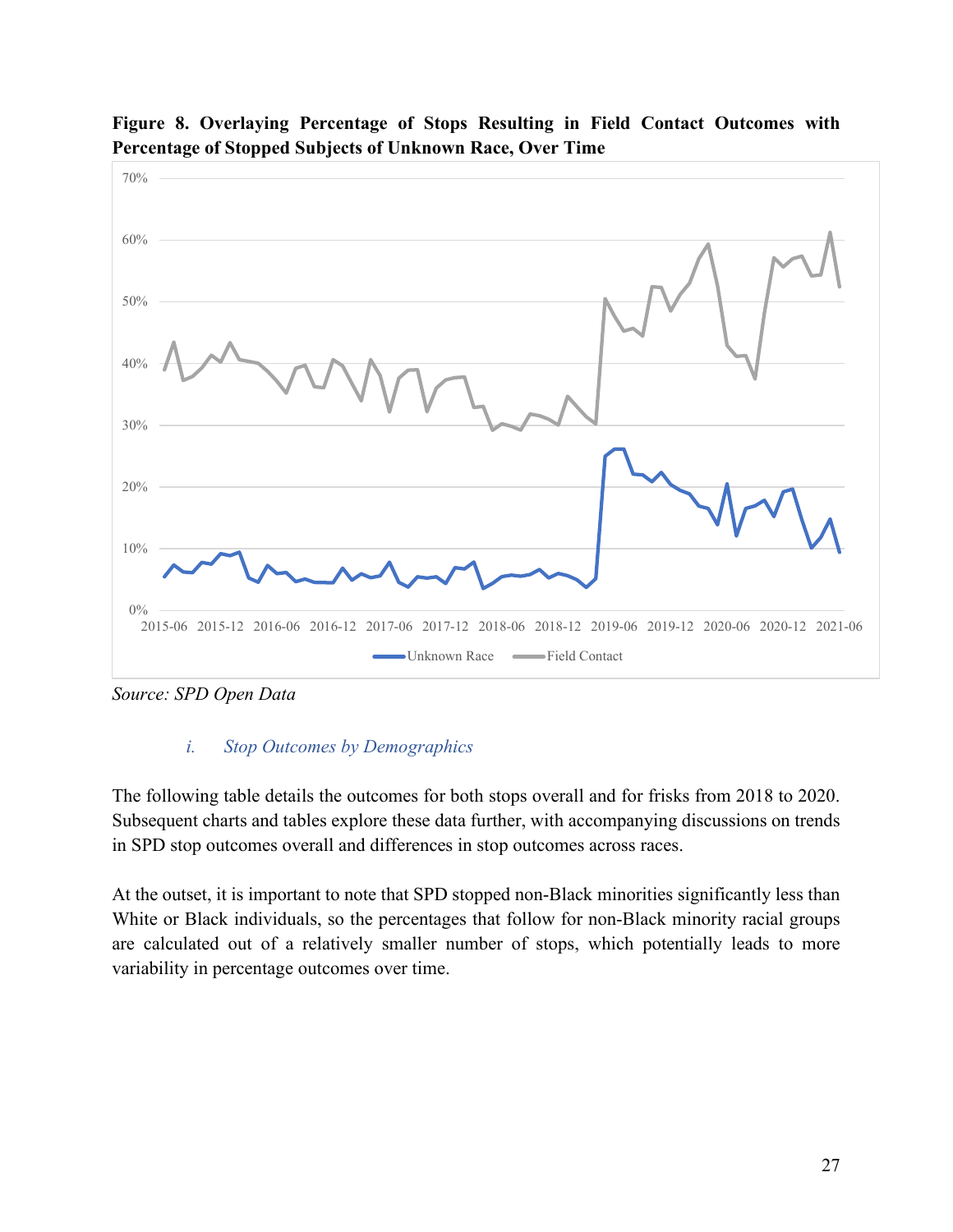**Figure 8. Overlaying Percentage of Stops Resulting in Field Contact Outcomes with Percentage of Stopped Subjects of Unknown Race, Over Time**

*Source: SPD Open Data*

### i. *Stop Outcomes by Demographics*

The following table details the outcomes for both stops overall and for frisks from 2018 to 2020. Subsequent charts and tables explore these data further, with accompanying discussions on trends in SPD stop outcomes overall and differences in stop outcomes across races.

At the outset, it is important to note that SPD stopped non-Black minorities significantly less than White or Black individuals, so the percentages that follow for non-Black minority racial groups are calculated out of a relatively smaller number of stops, which potentially leads to more variability in percentage outcomes over time.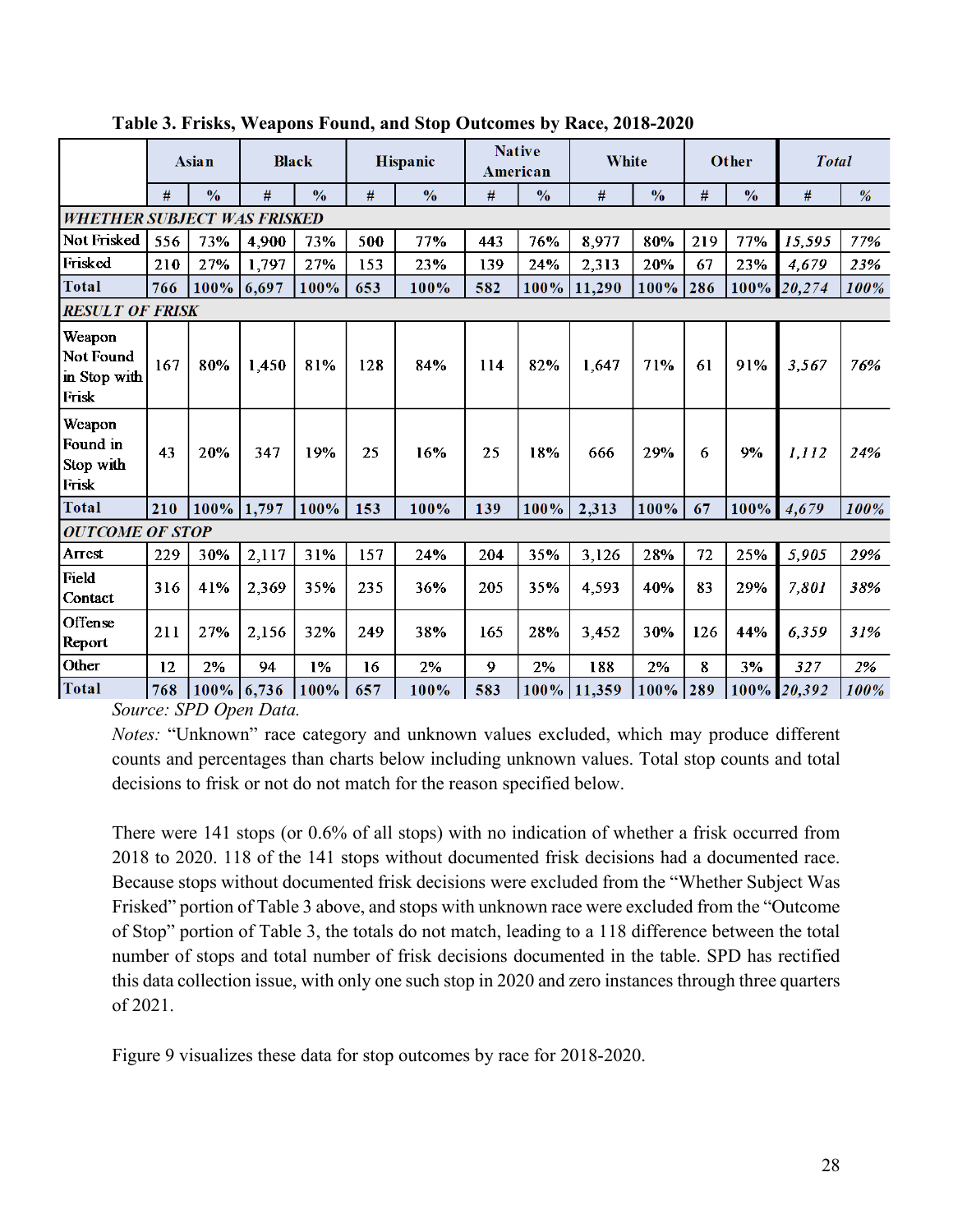**Table 3. Frisks, Weapons Found, and Stop Outcomes by Race, 2018-2020**

| | Asian | | Black | | Hispanic | | Native American | | White | | Other | | *Total* | |
|---|---|---|---|---|---|---|---|---|---|---|---|---|---|---|
| | # | % | # | % | # | % | # | % | # | % | # | % | # | % |
| ***WHETHER SUBJECT WAS FRISKED*** | | | | | | | | | | | | | | |
| Not Frisked | 556 | 73% | 4,900 | 73% | 500 | 77% | 443 | 76% | 8,977 | 80% | 219 | 77% | *15,595* | *77%* |
| Frisked | 210 | 27% | 1,797 | 27% | 153 | 23% | 139 | 24% | 2,313 | 20% | 67 | 23% | *4,679* | *23%* |
| **Total** | **766** | **100%** | **6,697** | **100%** | **653** | **100%** | **582** | **100%** | **11,290** | **100%** | **286** | **100%** | ***20,274*** | ***100%*** |
| ***RESULT OF FRISK*** | | | | | | | | | | | | | | |
| Weapon Not Found in Stop with Frisk | 167 | 80% | 1,450 | 81% | 128 | 84% | 114 | 82% | 1,647 | 71% | 61 | 91% | *3,567* | *76%* |
| Weapon Found in Stop with Frisk | 43 | 20% | 347 | 19% | 25 | 16% | 25 | 18% | 666 | 29% | 6 | 9% | *1,112* | *24%* |
| **Total** | **210** | **100%** | **1,797** | **100%** | **153** | **100%** | **139** | **100%** | **2,313** | **100%** | **67** | **100%** | ***4,679*** | ***100%*** |
| ***OUTCOME OF STOP*** | | | | | | | | | | | | | | |
| Arrest | 229 | 30% | 2,117 | 31% | 157 | 24% | 204 | 35% | 3,126 | 28% | 72 | 25% | *5,905* | *29%* |
| Field Contact | 316 | 41% | 2,369 | 35% | 235 | 36% | 205 | 35% | 4,593 | 40% | 83 | 29% | *7,801* | *38%* |
| Offense Report | 211 | 27% | 2,156 | 32% | 249 | 38% | 165 | 28% | 3,452 | 30% | 126 | 44% | *6,359* | *31%* |
| Other | 12 | 2% | 94 | 1% | 16 | 2% | 9 | 2% | 188 | 2% | 8 | 3% | *327* | *2%* |
| **Total** | **768** | **100%** | **6,736** | **100%** | **657** | **100%** | **583** | **100%** | **11,359** | **100%** | **289** | **100%** | ***20,392*** | ***100%*** |

*Source: SPD Open Data.*

*Notes:* "Unknown" race category and unknown values excluded, which may produce different counts and percentages than charts below including unknown values. Total stop counts and total decisions to frisk or not do not match for the reason specified below.

There were 141 stops (or 0.6% of all stops) with no indication of whether a frisk occurred from 2018 to 2020. 118 of the 141 stops without documented frisk decisions had a documented race. Because stops without documented frisk decisions were excluded from the "Whether Subject Was Frisked" portion of Table 3 above, and stops with unknown race were excluded from the "Outcome of Stop" portion of Table 3, the totals do not match, leading to a 118 difference between the total number of stops and total number of frisk decisions documented in the table. SPD has rectified this data collection issue, with only one such stop in 2020 and zero instances through three quarters of 2021.

Figure 9 visualizes these data for stop outcomes by race for 2018-2020.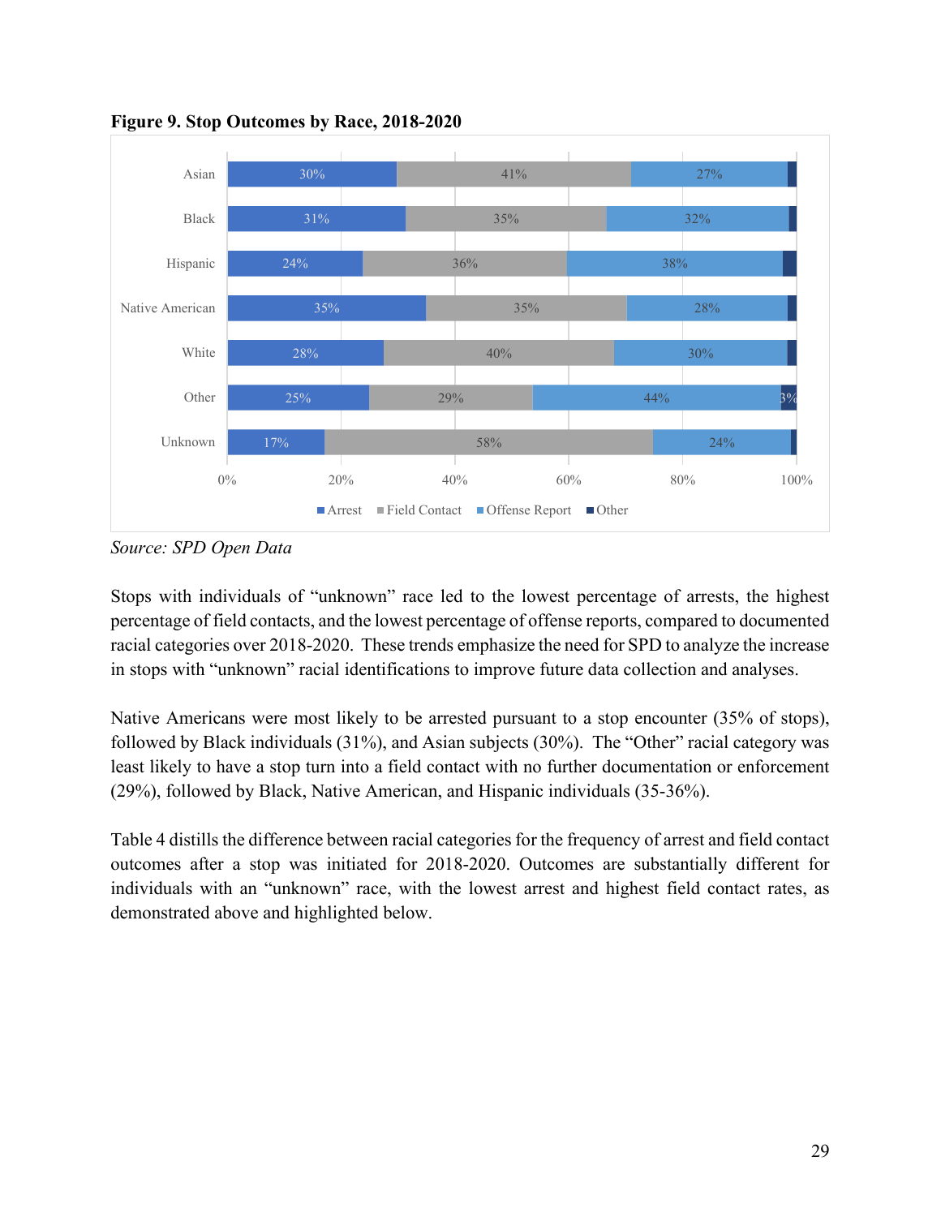**Figure 9. Stop Outcomes by Race, 2018-2020**

| Race | Arrest | Field Contact | Offense Report | Other |
|---|---|---|---|---|
| Asian | 30% | 41% | 27% | |
| Black | 31% | 35% | 32% | |
| Hispanic | 24% | 36% | 38% | |
| Native American | 35% | 35% | 28% | |
| White | 28% | 40% | 30% | |
| Other | 25% | 29% | 44% | 3% |
| Unknown | 17% | 58% | 24% | |

*Source: SPD Open Data*

Stops with individuals of "unknown" race led to the lowest percentage of arrests, the highest percentage of field contacts, and the lowest percentage of offense reports, compared to documented racial categories over 2018-2020. These trends emphasize the need for SPD to analyze the increase in stops with "unknown" racial identifications to improve future data collection and analyses.

Native Americans were most likely to be arrested pursuant to a stop encounter (35% of stops), followed by Black individuals (31%), and Asian subjects (30%). The "Other" racial category was least likely to have a stop turn into a field contact with no further documentation or enforcement (29%), followed by Black, Native American, and Hispanic individuals (35-36%).

Table 4 distills the difference between racial categories for the frequency of arrest and field contact outcomes after a stop was initiated for 2018-2020. Outcomes are substantially different for individuals with an "unknown" race, with the lowest arrest and highest field contact rates, as demonstrated above and highlighted below.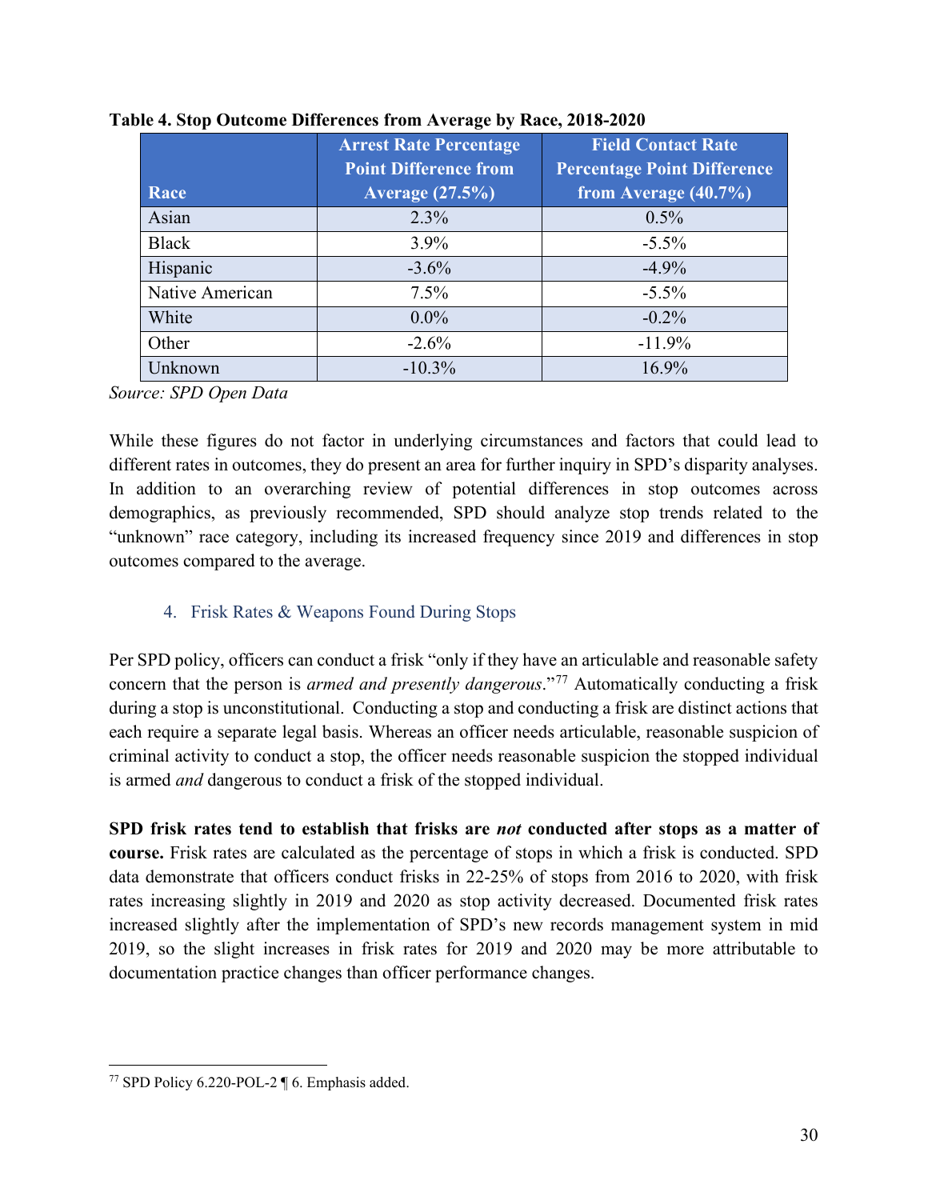**Table 4. Stop Outcome Differences from Average by Race, 2018-2020**

| Race | Arrest Rate Percentage Point Difference from Average (27.5%) | Field Contact Rate Percentage Point Difference from Average (40.7%) |
|---|---|---|
| Asian | 2.3% | 0.5% |
| Black | 3.9% | -5.5% |
| Hispanic | -3.6% | -4.9% |
| Native American | 7.5% | -5.5% |
| White | 0.0% | -0.2% |
| Other | -2.6% | -11.9% |
| Unknown | -10.3% | 16.9% |

*Source: SPD Open Data*

While these figures do not factor in underlying circumstances and factors that could lead to different rates in outcomes, they do present an area for further inquiry in SPD's disparity analyses. In addition to an overarching review of potential differences in stop outcomes across demographics, as previously recommended, SPD should analyze stop trends related to the "unknown" race category, including its increased frequency since 2019 and differences in stop outcomes compared to the average.

### 4. Frisk Rates & Weapons Found During Stops

Per SPD policy, officers can conduct a frisk "only if they have an articulable and reasonable safety concern that the person is *armed and presently dangerous*."[77] Automatically conducting a frisk during a stop is unconstitutional. Conducting a stop and conducting a frisk are distinct actions that each require a separate legal basis. Whereas an officer needs articulable, reasonable suspicion of criminal activity to conduct a stop, the officer needs reasonable suspicion the stopped individual is armed *and* dangerous to conduct a frisk of the stopped individual.

**SPD frisk rates tend to establish that frisks are *not* conducted after stops as a matter of course.** Frisk rates are calculated as the percentage of stops in which a frisk is conducted. SPD data demonstrate that officers conduct frisks in 22-25% of stops from 2016 to 2020, with frisk rates increasing slightly in 2019 and 2020 as stop activity decreased. Documented frisk rates increased slightly after the implementation of SPD's new records management system in mid 2019, so the slight increases in frisk rates for 2019 and 2020 may be more attributable to documentation practice changes than officer performance changes.

---

[77] SPD Policy 6.220-POL-2 ¶ 6. Emphasis added.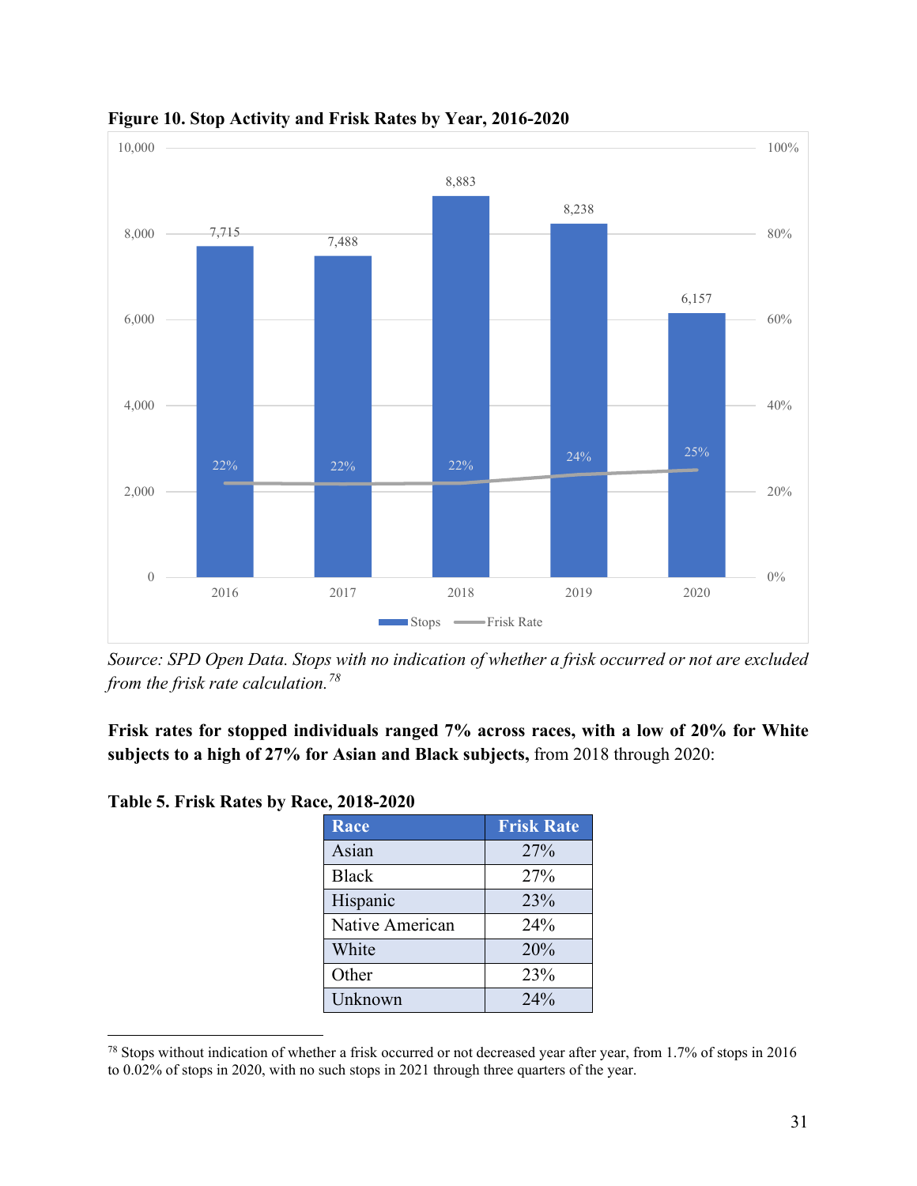**Figure 10. Stop Activity and Frisk Rates by Year, 2016-2020**

| Year | Stops | Frisk Rate |
|---|---|---|
| 2016 | 7,715 | 22% |
| 2017 | 7,488 | 22% |
| 2018 | 8,883 | 22% |
| 2019 | 8,238 | 24% |
| 2020 | 6,157 | 25% |

*Source: SPD Open Data. Stops with no indication of whether a frisk occurred or not are excluded from the frisk rate calculation.*[78]

**Frisk rates for stopped individuals ranged 7% across races, with a low of 20% for White subjects to a high of 27% for Asian and Black subjects,** from 2018 through 2020:

**Table 5. Frisk Rates by Race, 2018-2020**

| Race | Frisk Rate |
|---|---|
| Asian | 27% |
| Black | 27% |
| Hispanic | 23% |
| Native American | 24% |
| White | 20% |
| Other | 23% |
| Unknown | 24% |

[78] Stops without indication of whether a frisk occurred or not decreased year after year, from 1.7% of stops in 2016 to 0.02% of stops in 2020, with no such stops in 2021 through three quarters of the year.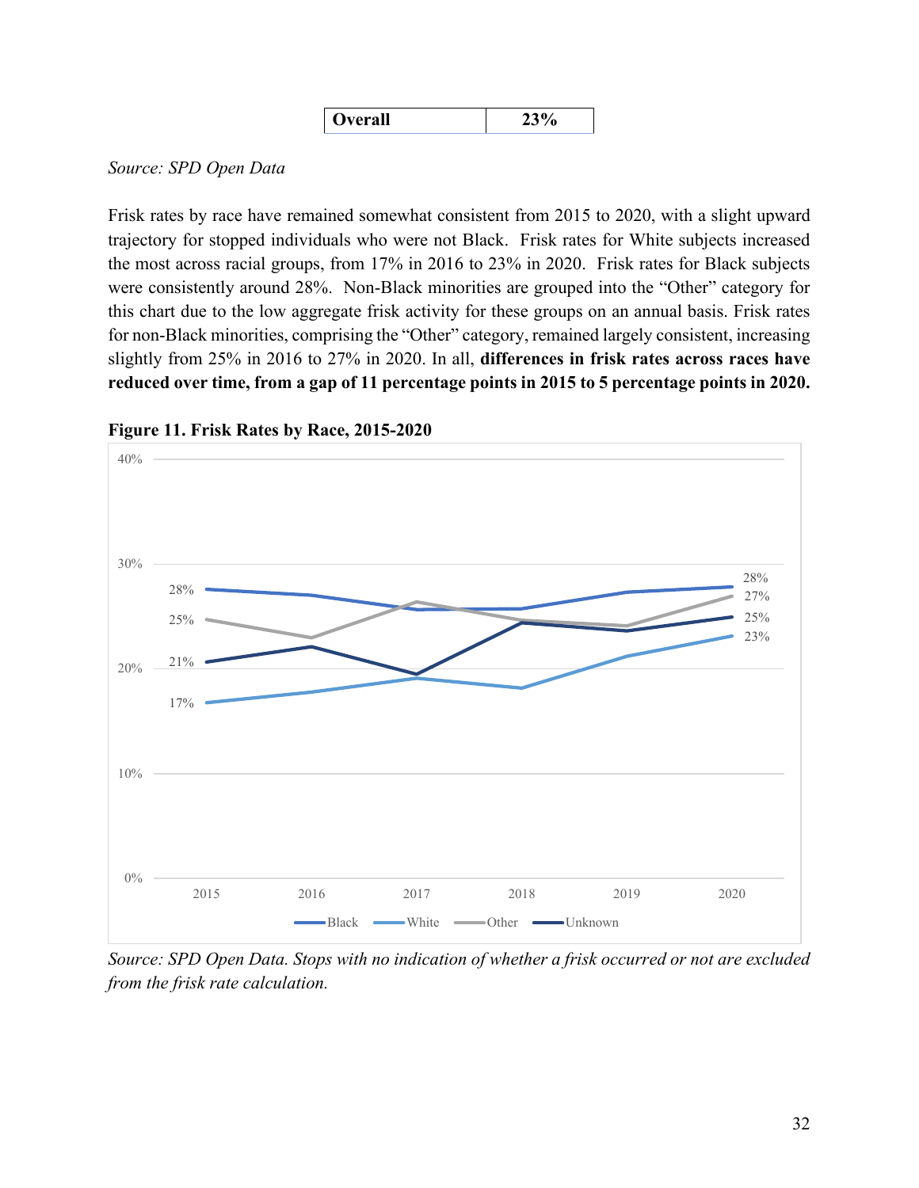| Overall | 23% |
|---|---|

*Source: SPD Open Data*

Frisk rates by race have remained somewhat consistent from 2015 to 2020, with a slight upward trajectory for stopped individuals who were not Black. Frisk rates for White subjects increased the most across racial groups, from 17% in 2016 to 23% in 2020. Frisk rates for Black subjects were consistently around 28%. Non-Black minorities are grouped into the "Other" category for this chart due to the low aggregate frisk activity for these groups on an annual basis. Frisk rates for non-Black minorities, comprising the "Other" category, remained largely consistent, increasing slightly from 25% in 2016 to 27% in 2020. In all, **differences in frisk rates across races have reduced over time, from a gap of 11 percentage points in 2015 to 5 percentage points in 2020.**

**Figure 11. Frisk Rates by Race, 2015-2020**

*Source: SPD Open Data. Stops with no indication of whether a frisk occurred or not are excluded from the frisk rate calculation.*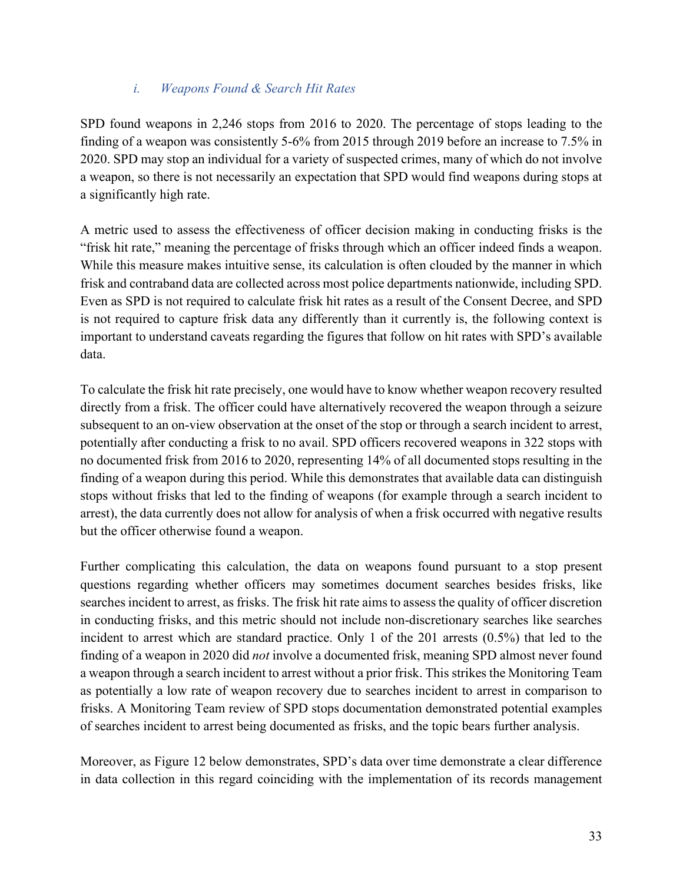#### i. *Weapons Found & Search Hit Rates*

SPD found weapons in 2,246 stops from 2016 to 2020. The percentage of stops leading to the finding of a weapon was consistently 5-6% from 2015 through 2019 before an increase to 7.5% in 2020. SPD may stop an individual for a variety of suspected crimes, many of which do not involve a weapon, so there is not necessarily an expectation that SPD would find weapons during stops at a significantly high rate.

A metric used to assess the effectiveness of officer decision making in conducting frisks is the "frisk hit rate," meaning the percentage of frisks through which an officer indeed finds a weapon. While this measure makes intuitive sense, its calculation is often clouded by the manner in which frisk and contraband data are collected across most police departments nationwide, including SPD. Even as SPD is not required to calculate frisk hit rates as a result of the Consent Decree, and SPD is not required to capture frisk data any differently than it currently is, the following context is important to understand caveats regarding the figures that follow on hit rates with SPD's available data.

To calculate the frisk hit rate precisely, one would have to know whether weapon recovery resulted directly from a frisk. The officer could have alternatively recovered the weapon through a seizure subsequent to an on-view observation at the onset of the stop or through a search incident to arrest, potentially after conducting a frisk to no avail. SPD officers recovered weapons in 322 stops with no documented frisk from 2016 to 2020, representing 14% of all documented stops resulting in the finding of a weapon during this period. While this demonstrates that available data can distinguish stops without frisks that led to the finding of weapons (for example through a search incident to arrest), the data currently does not allow for analysis of when a frisk occurred with negative results but the officer otherwise found a weapon.

Further complicating this calculation, the data on weapons found pursuant to a stop present questions regarding whether officers may sometimes document searches besides frisks, like searches incident to arrest, as frisks. The frisk hit rate aims to assess the quality of officer discretion in conducting frisks, and this metric should not include non-discretionary searches like searches incident to arrest which are standard practice. Only 1 of the 201 arrests (0.5%) that led to the finding of a weapon in 2020 did *not* involve a documented frisk, meaning SPD almost never found a weapon through a search incident to arrest without a prior frisk. This strikes the Monitoring Team as potentially a low rate of weapon recovery due to searches incident to arrest in comparison to frisks. A Monitoring Team review of SPD stops documentation demonstrated potential examples of searches incident to arrest being documented as frisks, and the topic bears further analysis.

Moreover, as Figure 12 below demonstrates, SPD's data over time demonstrate a clear difference in data collection in this regard coinciding with the implementation of its records management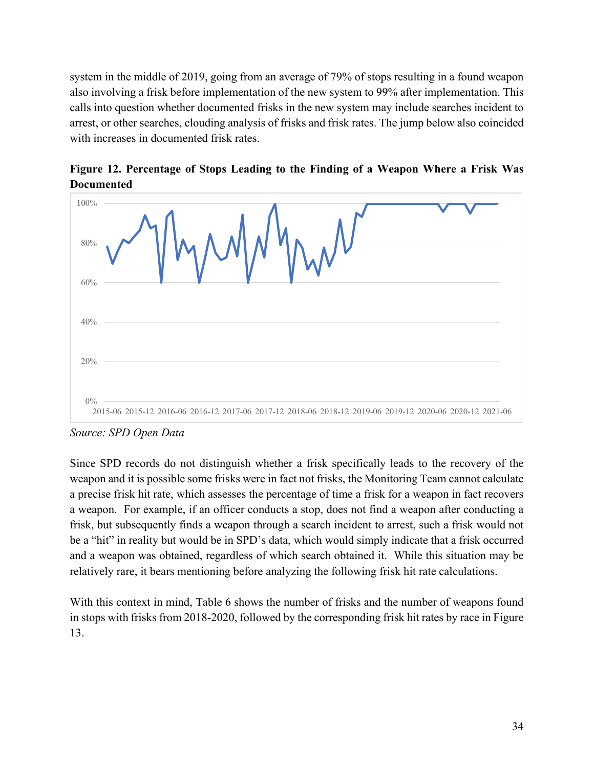system in the middle of 2019, going from an average of 79% of stops resulting in a found weapon also involving a frisk before implementation of the new system to 99% after implementation. This calls into question whether documented frisks in the new system may include searches incident to arrest, or other searches, clouding analysis of frisks and frisk rates. The jump below also coincided with increases in documented frisk rates.

**Figure 12. Percentage of Stops Leading to the Finding of a Weapon Where a Frisk Was Documented**

*Source: SPD Open Data*

Since SPD records do not distinguish whether a frisk specifically leads to the recovery of the weapon and it is possible some frisks were in fact not frisks, the Monitoring Team cannot calculate a precise frisk hit rate, which assesses the percentage of time a frisk for a weapon in fact recovers a weapon. For example, if an officer conducts a stop, does not find a weapon after conducting a frisk, but subsequently finds a weapon through a search incident to arrest, such a frisk would not be a "hit" in reality but would be in SPD's data, which would simply indicate that a frisk occurred and a weapon was obtained, regardless of which search obtained it. While this situation may be relatively rare, it bears mentioning before analyzing the following frisk hit rate calculations.

With this context in mind, Table 6 shows the number of frisks and the number of weapons found in stops with frisks from 2018-2020, followed by the corresponding frisk hit rates by race in Figure 13.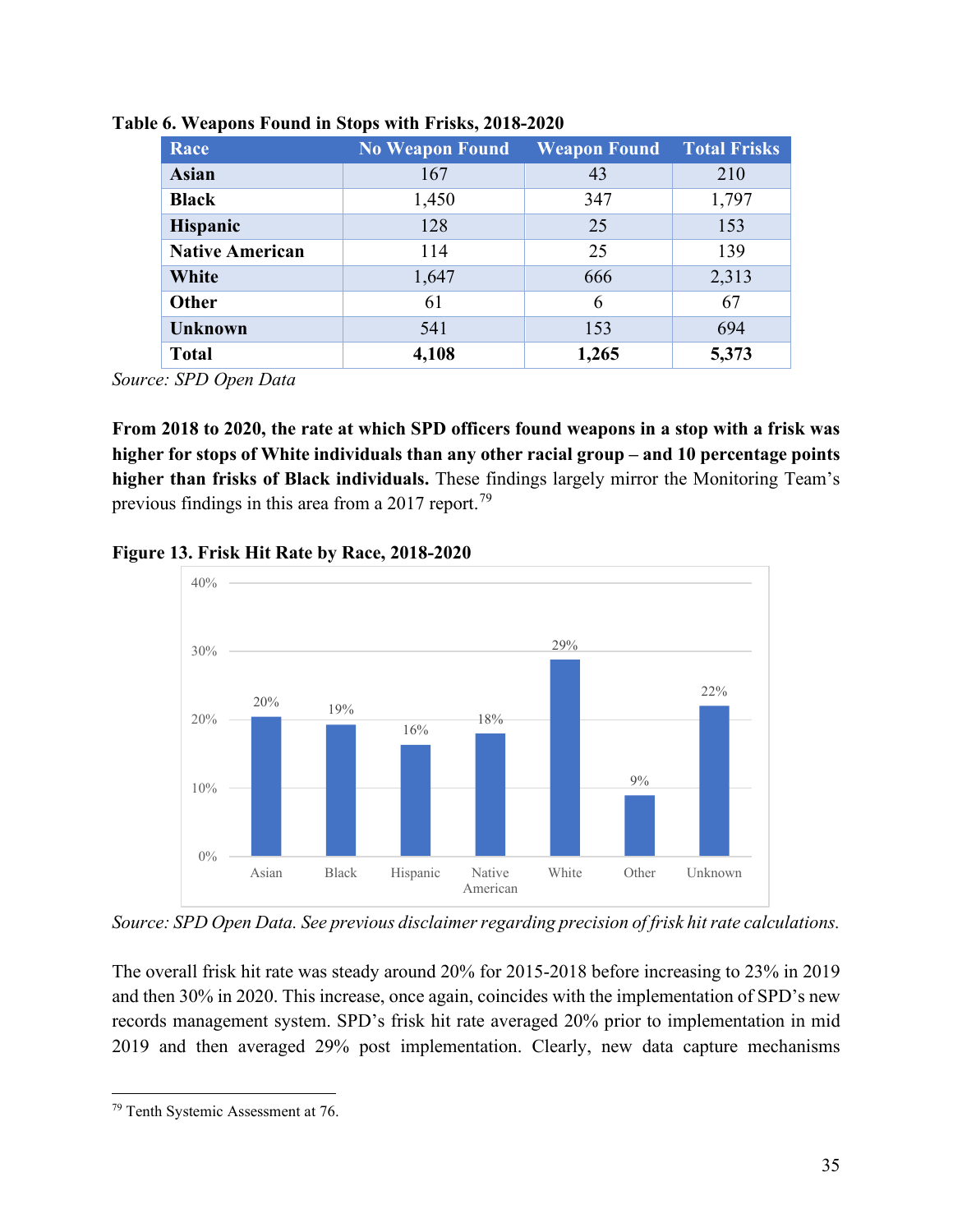**Table 6. Weapons Found in Stops with Frisks, 2018-2020**

| Race | No Weapon Found | Weapon Found | Total Frisks |
|---|---|---|---|
| **Asian** | 167 | 43 | 210 |
| **Black** | 1,450 | 347 | 1,797 |
| **Hispanic** | 128 | 25 | 153 |
| **Native American** | 114 | 25 | 139 |
| **White** | 1,647 | 666 | 2,313 |
| **Other** | 61 | 6 | 67 |
| **Unknown** | 541 | 153 | 694 |
| **Total** | **4,108** | **1,265** | **5,373** |

*Source: SPD Open Data*

**From 2018 to 2020, the rate at which SPD officers found weapons in a stop with a frisk was higher for stops of White individuals than any other racial group – and 10 percentage points higher than frisks of Black individuals.** These findings largely mirror the Monitoring Team's previous findings in this area from a 2017 report.[79]

**Figure 13. Frisk Hit Rate by Race, 2018-2020**

*Source: SPD Open Data. See previous disclaimer regarding precision of frisk hit rate calculations.*

The overall frisk hit rate was steady around 20% for 2015-2018 before increasing to 23% in 2019 and then 30% in 2020. This increase, once again, coincides with the implementation of SPD's new records management system. SPD's frisk hit rate averaged 20% prior to implementation in mid 2019 and then averaged 29% post implementation. Clearly, new data capture mechanisms

[79] Tenth Systemic Assessment at 76.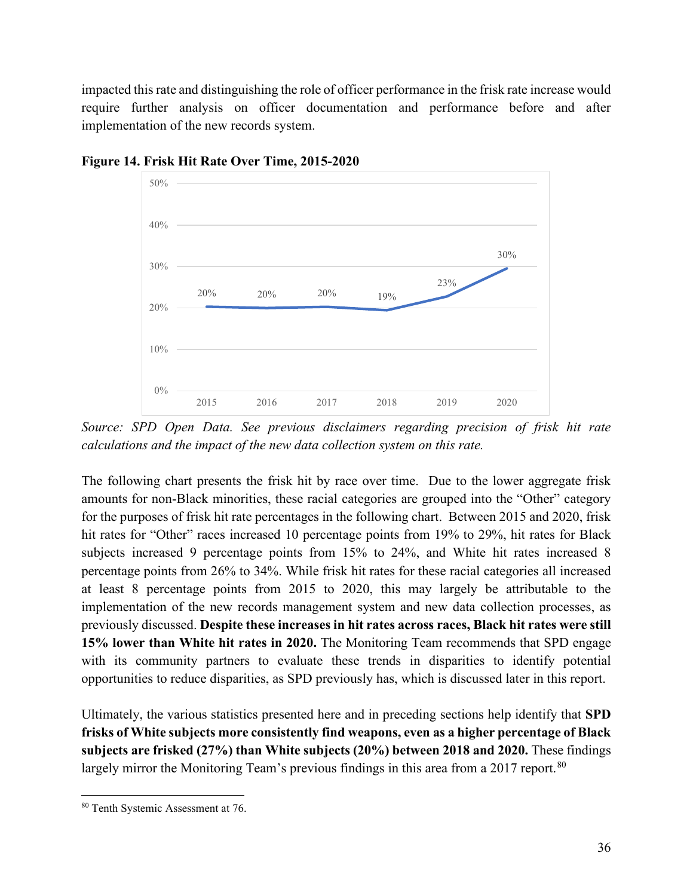impacted this rate and distinguishing the role of officer performance in the frisk rate increase would require further analysis on officer documentation and performance before and after implementation of the new records system.

**Figure 14. Frisk Hit Rate Over Time, 2015-2020**

| Year | Frisk Hit Rate |
|---|---|
| 2015 | 20% |
| 2016 | 20% |
| 2017 | 20% |
| 2018 | 19% |
| 2019 | 23% |
| 2020 | 30% |

*Source: SPD Open Data. See previous disclaimers regarding precision of frisk hit rate calculations and the impact of the new data collection system on this rate.*

The following chart presents the frisk hit by race over time. Due to the lower aggregate frisk amounts for non-Black minorities, these racial categories are grouped into the "Other" category for the purposes of frisk hit rate percentages in the following chart. Between 2015 and 2020, frisk hit rates for "Other" races increased 10 percentage points from 19% to 29%, hit rates for Black subjects increased 9 percentage points from 15% to 24%, and White hit rates increased 8 percentage points from 26% to 34%. While frisk hit rates for these racial categories all increased at least 8 percentage points from 2015 to 2020, this may largely be attributable to the implementation of the new records management system and new data collection processes, as previously discussed. **Despite these increases in hit rates across races, Black hit rates were still 15% lower than White hit rates in 2020.** The Monitoring Team recommends that SPD engage with its community partners to evaluate these trends in disparities to identify potential opportunities to reduce disparities, as SPD previously has, which is discussed later in this report.

Ultimately, the various statistics presented here and in preceding sections help identify that **SPD frisks of White subjects more consistently find weapons, even as a higher percentage of Black subjects are frisked (27%) than White subjects (20%) between 2018 and 2020.** These findings largely mirror the Monitoring Team's previous findings in this area from a 2017 report.[80]

[80] Tenth Systemic Assessment at 76.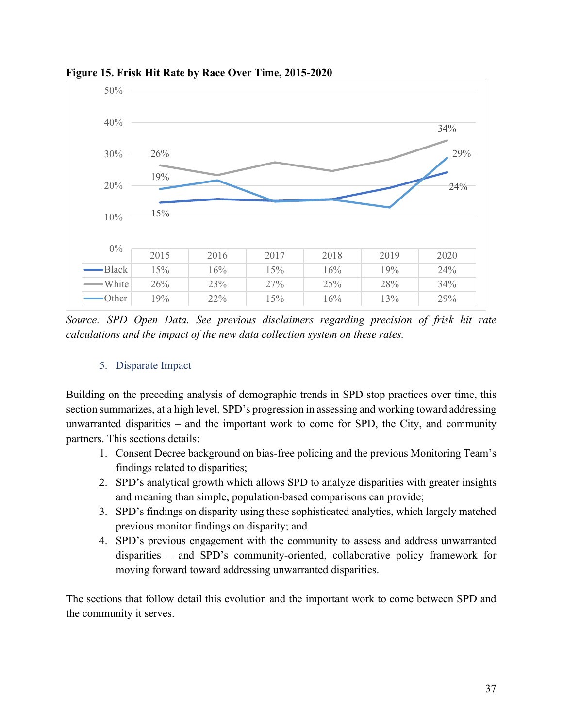**Figure 15. Frisk Hit Rate by Race Over Time, 2015-2020**

| | 2015 | 2016 | 2017 | 2018 | 2019 | 2020 |
|---|---|---|---|---|---|---|
| Black | 15% | 16% | 15% | 16% | 19% | 24% |
| White | 26% | 23% | 27% | 25% | 28% | 34% |
| Other | 19% | 22% | 15% | 16% | 13% | 29% |

*Source: SPD Open Data. See previous disclaimers regarding precision of frisk hit rate calculations and the impact of the new data collection system on these rates.*

### 5. Disparate Impact

Building on the preceding analysis of demographic trends in SPD stop practices over time, this section summarizes, at a high level, SPD's progression in assessing and working toward addressing unwarranted disparities – and the important work to come for SPD, the City, and community partners. This sections details:

1. Consent Decree background on bias-free policing and the previous Monitoring Team's findings related to disparities;
2. SPD's analytical growth which allows SPD to analyze disparities with greater insights and meaning than simple, population-based comparisons can provide;
3. SPD's findings on disparity using these sophisticated analytics, which largely matched previous monitor findings on disparity; and
4. SPD's previous engagement with the community to assess and address unwarranted disparities – and SPD's community-oriented, collaborative policy framework for moving forward toward addressing unwarranted disparities.

The sections that follow detail this evolution and the important work to come between SPD and the community it serves.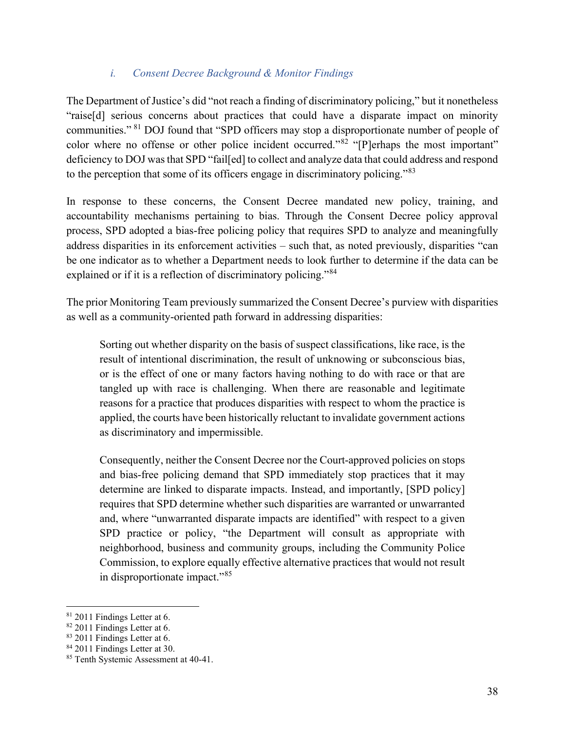#### *i. Consent Decree Background & Monitor Findings*

The Department of Justice's did "not reach a finding of discriminatory policing," but it nonetheless "raise[d] serious concerns about practices that could have a disparate impact on minority communities." [81] DOJ found that "SPD officers may stop a disproportionate number of people of color where no offense or other police incident occurred."[82] "[P]erhaps the most important" deficiency to DOJ was that SPD "fail[ed] to collect and analyze data that could address and respond to the perception that some of its officers engage in discriminatory policing."[83]

In response to these concerns, the Consent Decree mandated new policy, training, and accountability mechanisms pertaining to bias. Through the Consent Decree policy approval process, SPD adopted a bias-free policing policy that requires SPD to analyze and meaningfully address disparities in its enforcement activities – such that, as noted previously, disparities "can be one indicator as to whether a Department needs to look further to determine if the data can be explained or if it is a reflection of discriminatory policing."[84]

The prior Monitoring Team previously summarized the Consent Decree's purview with disparities as well as a community-oriented path forward in addressing disparities:

> Sorting out whether disparity on the basis of suspect classifications, like race, is the result of intentional discrimination, the result of unknowing or subconscious bias, or is the effect of one or many factors having nothing to do with race or that are tangled up with race is challenging. When there are reasonable and legitimate reasons for a practice that produces disparities with respect to whom the practice is applied, the courts have been historically reluctant to invalidate government actions as discriminatory and impermissible.
>
> Consequently, neither the Consent Decree nor the Court-approved policies on stops and bias-free policing demand that SPD immediately stop practices that it may determine are linked to disparate impacts. Instead, and importantly, [SPD policy] requires that SPD determine whether such disparities are warranted or unwarranted and, where "unwarranted disparate impacts are identified" with respect to a given SPD practice or policy, "the Department will consult as appropriate with neighborhood, business and community groups, including the Community Police Commission, to explore equally effective alternative practices that would not result in disproportionate impact."[85]

---

[81] 2011 Findings Letter at 6.

[82] 2011 Findings Letter at 6.

[83] 2011 Findings Letter at 6.

[84] 2011 Findings Letter at 30.

[85] Tenth Systemic Assessment at 40-41.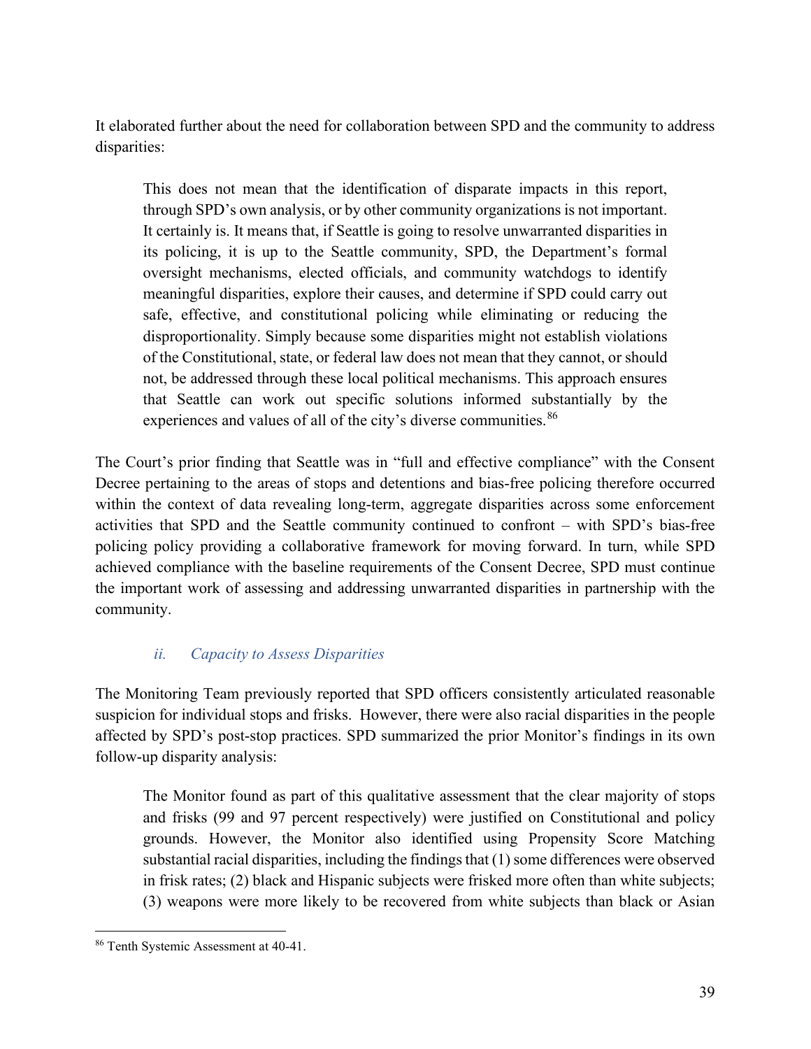It elaborated further about the need for collaboration between SPD and the community to address disparities:

> This does not mean that the identification of disparate impacts in this report, through SPD's own analysis, or by other community organizations is not important. It certainly is. It means that, if Seattle is going to resolve unwarranted disparities in its policing, it is up to the Seattle community, SPD, the Department's formal oversight mechanisms, elected officials, and community watchdogs to identify meaningful disparities, explore their causes, and determine if SPD could carry out safe, effective, and constitutional policing while eliminating or reducing the disproportionality. Simply because some disparities might not establish violations of the Constitutional, state, or federal law does not mean that they cannot, or should not, be addressed through these local political mechanisms. This approach ensures that Seattle can work out specific solutions informed substantially by the experiences and values of all of the city's diverse communities.[86]

The Court's prior finding that Seattle was in "full and effective compliance" with the Consent Decree pertaining to the areas of stops and detentions and bias-free policing therefore occurred within the context of data revealing long-term, aggregate disparities across some enforcement activities that SPD and the Seattle community continued to confront – with SPD's bias-free policing policy providing a collaborative framework for moving forward. In turn, while SPD achieved compliance with the baseline requirements of the Consent Decree, SPD must continue the important work of assessing and addressing unwarranted disparities in partnership with the community.

#### *ii. Capacity to Assess Disparities*

The Monitoring Team previously reported that SPD officers consistently articulated reasonable suspicion for individual stops and frisks. However, there were also racial disparities in the people affected by SPD's post-stop practices. SPD summarized the prior Monitor's findings in its own follow-up disparity analysis:

> The Monitor found as part of this qualitative assessment that the clear majority of stops and frisks (99 and 97 percent respectively) were justified on Constitutional and policy grounds. However, the Monitor also identified using Propensity Score Matching substantial racial disparities, including the findings that (1) some differences were observed in frisk rates; (2) black and Hispanic subjects were frisked more often than white subjects; (3) weapons were more likely to be recovered from white subjects than black or Asian

[86] Tenth Systemic Assessment at 40-41.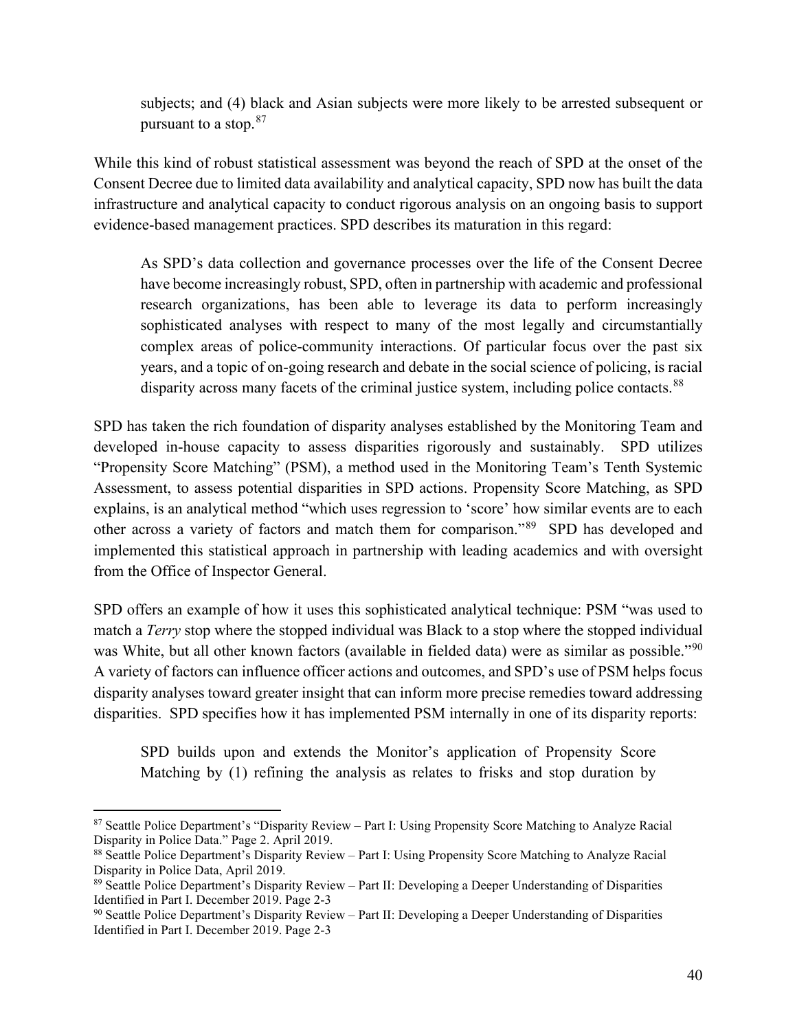subjects; and (4) black and Asian subjects were more likely to be arrested subsequent or pursuant to a stop.[87]

While this kind of robust statistical assessment was beyond the reach of SPD at the onset of the Consent Decree due to limited data availability and analytical capacity, SPD now has built the data infrastructure and analytical capacity to conduct rigorous analysis on an ongoing basis to support evidence-based management practices. SPD describes its maturation in this regard:

> As SPD's data collection and governance processes over the life of the Consent Decree have become increasingly robust, SPD, often in partnership with academic and professional research organizations, has been able to leverage its data to perform increasingly sophisticated analyses with respect to many of the most legally and circumstantially complex areas of police-community interactions. Of particular focus over the past six years, and a topic of on-going research and debate in the social science of policing, is racial disparity across many facets of the criminal justice system, including police contacts.[88]

SPD has taken the rich foundation of disparity analyses established by the Monitoring Team and developed in-house capacity to assess disparities rigorously and sustainably. SPD utilizes "Propensity Score Matching" (PSM), a method used in the Monitoring Team's Tenth Systemic Assessment, to assess potential disparities in SPD actions. Propensity Score Matching, as SPD explains, is an analytical method "which uses regression to 'score' how similar events are to each other across a variety of factors and match them for comparison."[89] SPD has developed and implemented this statistical approach in partnership with leading academics and with oversight from the Office of Inspector General.

SPD offers an example of how it uses this sophisticated analytical technique: PSM "was used to match a *Terry* stop where the stopped individual was Black to a stop where the stopped individual was White, but all other known factors (available in fielded data) were as similar as possible."[90] A variety of factors can influence officer actions and outcomes, and SPD's use of PSM helps focus disparity analyses toward greater insight that can inform more precise remedies toward addressing disparities. SPD specifies how it has implemented PSM internally in one of its disparity reports:

> SPD builds upon and extends the Monitor's application of Propensity Score Matching by (1) refining the analysis as relates to frisks and stop duration by

---

[87] Seattle Police Department's "Disparity Review – Part I: Using Propensity Score Matching to Analyze Racial Disparity in Police Data." Page 2. April 2019.

[88] Seattle Police Department's Disparity Review – Part I: Using Propensity Score Matching to Analyze Racial Disparity in Police Data, April 2019.

[89] Seattle Police Department's Disparity Review – Part II: Developing a Deeper Understanding of Disparities Identified in Part I. December 2019. Page 2-3

[90] Seattle Police Department's Disparity Review – Part II: Developing a Deeper Understanding of Disparities Identified in Part I. December 2019. Page 2-3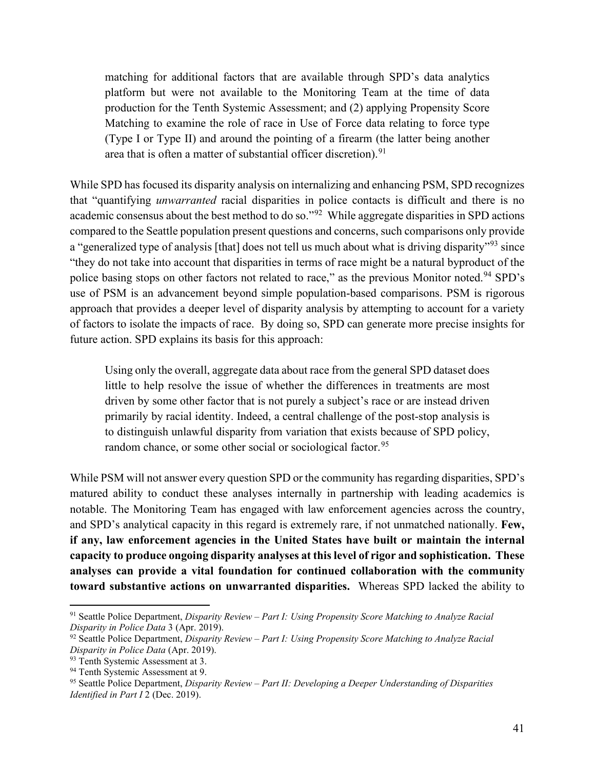> matching for additional factors that are available through SPD's data analytics platform but were not available to the Monitoring Team at the time of data production for the Tenth Systemic Assessment; and (2) applying Propensity Score Matching to examine the role of race in Use of Force data relating to force type (Type I or Type II) and around the pointing of a firearm (the latter being another area that is often a matter of substantial officer discretion).[91]

While SPD has focused its disparity analysis on internalizing and enhancing PSM, SPD recognizes that "quantifying *unwarranted* racial disparities in police contacts is difficult and there is no academic consensus about the best method to do so."[92] While aggregate disparities in SPD actions compared to the Seattle population present questions and concerns, such comparisons only provide a "generalized type of analysis [that] does not tell us much about what is driving disparity"[93] since "they do not take into account that disparities in terms of race might be a natural byproduct of the police basing stops on other factors not related to race," as the previous Monitor noted.[94] SPD's use of PSM is an advancement beyond simple population-based comparisons. PSM is rigorous approach that provides a deeper level of disparity analysis by attempting to account for a variety of factors to isolate the impacts of race. By doing so, SPD can generate more precise insights for future action. SPD explains its basis for this approach:

> Using only the overall, aggregate data about race from the general SPD dataset does little to help resolve the issue of whether the differences in treatments are most driven by some other factor that is not purely a subject's race or are instead driven primarily by racial identity. Indeed, a central challenge of the post-stop analysis is to distinguish unlawful disparity from variation that exists because of SPD policy, random chance, or some other social or sociological factor.[95]

While PSM will not answer every question SPD or the community has regarding disparities, SPD's matured ability to conduct these analyses internally in partnership with leading academics is notable. The Monitoring Team has engaged with law enforcement agencies across the country, and SPD's analytical capacity in this regard is extremely rare, if not unmatched nationally. **Few, if any, law enforcement agencies in the United States have built or maintain the internal capacity to produce ongoing disparity analyses at this level of rigor and sophistication. These analyses can provide a vital foundation for continued collaboration with the community toward substantive actions on unwarranted disparities.** Whereas SPD lacked the ability to

---

[91] Seattle Police Department, *Disparity Review – Part I: Using Propensity Score Matching to Analyze Racial Disparity in Police Data* 3 (Apr. 2019).

[92] Seattle Police Department, *Disparity Review – Part I: Using Propensity Score Matching to Analyze Racial Disparity in Police Data* (Apr. 2019).

[93] Tenth Systemic Assessment at 3.

[94] Tenth Systemic Assessment at 9.

[95] Seattle Police Department, *Disparity Review – Part II: Developing a Deeper Understanding of Disparities Identified in Part I* 2 (Dec. 2019).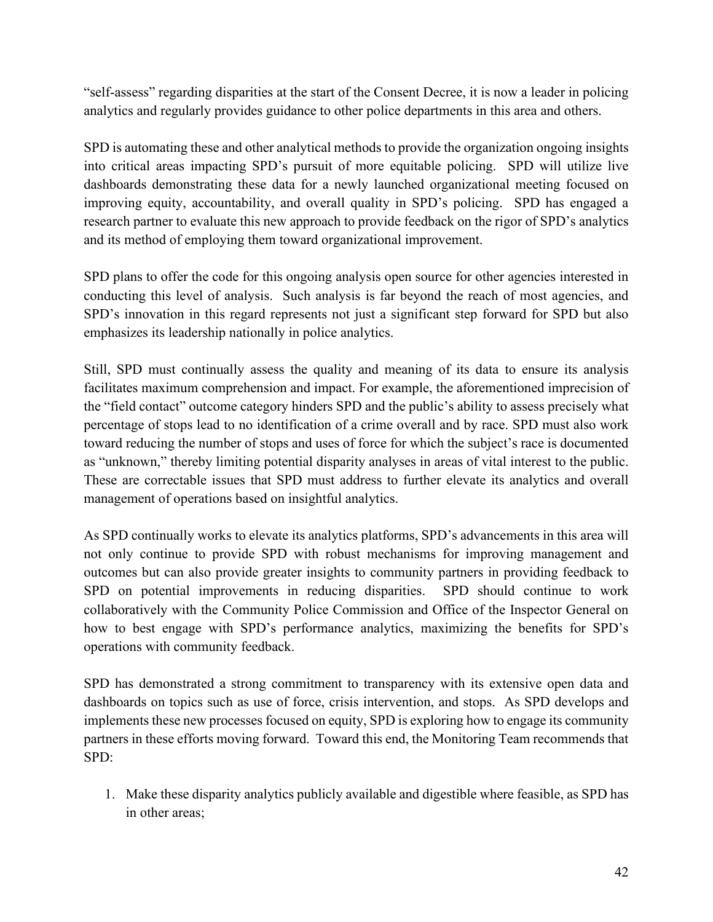"self-assess" regarding disparities at the start of the Consent Decree, it is now a leader in policing analytics and regularly provides guidance to other police departments in this area and others.

SPD is automating these and other analytical methods to provide the organization ongoing insights into critical areas impacting SPD's pursuit of more equitable policing. SPD will utilize live dashboards demonstrating these data for a newly launched organizational meeting focused on improving equity, accountability, and overall quality in SPD's policing. SPD has engaged a research partner to evaluate this new approach to provide feedback on the rigor of SPD's analytics and its method of employing them toward organizational improvement.

SPD plans to offer the code for this ongoing analysis open source for other agencies interested in conducting this level of analysis. Such analysis is far beyond the reach of most agencies, and SPD's innovation in this regard represents not just a significant step forward for SPD but also emphasizes its leadership nationally in police analytics.

Still, SPD must continually assess the quality and meaning of its data to ensure its analysis facilitates maximum comprehension and impact. For example, the aforementioned imprecision of the "field contact" outcome category hinders SPD and the public's ability to assess precisely what percentage of stops lead to no identification of a crime overall and by race. SPD must also work toward reducing the number of stops and uses of force for which the subject's race is documented as "unknown," thereby limiting potential disparity analyses in areas of vital interest to the public. These are correctable issues that SPD must address to further elevate its analytics and overall management of operations based on insightful analytics.

As SPD continually works to elevate its analytics platforms, SPD's advancements in this area will not only continue to provide SPD with robust mechanisms for improving management and outcomes but can also provide greater insights to community partners in providing feedback to SPD on potential improvements in reducing disparities. SPD should continue to work collaboratively with the Community Police Commission and Office of the Inspector General on how to best engage with SPD's performance analytics, maximizing the benefits for SPD's operations with community feedback.

SPD has demonstrated a strong commitment to transparency with its extensive open data and dashboards on topics such as use of force, crisis intervention, and stops. As SPD develops and implements these new processes focused on equity, SPD is exploring how to engage its community partners in these efforts moving forward. Toward this end, the Monitoring Team recommends that SPD:

1. Make these disparity analytics publicly available and digestible where feasible, as SPD has in other areas;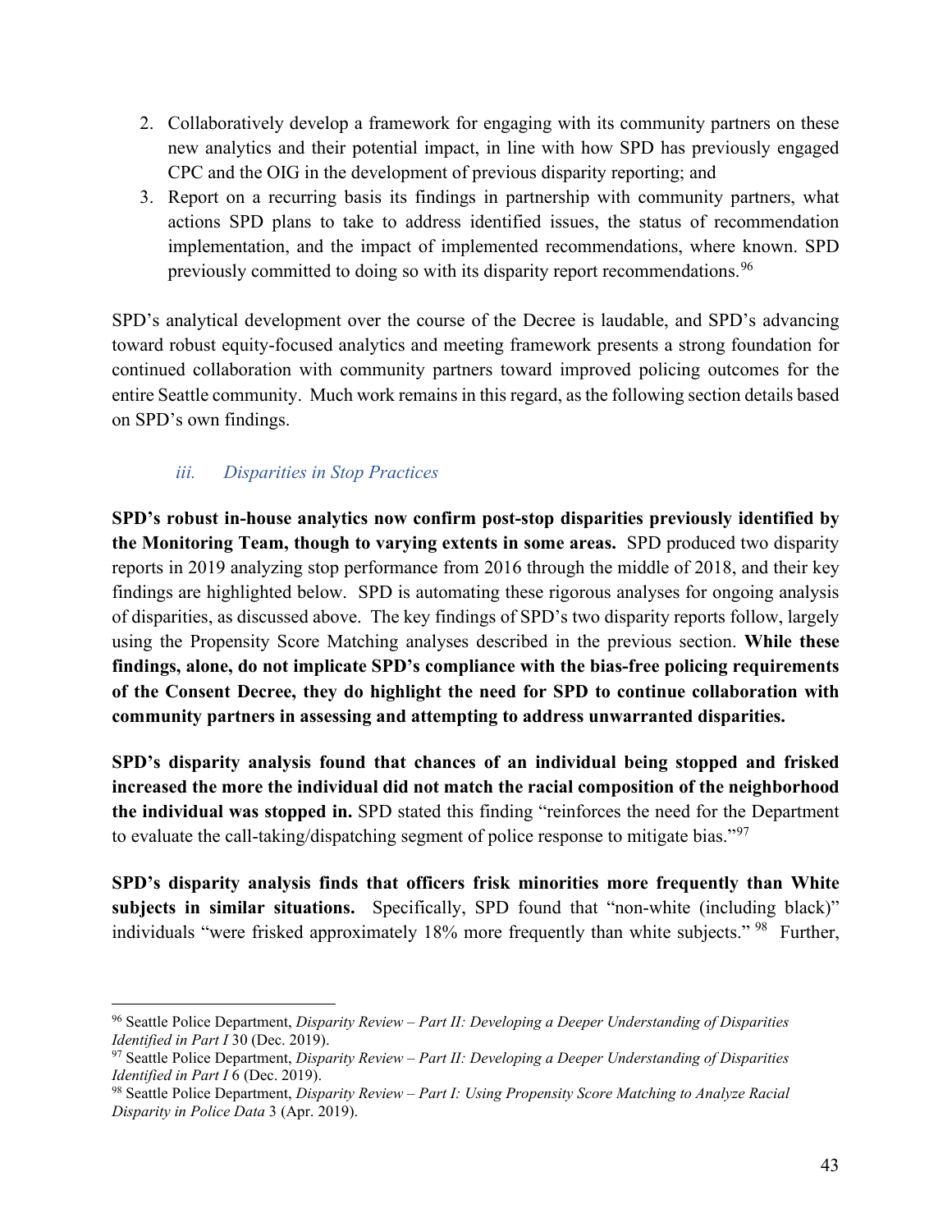2. Collaboratively develop a framework for engaging with its community partners on these new analytics and their potential impact, in line with how SPD has previously engaged CPC and the OIG in the development of previous disparity reporting; and
3. Report on a recurring basis its findings in partnership with community partners, what actions SPD plans to take to address identified issues, the status of recommendation implementation, and the impact of implemented recommendations, where known. SPD previously committed to doing so with its disparity report recommendations.[96]

SPD's analytical development over the course of the Decree is laudable, and SPD's advancing toward robust equity-focused analytics and meeting framework presents a strong foundation for continued collaboration with community partners toward improved policing outcomes for the entire Seattle community. Much work remains in this regard, as the following section details based on SPD's own findings.

### *iii. Disparities in Stop Practices*

**SPD's robust in-house analytics now confirm post-stop disparities previously identified by the Monitoring Team, though to varying extents in some areas.** SPD produced two disparity reports in 2019 analyzing stop performance from 2016 through the middle of 2018, and their key findings are highlighted below. SPD is automating these rigorous analyses for ongoing analysis of disparities, as discussed above. The key findings of SPD's two disparity reports follow, largely using the Propensity Score Matching analyses described in the previous section. **While these findings, alone, do not implicate SPD's compliance with the bias-free policing requirements of the Consent Decree, they do highlight the need for SPD to continue collaboration with community partners in assessing and attempting to address unwarranted disparities.**

**SPD's disparity analysis found that chances of an individual being stopped and frisked increased the more the individual did not match the racial composition of the neighborhood the individual was stopped in.** SPD stated this finding "reinforces the need for the Department to evaluate the call-taking/dispatching segment of police response to mitigate bias."[97]

**SPD's disparity analysis finds that officers frisk minorities more frequently than White subjects in similar situations.** Specifically, SPD found that "non-white (including black)" individuals "were frisked approximately 18% more frequently than white subjects."[98] Further,

---

[96] Seattle Police Department, *Disparity Review – Part II: Developing a Deeper Understanding of Disparities Identified in Part I* 30 (Dec. 2019).

[97] Seattle Police Department, *Disparity Review – Part II: Developing a Deeper Understanding of Disparities Identified in Part I* 6 (Dec. 2019).

[98] Seattle Police Department, *Disparity Review – Part I: Using Propensity Score Matching to Analyze Racial Disparity in Police Data* 3 (Apr. 2019).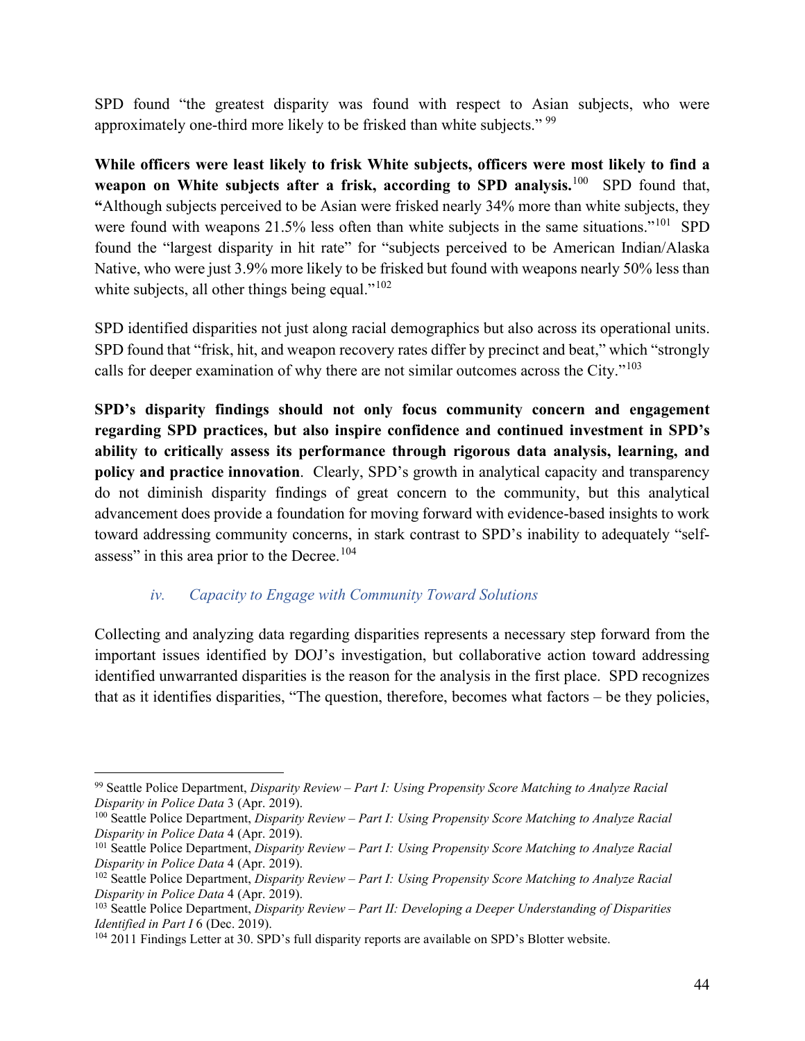SPD found "the greatest disparity was found with respect to Asian subjects, who were approximately one-third more likely to be frisked than white subjects." [99]

**While officers were least likely to frisk White subjects, officers were most likely to find a weapon on White subjects after a frisk, according to SPD analysis.**[100] SPD found that, **"**Although subjects perceived to be Asian were frisked nearly 34% more than white subjects, they were found with weapons 21.5% less often than white subjects in the same situations."[101] SPD found the "largest disparity in hit rate" for "subjects perceived to be American Indian/Alaska Native, who were just 3.9% more likely to be frisked but found with weapons nearly 50% less than white subjects, all other things being equal."[102]

SPD identified disparities not just along racial demographics but also across its operational units. SPD found that "frisk, hit, and weapon recovery rates differ by precinct and beat," which "strongly calls for deeper examination of why there are not similar outcomes across the City."[103]

**SPD's disparity findings should not only focus community concern and engagement regarding SPD practices, but also inspire confidence and continued investment in SPD's ability to critically assess its performance through rigorous data analysis, learning, and policy and practice innovation**. Clearly, SPD's growth in analytical capacity and transparency do not diminish disparity findings of great concern to the community, but this analytical advancement does provide a foundation for moving forward with evidence-based insights to work toward addressing community concerns, in stark contrast to SPD's inability to adequately "self-assess" in this area prior to the Decree.[104]

#### *iv. Capacity to Engage with Community Toward Solutions*

Collecting and analyzing data regarding disparities represents a necessary step forward from the important issues identified by DOJ's investigation, but collaborative action toward addressing identified unwarranted disparities is the reason for the analysis in the first place. SPD recognizes that as it identifies disparities, "The question, therefore, becomes what factors – be they policies,

---

[99] Seattle Police Department, *Disparity Review – Part I: Using Propensity Score Matching to Analyze Racial Disparity in Police Data* 3 (Apr. 2019).

[100] Seattle Police Department, *Disparity Review – Part I: Using Propensity Score Matching to Analyze Racial Disparity in Police Data* 4 (Apr. 2019).

[101] Seattle Police Department, *Disparity Review – Part I: Using Propensity Score Matching to Analyze Racial Disparity in Police Data* 4 (Apr. 2019).

[102] Seattle Police Department, *Disparity Review – Part I: Using Propensity Score Matching to Analyze Racial Disparity in Police Data* 4 (Apr. 2019).

[103] Seattle Police Department, *Disparity Review – Part II: Developing a Deeper Understanding of Disparities Identified in Part I* 6 (Dec. 2019).

[104] 2011 Findings Letter at 30. SPD's full disparity reports are available on SPD's Blotter website.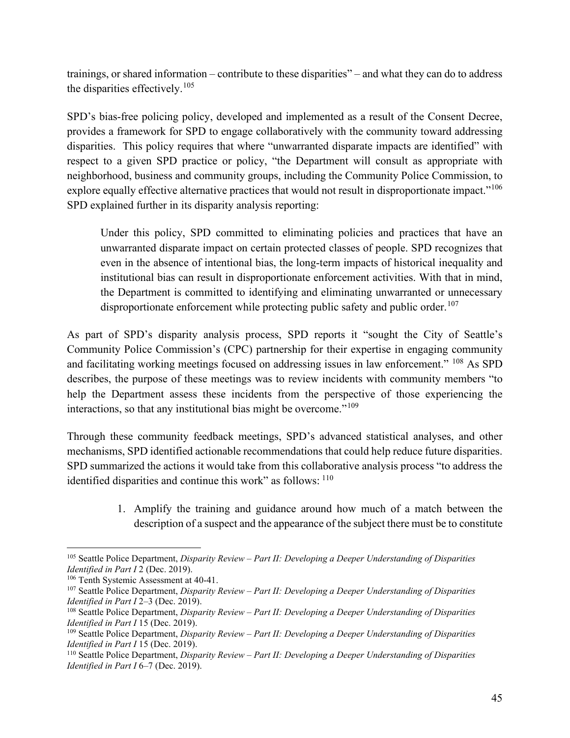trainings, or shared information – contribute to these disparities" – and what they can do to address the disparities effectively.[105]

SPD's bias-free policing policy, developed and implemented as a result of the Consent Decree, provides a framework for SPD to engage collaboratively with the community toward addressing disparities. This policy requires that where "unwarranted disparate impacts are identified" with respect to a given SPD practice or policy, "the Department will consult as appropriate with neighborhood, business and community groups, including the Community Police Commission, to explore equally effective alternative practices that would not result in disproportionate impact."[106] SPD explained further in its disparity analysis reporting:

> Under this policy, SPD committed to eliminating policies and practices that have an unwarranted disparate impact on certain protected classes of people. SPD recognizes that even in the absence of intentional bias, the long-term impacts of historical inequality and institutional bias can result in disproportionate enforcement activities. With that in mind, the Department is committed to identifying and eliminating unwarranted or unnecessary disproportionate enforcement while protecting public safety and public order.[107]

As part of SPD's disparity analysis process, SPD reports it "sought the City of Seattle's Community Police Commission's (CPC) partnership for their expertise in engaging community and facilitating working meetings focused on addressing issues in law enforcement."[108] As SPD describes, the purpose of these meetings was to review incidents with community members "to help the Department assess these incidents from the perspective of those experiencing the interactions, so that any institutional bias might be overcome."[109]

Through these community feedback meetings, SPD's advanced statistical analyses, and other mechanisms, SPD identified actionable recommendations that could help reduce future disparities. SPD summarized the actions it would take from this collaborative analysis process "to address the identified disparities and continue this work" as follows:[110]

1. Amplify the training and guidance around how much of a match between the description of a suspect and the appearance of the subject there must be to constitute

---

[105] Seattle Police Department, *Disparity Review – Part II: Developing a Deeper Understanding of Disparities Identified in Part I* 2 (Dec. 2019).

[106] Tenth Systemic Assessment at 40-41.

[107] Seattle Police Department, *Disparity Review – Part II: Developing a Deeper Understanding of Disparities Identified in Part I* 2–3 (Dec. 2019).

[108] Seattle Police Department, *Disparity Review – Part II: Developing a Deeper Understanding of Disparities Identified in Part I* 15 (Dec. 2019).

[109] Seattle Police Department, *Disparity Review – Part II: Developing a Deeper Understanding of Disparities Identified in Part I* 15 (Dec. 2019).

[110] Seattle Police Department, *Disparity Review – Part II: Developing a Deeper Understanding of Disparities Identified in Part I* 6–7 (Dec. 2019).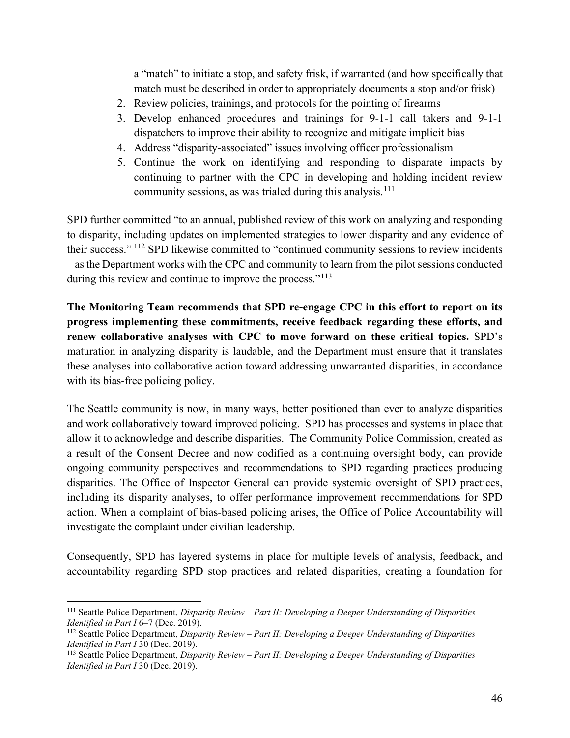a "match" to initiate a stop, and safety frisk, if warranted (and how specifically that match must be described in order to appropriately documents a stop and/or frisk)

2. Review policies, trainings, and protocols for the pointing of firearms
3. Develop enhanced procedures and trainings for 9-1-1 call takers and 9-1-1 dispatchers to improve their ability to recognize and mitigate implicit bias
4. Address "disparity-associated" issues involving officer professionalism
5. Continue the work on identifying and responding to disparate impacts by continuing to partner with the CPC in developing and holding incident review community sessions, as was trialed during this analysis.[111]

SPD further committed "to an annual, published review of this work on analyzing and responding to disparity, including updates on implemented strategies to lower disparity and any evidence of their success." [112] SPD likewise committed to "continued community sessions to review incidents – as the Department works with the CPC and community to learn from the pilot sessions conducted during this review and continue to improve the process."[113]

**The Monitoring Team recommends that SPD re-engage CPC in this effort to report on its progress implementing these commitments, receive feedback regarding these efforts, and renew collaborative analyses with CPC to move forward on these critical topics.** SPD's maturation in analyzing disparity is laudable, and the Department must ensure that it translates these analyses into collaborative action toward addressing unwarranted disparities, in accordance with its bias-free policing policy.

The Seattle community is now, in many ways, better positioned than ever to analyze disparities and work collaboratively toward improved policing. SPD has processes and systems in place that allow it to acknowledge and describe disparities. The Community Police Commission, created as a result of the Consent Decree and now codified as a continuing oversight body, can provide ongoing community perspectives and recommendations to SPD regarding practices producing disparities. The Office of Inspector General can provide systemic oversight of SPD practices, including its disparity analyses, to offer performance improvement recommendations for SPD action. When a complaint of bias-based policing arises, the Office of Police Accountability will investigate the complaint under civilian leadership.

Consequently, SPD has layered systems in place for multiple levels of analysis, feedback, and accountability regarding SPD stop practices and related disparities, creating a foundation for

---

[111] Seattle Police Department, *Disparity Review – Part II: Developing a Deeper Understanding of Disparities Identified in Part I* 6–7 (Dec. 2019).

[112] Seattle Police Department, *Disparity Review – Part II: Developing a Deeper Understanding of Disparities Identified in Part I* 30 (Dec. 2019).

[113] Seattle Police Department, *Disparity Review – Part II: Developing a Deeper Understanding of Disparities Identified in Part I* 30 (Dec. 2019).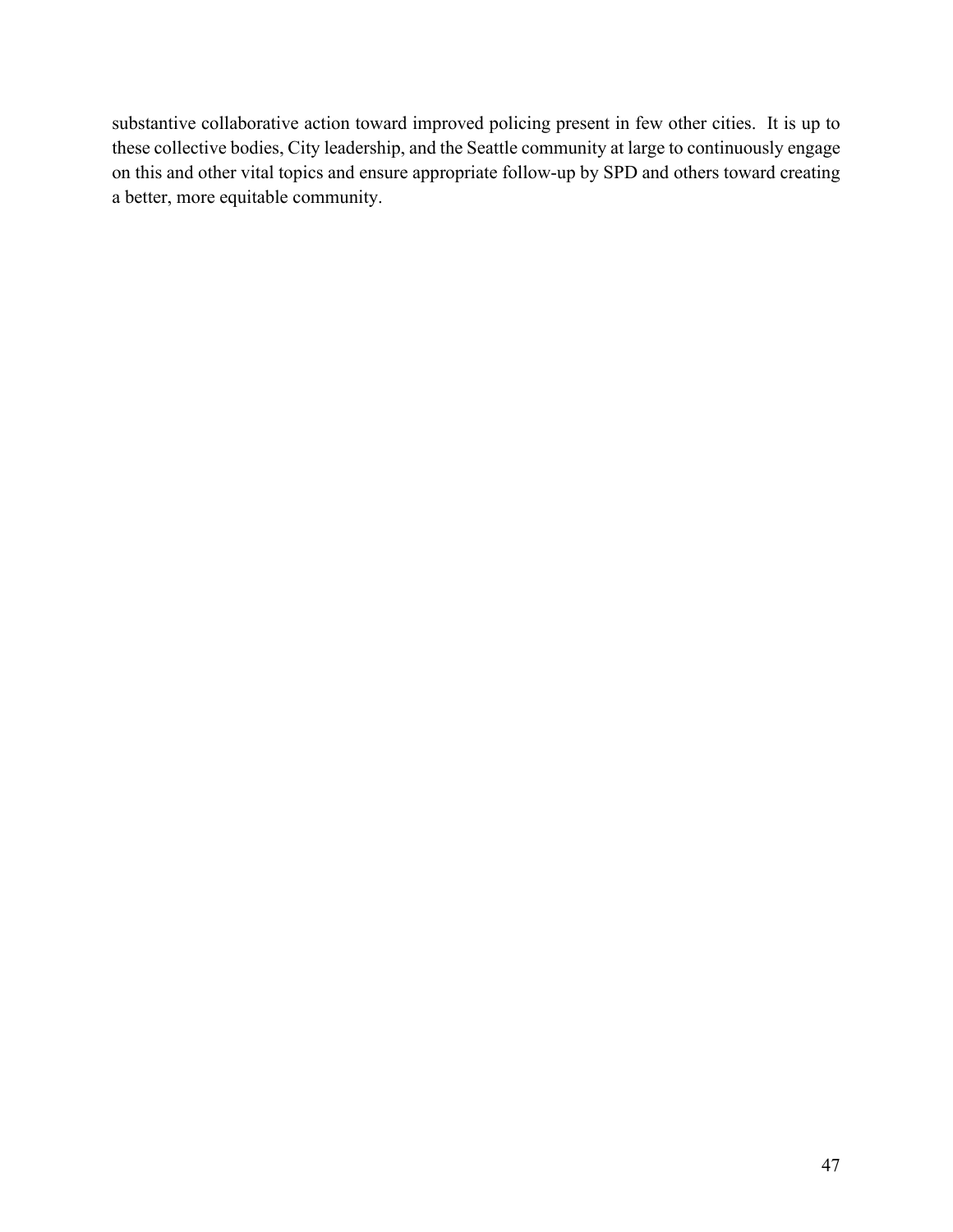substantive collaborative action toward improved policing present in few other cities. It is up to these collective bodies, City leadership, and the Seattle community at large to continuously engage on this and other vital topics and ensure appropriate follow-up by SPD and others toward creating a better, more equitable community.